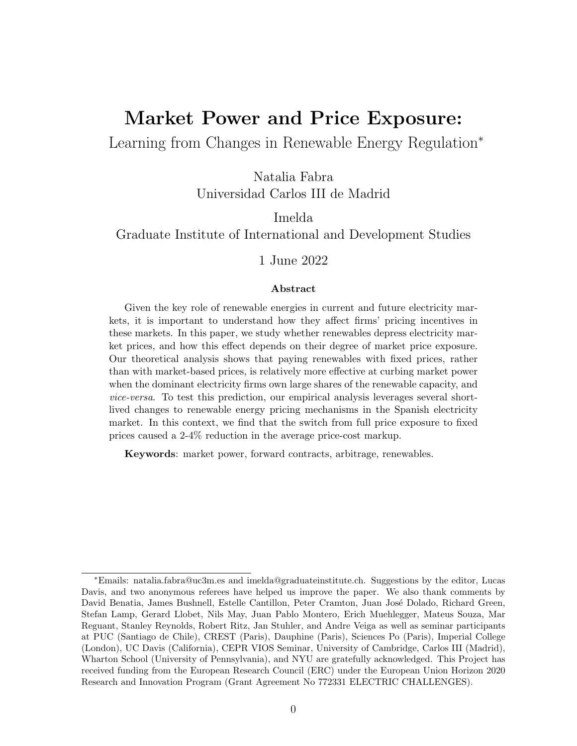# Market Power and Price Exposure:

Learning from Changes in Renewable Energy Regulation*

Natalia Fabra
Universidad Carlos III de Madrid

Imelda
Graduate Institute of International and Development Studies

1 June 2022

### Abstract

Given the key role of renewable energies in current and future electricity markets, it is important to understand how they affect firms' pricing incentives in these markets. In this paper, we study whether renewables depress electricity market prices, and how this effect depends on their degree of market price exposure. Our theoretical analysis shows that paying renewables with fixed prices, rather than with market-based prices, is relatively more effective at curbing market power when the dominant electricity firms own large shares of the renewable capacity, and *vice-versa*. To test this prediction, our empirical analysis leverages several short-lived changes to renewable energy pricing mechanisms in the Spanish electricity market. In this context, we find that the switch from full price exposure to fixed prices caused a 2-4% reduction in the average price-cost markup.

**Keywords**: market power, forward contracts, arbitrage, renewables.

*Emails: natalia.fabra@uc3m.es and imelda@graduateinstitute.ch. Suggestions by the editor, Lucas Davis, and two anonymous referees have helped us improve the paper. We also thank comments by David Benatia, James Bushnell, Estelle Cantillon, Peter Cramton, Juan José Dolado, Richard Green, Stefan Lamp, Gerard Llobet, Nils May, Juan Pablo Montero, Erich Muehlegger, Mateus Souza, Mar Reguant, Stanley Reynolds, Robert Ritz, Jan Stuhler, and Andre Veiga as well as seminar participants at PUC (Santiago de Chile), CREST (Paris), Dauphine (Paris), Sciences Po (Paris), Imperial College (London), UC Davis (California), CEPR VIOS Seminar, University of Cambridge, Carlos III (Madrid), Wharton School (University of Pennsylvania), and NYU are gratefully acknowledged. This Project has received funding from the European Research Council (ERC) under the European Union Horizon 2020 Research and Innovation Program (Grant Agreement No 772331 ELECTRIC CHALLENGES).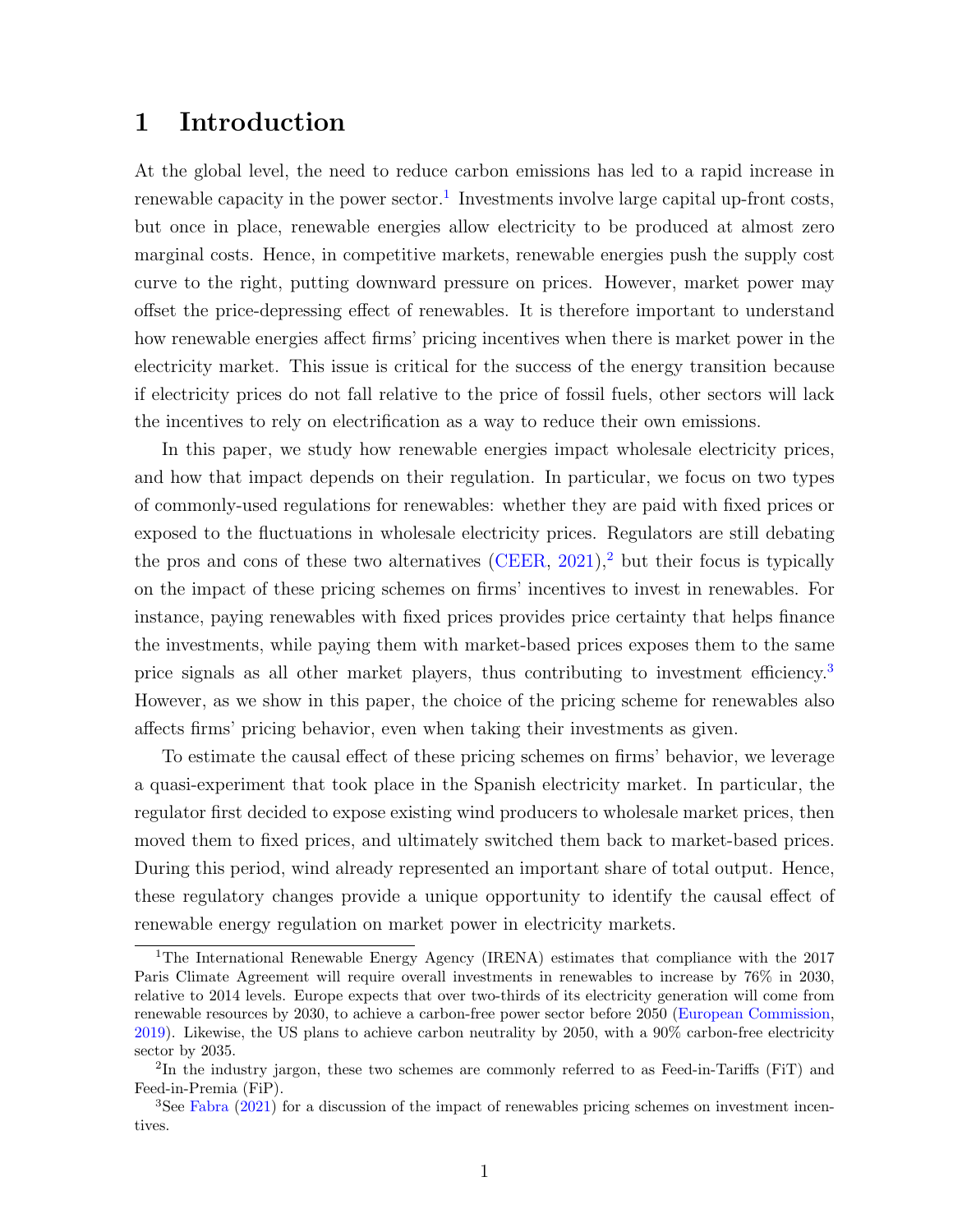# 1 Introduction

At the global level, the need to reduce carbon emissions has led to a rapid increase in renewable capacity in the power sector.[1] Investments involve large capital up-front costs, but once in place, renewable energies allow electricity to be produced at almost zero marginal costs. Hence, in competitive markets, renewable energies push the supply cost curve to the right, putting downward pressure on prices. However, market power may offset the price-depressing effect of renewables. It is therefore important to understand how renewable energies affect firms' pricing incentives when there is market power in the electricity market. This issue is critical for the success of the energy transition because if electricity prices do not fall relative to the price of fossil fuels, other sectors will lack the incentives to rely on electrification as a way to reduce their own emissions.

In this paper, we study how renewable energies impact wholesale electricity prices, and how that impact depends on their regulation. In particular, we focus on two types of commonly-used regulations for renewables: whether they are paid with fixed prices or exposed to the fluctuations in wholesale electricity prices. Regulators are still debating the pros and cons of these two alternatives (CEER, 2021),[2] but their focus is typically on the impact of these pricing schemes on firms' incentives to invest in renewables. For instance, paying renewables with fixed prices provides price certainty that helps finance the investments, while paying them with market-based prices exposes them to the same price signals as all other market players, thus contributing to investment efficiency.[3] However, as we show in this paper, the choice of the pricing scheme for renewables also affects firms' pricing behavior, even when taking their investments as given.

To estimate the causal effect of these pricing schemes on firms' behavior, we leverage a quasi-experiment that took place in the Spanish electricity market. In particular, the regulator first decided to expose existing wind producers to wholesale market prices, then moved them to fixed prices, and ultimately switched them back to market-based prices. During this period, wind already represented an important share of total output. Hence, these regulatory changes provide a unique opportunity to identify the causal effect of renewable energy regulation on market power in electricity markets.

[1] The International Renewable Energy Agency (IRENA) estimates that compliance with the 2017 Paris Climate Agreement will require overall investments in renewables to increase by 76% in 2030, relative to 2014 levels. Europe expects that over two-thirds of its electricity generation will come from renewable resources by 2030, to achieve a carbon-free power sector before 2050 (European Commission, 2019). Likewise, the US plans to achieve carbon neutrality by 2050, with a 90% carbon-free electricity sector by 2035.

[2] In the industry jargon, these two schemes are commonly referred to as Feed-in-Tariffs (FiT) and Feed-in-Premia (FiP).

[3] See Fabra (2021) for a discussion of the impact of renewables pricing schemes on investment incentives.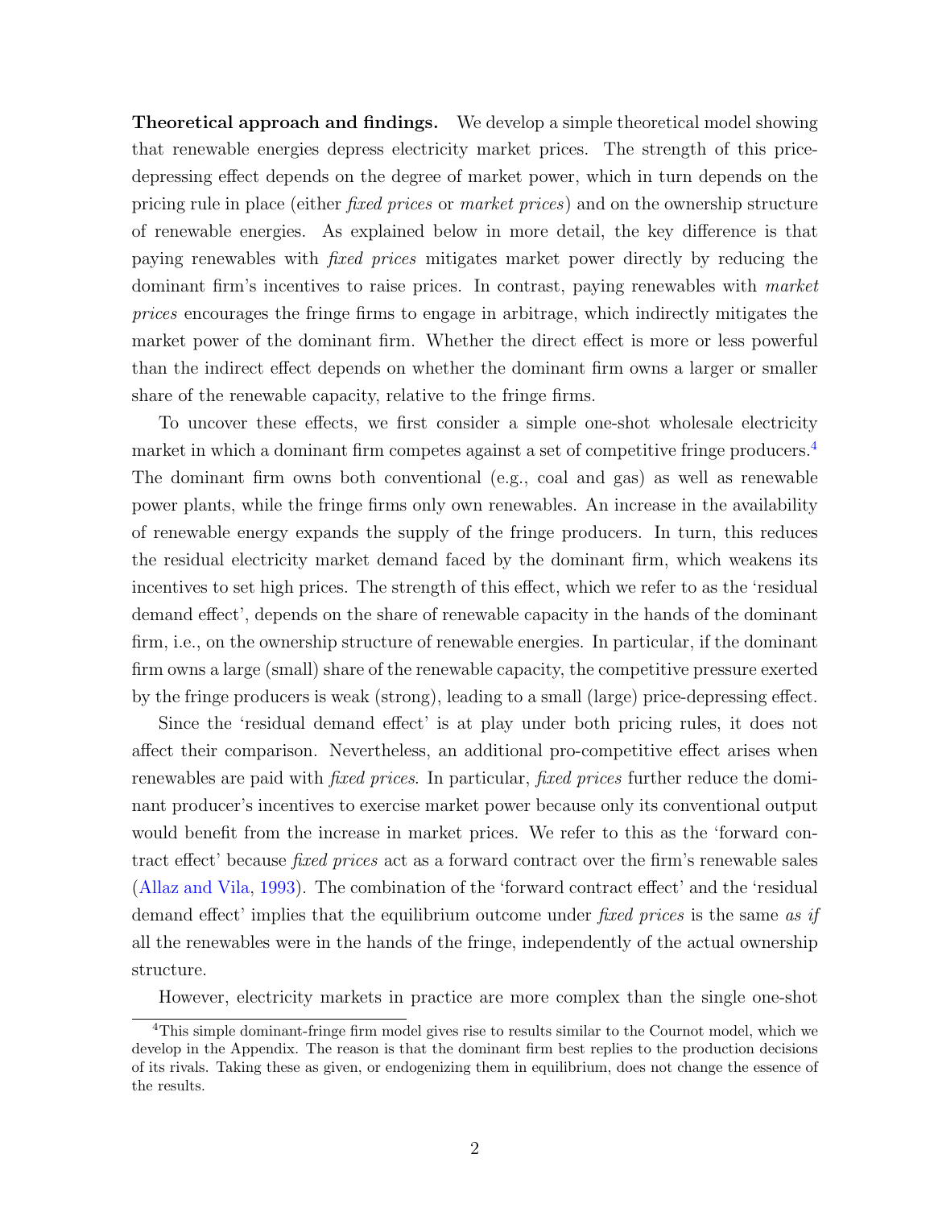**Theoretical approach and findings.** We develop a simple theoretical model showing that renewable energies depress electricity market prices. The strength of this price-depressing effect depends on the degree of market power, which in turn depends on the pricing rule in place (either *fixed prices* or *market prices*) and on the ownership structure of renewable energies. As explained below in more detail, the key difference is that paying renewables with *fixed prices* mitigates market power directly by reducing the dominant firm's incentives to raise prices. In contrast, paying renewables with *market prices* encourages the fringe firms to engage in arbitrage, which indirectly mitigates the market power of the dominant firm. Whether the direct effect is more or less powerful than the indirect effect depends on whether the dominant firm owns a larger or smaller share of the renewable capacity, relative to the fringe firms.

To uncover these effects, we first consider a simple one-shot wholesale electricity market in which a dominant firm competes against a set of competitive fringe producers.[4] The dominant firm owns both conventional (e.g., coal and gas) as well as renewable power plants, while the fringe firms only own renewables. An increase in the availability of renewable energy expands the supply of the fringe producers. In turn, this reduces the residual electricity market demand faced by the dominant firm, which weakens its incentives to set high prices. The strength of this effect, which we refer to as the 'residual demand effect', depends on the share of renewable capacity in the hands of the dominant firm, i.e., on the ownership structure of renewable energies. In particular, if the dominant firm owns a large (small) share of the renewable capacity, the competitive pressure exerted by the fringe producers is weak (strong), leading to a small (large) price-depressing effect.

Since the 'residual demand effect' is at play under both pricing rules, it does not affect their comparison. Nevertheless, an additional pro-competitive effect arises when renewables are paid with *fixed prices*. In particular, *fixed prices* further reduce the dominant producer's incentives to exercise market power because only its conventional output would benefit from the increase in market prices. We refer to this as the 'forward contract effect' because *fixed prices* act as a forward contract over the firm's renewable sales (Allaz and Vila, 1993). The combination of the 'forward contract effect' and the 'residual demand effect' implies that the equilibrium outcome under *fixed prices* is the same *as if* all the renewables were in the hands of the fringe, independently of the actual ownership structure.

However, electricity markets in practice are more complex than the single one-shot

[4] This simple dominant-fringe firm model gives rise to results similar to the Cournot model, which we develop in the Appendix. The reason is that the dominant firm best replies to the production decisions of its rivals. Taking these as given, or endogenizing them in equilibrium, does not change the essence of the results.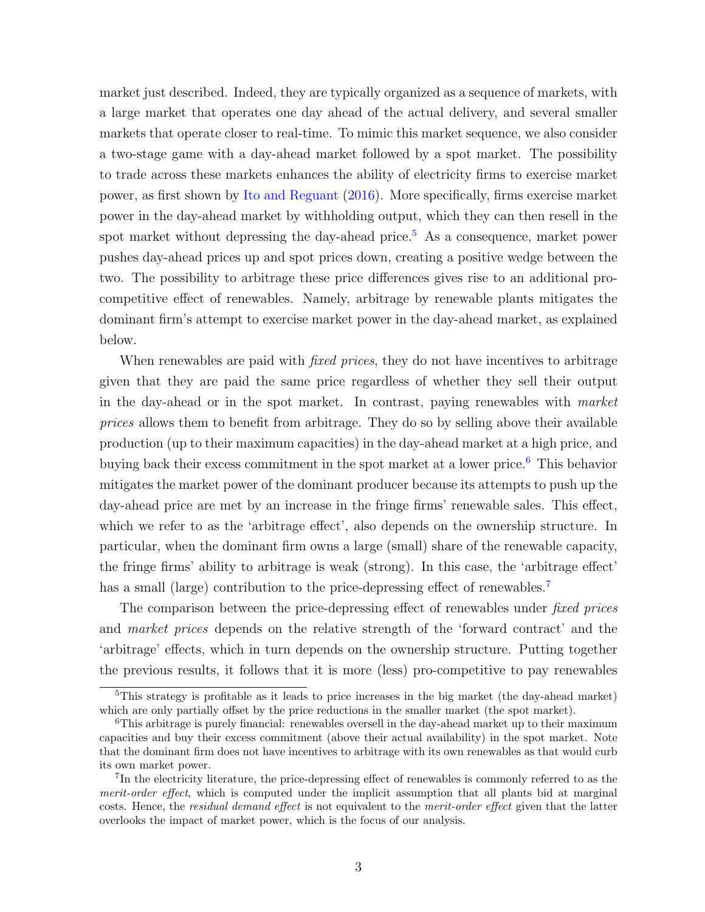market just described. Indeed, they are typically organized as a sequence of markets, with a large market that operates one day ahead of the actual delivery, and several smaller markets that operate closer to real-time. To mimic this market sequence, we also consider a two-stage game with a day-ahead market followed by a spot market. The possibility to trade across these markets enhances the ability of electricity firms to exercise market power, as first shown by Ito and Reguant (2016). More specifically, firms exercise market power in the day-ahead market by withholding output, which they can then resell in the spot market without depressing the day-ahead price.[5] As a consequence, market power pushes day-ahead prices up and spot prices down, creating a positive wedge between the two. The possibility to arbitrage these price differences gives rise to an additional pro-competitive effect of renewables. Namely, arbitrage by renewable plants mitigates the dominant firm's attempt to exercise market power in the day-ahead market, as explained below.

When renewables are paid with *fixed prices*, they do not have incentives to arbitrage given that they are paid the same price regardless of whether they sell their output in the day-ahead or in the spot market. In contrast, paying renewables with *market prices* allows them to benefit from arbitrage. They do so by selling above their available production (up to their maximum capacities) in the day-ahead market at a high price, and buying back their excess commitment in the spot market at a lower price.[6] This behavior mitigates the market power of the dominant producer because its attempts to push up the day-ahead price are met by an increase in the fringe firms' renewable sales. This effect, which we refer to as the 'arbitrage effect', also depends on the ownership structure. In particular, when the dominant firm owns a large (small) share of the renewable capacity, the fringe firms' ability to arbitrage is weak (strong). In this case, the 'arbitrage effect' has a small (large) contribution to the price-depressing effect of renewables.[7]

The comparison between the price-depressing effect of renewables under *fixed prices* and *market prices* depends on the relative strength of the 'forward contract' and the 'arbitrage' effects, which in turn depends on the ownership structure. Putting together the previous results, it follows that it is more (less) pro-competitive to pay renewables

[5] This strategy is profitable as it leads to price increases in the big market (the day-ahead market) which are only partially offset by the price reductions in the smaller market (the spot market).

[6] This arbitrage is purely financial: renewables oversell in the day-ahead market up to their maximum capacities and buy their excess commitment (above their actual availability) in the spot market. Note that the dominant firm does not have incentives to arbitrage with its own renewables as that would curb its own market power.

[7] In the electricity literature, the price-depressing effect of renewables is commonly referred to as the *merit-order effect*, which is computed under the implicit assumption that all plants bid at marginal costs. Hence, the *residual demand effect* is not equivalent to the *merit-order effect* given that the latter overlooks the impact of market power, which is the focus of our analysis.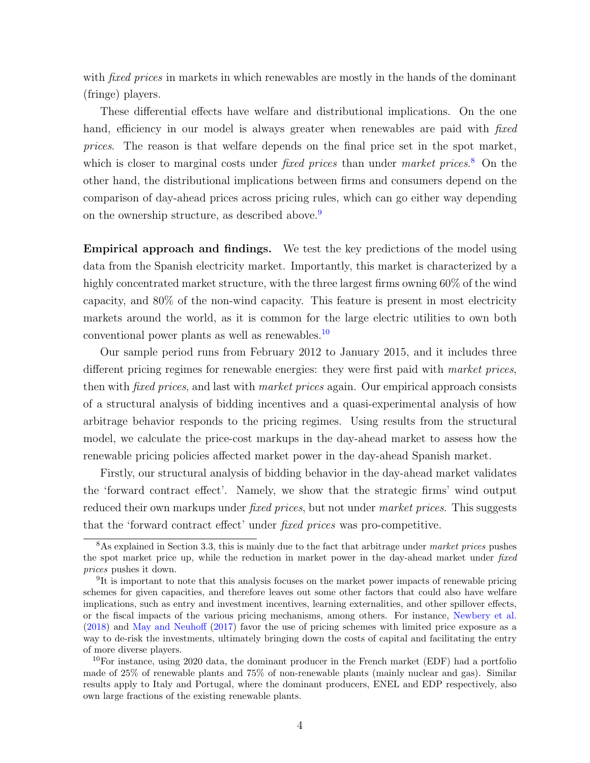with *fixed prices* in markets in which renewables are mostly in the hands of the dominant (fringe) players.

These differential effects have welfare and distributional implications. On the one hand, efficiency in our model is always greater when renewables are paid with *fixed prices*. The reason is that welfare depends on the final price set in the spot market, which is closer to marginal costs under *fixed prices* than under *market prices*.[8] On the other hand, the distributional implications between firms and consumers depend on the comparison of day-ahead prices across pricing rules, which can go either way depending on the ownership structure, as described above.[9]

**Empirical approach and findings.** We test the key predictions of the model using data from the Spanish electricity market. Importantly, this market is characterized by a highly concentrated market structure, with the three largest firms owning 60% of the wind capacity, and 80% of the non-wind capacity. This feature is present in most electricity markets around the world, as it is common for the large electric utilities to own both conventional power plants as well as renewables.[10]

Our sample period runs from February 2012 to January 2015, and it includes three different pricing regimes for renewable energies: they were first paid with *market prices*, then with *fixed prices*, and last with *market prices* again. Our empirical approach consists of a structural analysis of bidding incentives and a quasi-experimental analysis of how arbitrage behavior responds to the pricing regimes. Using results from the structural model, we calculate the price-cost markups in the day-ahead market to assess how the renewable pricing policies affected market power in the day-ahead Spanish market.

Firstly, our structural analysis of bidding behavior in the day-ahead market validates the 'forward contract effect'. Namely, we show that the strategic firms' wind output reduced their own markups under *fixed prices*, but not under *market prices*. This suggests that the 'forward contract effect' under *fixed prices* was pro-competitive.

[8]As explained in Section 3.3, this is mainly due to the fact that arbitrage under *market prices* pushes the spot market price up, while the reduction in market power in the day-ahead market under *fixed prices* pushes it down.

[9]It is important to note that this analysis focuses on the market power impacts of renewable pricing schemes for given capacities, and therefore leaves out some other factors that could also have welfare implications, such as entry and investment incentives, learning externalities, and other spillover effects, or the fiscal impacts of the various pricing mechanisms, among others. For instance, Newbery et al. (2018) and May and Neuhoff (2017) favor the use of pricing schemes with limited price exposure as a way to de-risk the investments, ultimately bringing down the costs of capital and facilitating the entry of more diverse players.

[10]For instance, using 2020 data, the dominant producer in the French market (EDF) had a portfolio made of 25% of renewable plants and 75% of non-renewable plants (mainly nuclear and gas). Similar results apply to Italy and Portugal, where the dominant producers, ENEL and EDP respectively, also own large fractions of the existing renewable plants.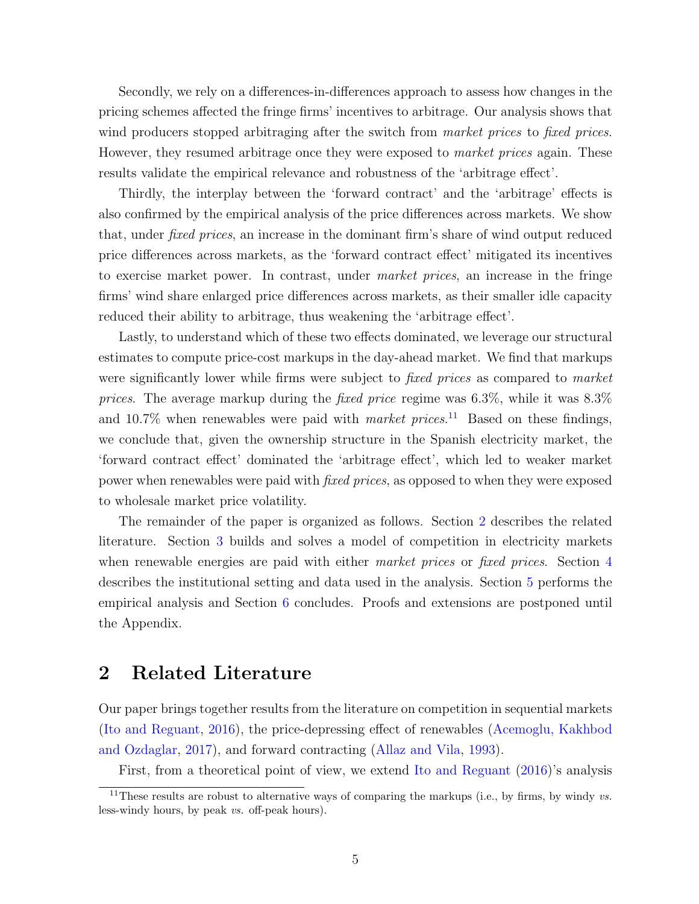Secondly, we rely on a differences-in-differences approach to assess how changes in the pricing schemes affected the fringe firms' incentives to arbitrage. Our analysis shows that wind producers stopped arbitraging after the switch from *market prices* to *fixed prices*. However, they resumed arbitrage once they were exposed to *market prices* again. These results validate the empirical relevance and robustness of the 'arbitrage effect'.

Thirdly, the interplay between the 'forward contract' and the 'arbitrage' effects is also confirmed by the empirical analysis of the price differences across markets. We show that, under *fixed prices*, an increase in the dominant firm's share of wind output reduced price differences across markets, as the 'forward contract effect' mitigated its incentives to exercise market power. In contrast, under *market prices*, an increase in the fringe firms' wind share enlarged price differences across markets, as their smaller idle capacity reduced their ability to arbitrage, thus weakening the 'arbitrage effect'.

Lastly, to understand which of these two effects dominated, we leverage our structural estimates to compute price-cost markups in the day-ahead market. We find that markups were significantly lower while firms were subject to *fixed prices* as compared to *market prices*. The average markup during the *fixed price* regime was 6.3%, while it was 8.3% and 10.7% when renewables were paid with *market prices*.[11] Based on these findings, we conclude that, given the ownership structure in the Spanish electricity market, the 'forward contract effect' dominated the 'arbitrage effect', which led to weaker market power when renewables were paid with *fixed prices*, as opposed to when they were exposed to wholesale market price volatility.

The remainder of the paper is organized as follows. Section 2 describes the related literature. Section 3 builds and solves a model of competition in electricity markets when renewable energies are paid with either *market prices* or *fixed prices*. Section 4 describes the institutional setting and data used in the analysis. Section 5 performs the empirical analysis and Section 6 concludes. Proofs and extensions are postponed until the Appendix.

## 2 Related Literature

Our paper brings together results from the literature on competition in sequential markets (Ito and Reguant, 2016), the price-depressing effect of renewables (Acemoglu, Kakhbod and Ozdaglar, 2017), and forward contracting (Allaz and Vila, 1993).

First, from a theoretical point of view, we extend Ito and Reguant (2016)'s analysis

[11] These results are robust to alternative ways of comparing the markups (i.e., by firms, by windy *vs.* less-windy hours, by peak *vs.* off-peak hours).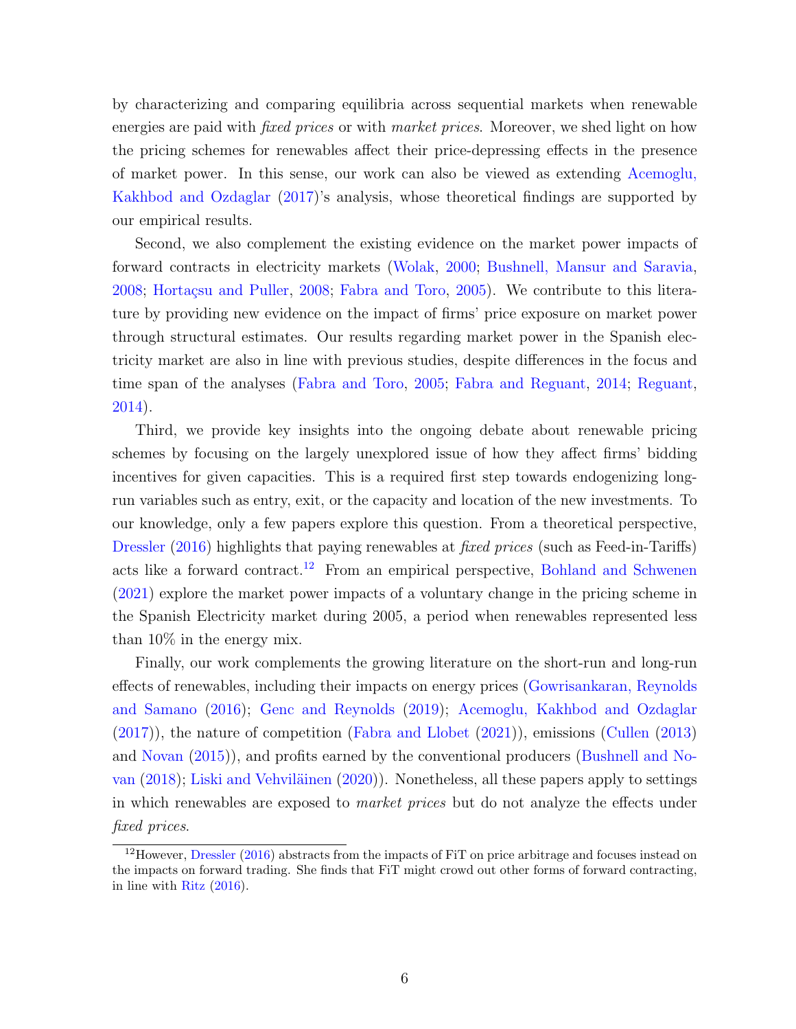by characterizing and comparing equilibria across sequential markets when renewable energies are paid with *fixed prices* or with *market prices*. Moreover, we shed light on how the pricing schemes for renewables affect their price-depressing effects in the presence of market power. In this sense, our work can also be viewed as extending Acemoglu, Kakhbod and Ozdaglar (2017)'s analysis, whose theoretical findings are supported by our empirical results.

Second, we also complement the existing evidence on the market power impacts of forward contracts in electricity markets (Wolak, 2000; Bushnell, Mansur and Saravia, 2008; Hortaçsu and Puller, 2008; Fabra and Toro, 2005). We contribute to this literature by providing new evidence on the impact of firms' price exposure on market power through structural estimates. Our results regarding market power in the Spanish electricity market are also in line with previous studies, despite differences in the focus and time span of the analyses (Fabra and Toro, 2005; Fabra and Reguant, 2014; Reguant, 2014).

Third, we provide key insights into the ongoing debate about renewable pricing schemes by focusing on the largely unexplored issue of how they affect firms' bidding incentives for given capacities. This is a required first step towards endogenizing long-run variables such as entry, exit, or the capacity and location of the new investments. To our knowledge, only a few papers explore this question. From a theoretical perspective, Dressler (2016) highlights that paying renewables at *fixed prices* (such as Feed-in-Tariffs) acts like a forward contract.[12] From an empirical perspective, Bohland and Schwenen (2021) explore the market power impacts of a voluntary change in the pricing scheme in the Spanish Electricity market during 2005, a period when renewables represented less than 10% in the energy mix.

Finally, our work complements the growing literature on the short-run and long-run effects of renewables, including their impacts on energy prices (Gowrisankaran, Reynolds and Samano (2016); Genc and Reynolds (2019); Acemoglu, Kakhbod and Ozdaglar (2017)), the nature of competition (Fabra and Llobet (2021)), emissions (Cullen (2013) and Novan (2015)), and profits earned by the conventional producers (Bushnell and Novan (2018); Liski and Vehviläinen (2020)). Nonetheless, all these papers apply to settings in which renewables are exposed to *market prices* but do not analyze the effects under *fixed prices*.

[12] However, Dressler (2016) abstracts from the impacts of FiT on price arbitrage and focuses instead on the impacts on forward trading. She finds that FiT might crowd out other forms of forward contracting, in line with Ritz (2016).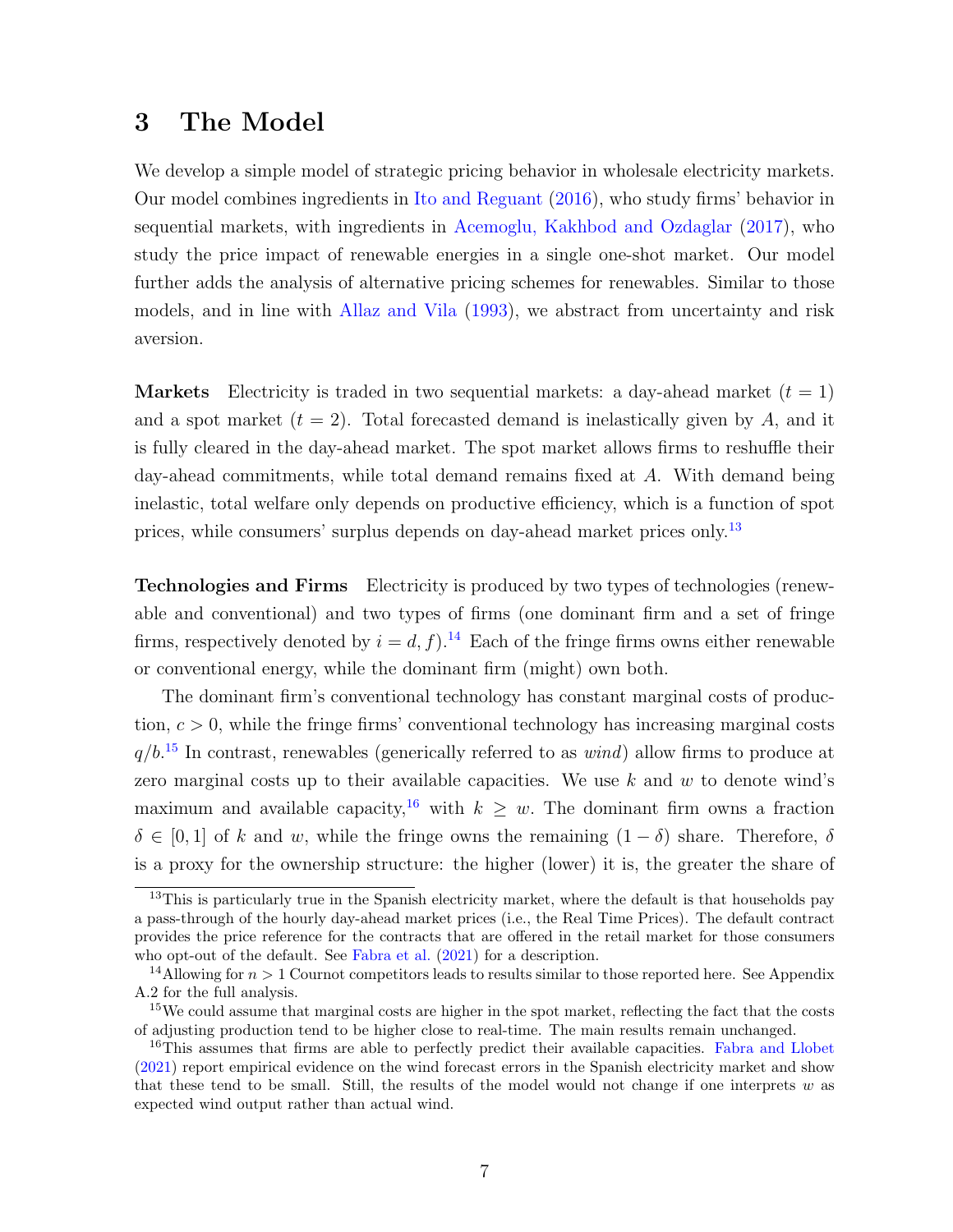# 3 The Model

We develop a simple model of strategic pricing behavior in wholesale electricity markets. Our model combines ingredients in Ito and Reguant (2016), who study firms' behavior in sequential markets, with ingredients in Acemoglu, Kakhbod and Ozdaglar (2017), who study the price impact of renewable energies in a single one-shot market. Our model further adds the analysis of alternative pricing schemes for renewables. Similar to those models, and in line with Allaz and Vila (1993), we abstract from uncertainty and risk aversion.

**Markets** Electricity is traded in two sequential markets: a day-ahead market ($t = 1$) and a spot market ($t = 2$). Total forecasted demand is inelastically given by $A$, and it is fully cleared in the day-ahead market. The spot market allows firms to reshuffle their day-ahead commitments, while total demand remains fixed at $A$. With demand being inelastic, total welfare only depends on productive efficiency, which is a function of spot prices, while consumers' surplus depends on day-ahead market prices only.[13]

**Technologies and Firms** Electricity is produced by two types of technologies (renewable and conventional) and two types of firms (one dominant firm and a set of fringe firms, respectively denoted by $i = d, f$).[14] Each of the fringe firms owns either renewable or conventional energy, while the dominant firm (might) own both.

The dominant firm's conventional technology has constant marginal costs of production, $c > 0$, while the fringe firms' conventional technology has increasing marginal costs $q/b$.[15] In contrast, renewables (generically referred to as *wind*) allow firms to produce at zero marginal costs up to their available capacities. We use $k$ and $w$ to denote wind's maximum and available capacity,[16] with $k \geq w$. The dominant firm owns a fraction $\delta \in [0, 1]$ of $k$ and $w$, while the fringe owns the remaining $(1 - \delta)$ share. Therefore, $\delta$ is a proxy for the ownership structure: the higher (lower) it is, the greater the share of

---

[13] This is particularly true in the Spanish electricity market, where the default is that households pay a pass-through of the hourly day-ahead market prices (i.e., the Real Time Prices). The default contract provides the price reference for the contracts that are offered in the retail market for those consumers who opt-out of the default. See Fabra et al. (2021) for a description.

[14] Allowing for $n > 1$ Cournot competitors leads to results similar to those reported here. See Appendix A.2 for the full analysis.

[15] We could assume that marginal costs are higher in the spot market, reflecting the fact that the costs of adjusting production tend to be higher close to real-time. The main results remain unchanged.

[16] This assumes that firms are able to perfectly predict their available capacities. Fabra and Llobet (2021) report empirical evidence on the wind forecast errors in the Spanish electricity market and show that these tend to be small. Still, the results of the model would not change if one interprets $w$ as expected wind output rather than actual wind.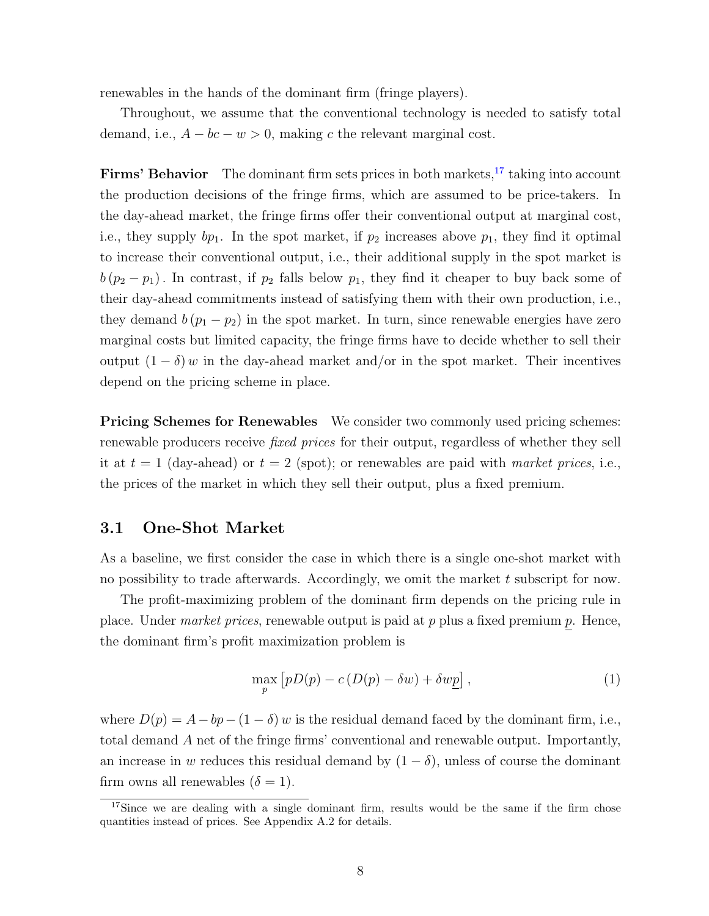renewables in the hands of the dominant firm (fringe players).

Throughout, we assume that the conventional technology is needed to satisfy total demand, i.e., $A - bc - w > 0$, making $c$ the relevant marginal cost.

**Firms' Behavior** The dominant firm sets prices in both markets,[17] taking into account the production decisions of the fringe firms, which are assumed to be price-takers. In the day-ahead market, the fringe firms offer their conventional output at marginal cost, i.e., they supply $bp_1$. In the spot market, if $p_2$ increases above $p_1$, they find it optimal to increase their conventional output, i.e., their additional supply in the spot market is $b(p_2 - p_1)$. In contrast, if $p_2$ falls below $p_1$, they find it cheaper to buy back some of their day-ahead commitments instead of satisfying them with their own production, i.e., they demand $b(p_1 - p_2)$ in the spot market. In turn, since renewable energies have zero marginal costs but limited capacity, the fringe firms have to decide whether to sell their output $(1 - \delta) w$ in the day-ahead market and/or in the spot market. Their incentives depend on the pricing scheme in place.

**Pricing Schemes for Renewables** We consider two commonly used pricing schemes: renewable producers receive *fixed prices* for their output, regardless of whether they sell it at $t = 1$ (day-ahead) or $t = 2$ (spot); or renewables are paid with *market prices*, i.e., the prices of the market in which they sell their output, plus a fixed premium.

## 3.1 One-Shot Market

As a baseline, we first consider the case in which there is a single one-shot market with no possibility to trade afterwards. Accordingly, we omit the market $t$ subscript for now.

The profit-maximizing problem of the dominant firm depends on the pricing rule in place. Under *market prices*, renewable output is paid at $p$ plus a fixed premium $\underline{p}$. Hence, the dominant firm's profit maximization problem is

$$\max_{p} \left[ pD(p) - c\left(D(p) - \delta w\right) + \delta w \underline{p} \right], \tag{1}$$

where $D(p) = A - bp - (1 - \delta) w$ is the residual demand faced by the dominant firm, i.e., total demand $A$ net of the fringe firms' conventional and renewable output. Importantly, an increase in $w$ reduces this residual demand by $(1 - \delta)$, unless of course the dominant firm owns all renewables ($\delta = 1$).

[17] Since we are dealing with a single dominant firm, results would be the same if the firm chose quantities instead of prices. See Appendix A.2 for details.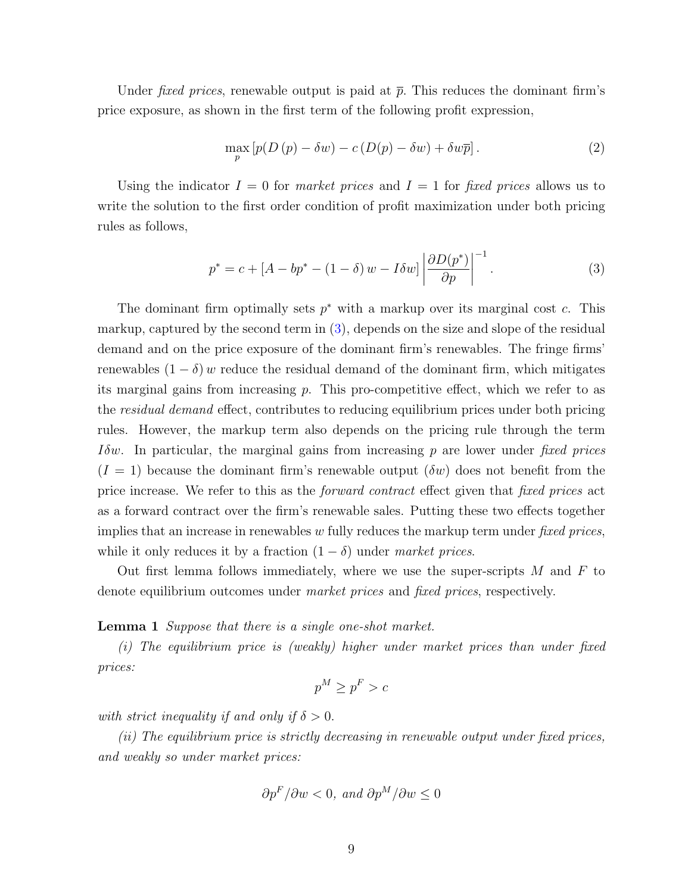Under *fixed prices*, renewable output is paid at $\overline{p}$. This reduces the dominant firm's price exposure, as shown in the first term of the following profit expression,

$$\max_{p} \left[ p(D(p) - \delta w) - c(D(p) - \delta w) + \delta w \overline{p} \right]. \tag{2}$$

Using the indicator $I = 0$ for *market prices* and $I = 1$ for *fixed prices* allows us to write the solution to the first order condition of profit maximization under both pricing rules as follows,

$$p^* = c + \left[ A - bp^* - (1-\delta) w - I\delta w \right] \left| \frac{\partial D(p^*)}{\partial p} \right|^{-1}. \tag{3}$$

The dominant firm optimally sets $p^*$ with a markup over its marginal cost $c$. This markup, captured by the second term in (3), depends on the size and slope of the residual demand and on the price exposure of the dominant firm's renewables. The fringe firms' renewables $(1-\delta) w$ reduce the residual demand of the dominant firm, which mitigates its marginal gains from increasing $p$. This pro-competitive effect, which we refer to as the *residual demand* effect, contributes to reducing equilibrium prices under both pricing rules. However, the markup term also depends on the pricing rule through the term $I\delta w$. In particular, the marginal gains from increasing $p$ are lower under *fixed prices* $(I = 1)$ because the dominant firm's renewable output $(\delta w)$ does not benefit from the price increase. We refer to this as the *forward contract* effect given that *fixed prices* act as a forward contract over the firm's renewable sales. Putting these two effects together implies that an increase in renewables $w$ fully reduces the markup term under *fixed prices*, while it only reduces it by a fraction $(1-\delta)$ under *market prices*.

Out first lemma follows immediately, where we use the super-scripts $M$ and $F$ to denote equilibrium outcomes under *market prices* and *fixed prices*, respectively.

**Lemma 1** *Suppose that there is a single one-shot market.*

*(i) The equilibrium price is (weakly) higher under market prices than under fixed prices:*

$$p^M \geq p^F > c$$

*with strict inequality if and only if $\delta > 0$.*

*(ii) The equilibrium price is strictly decreasing in renewable output under fixed prices, and weakly so under market prices:*

$$\partial p^F / \partial w < 0, \text{ and } \partial p^M / \partial w \leq 0$$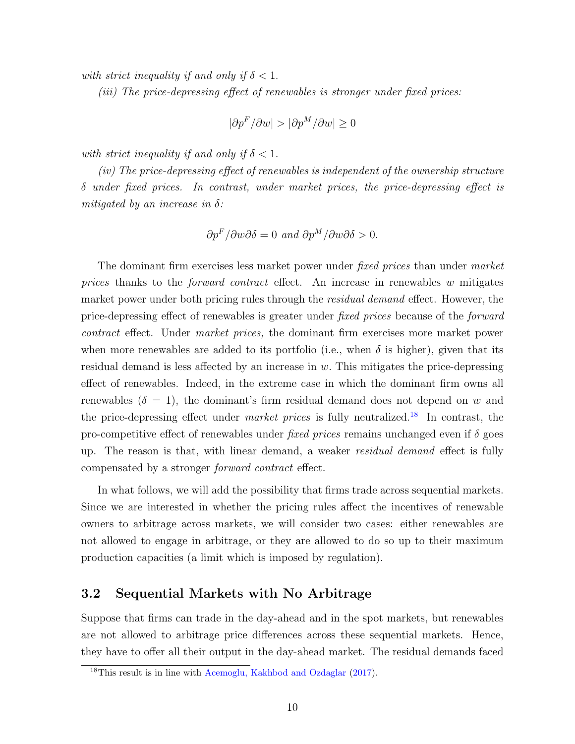*with strict inequality if and only if $\delta < 1$.*

*(iii) The price-depressing effect of renewables is stronger under fixed prices:*

$$|\partial p^F/\partial w| > |\partial p^M/\partial w| \geq 0$$

*with strict inequality if and only if $\delta < 1$.*

*(iv) The price-depressing effect of renewables is independent of the ownership structure $\delta$ under fixed prices. In contrast, under market prices, the price-depressing effect is mitigated by an increase in $\delta$:*

$$\partial p^F/\partial w \partial \delta = 0 \text{ and } \partial p^M/\partial w \partial \delta > 0.$$

The dominant firm exercises less market power under *fixed prices* than under *market prices* thanks to the *forward contract* effect. An increase in renewables $w$ mitigates market power under both pricing rules through the *residual demand* effect. However, the price-depressing effect of renewables is greater under *fixed prices* because of the *forward contract* effect. Under *market prices,* the dominant firm exercises more market power when more renewables are added to its portfolio (i.e., when $\delta$ is higher), given that its residual demand is less affected by an increase in $w$. This mitigates the price-depressing effect of renewables. Indeed, in the extreme case in which the dominant firm owns all renewables ($\delta = 1$), the dominant's firm residual demand does not depend on $w$ and the price-depressing effect under *market prices* is fully neutralized.[18] In contrast, the pro-competitive effect of renewables under *fixed prices* remains unchanged even if $\delta$ goes up. The reason is that, with linear demand, a weaker *residual demand* effect is fully compensated by a stronger *forward contract* effect.

In what follows, we will add the possibility that firms trade across sequential markets. Since we are interested in whether the pricing rules affect the incentives of renewable owners to arbitrage across markets, we will consider two cases: either renewables are not allowed to engage in arbitrage, or they are allowed to do so up to their maximum production capacities (a limit which is imposed by regulation).

## 3.2 Sequential Markets with No Arbitrage

Suppose that firms can trade in the day-ahead and in the spot markets, but renewables are not allowed to arbitrage price differences across these sequential markets. Hence, they have to offer all their output in the day-ahead market. The residual demands faced

[18] This result is in line with Acemoglu, Kakhbod and Ozdaglar (2017).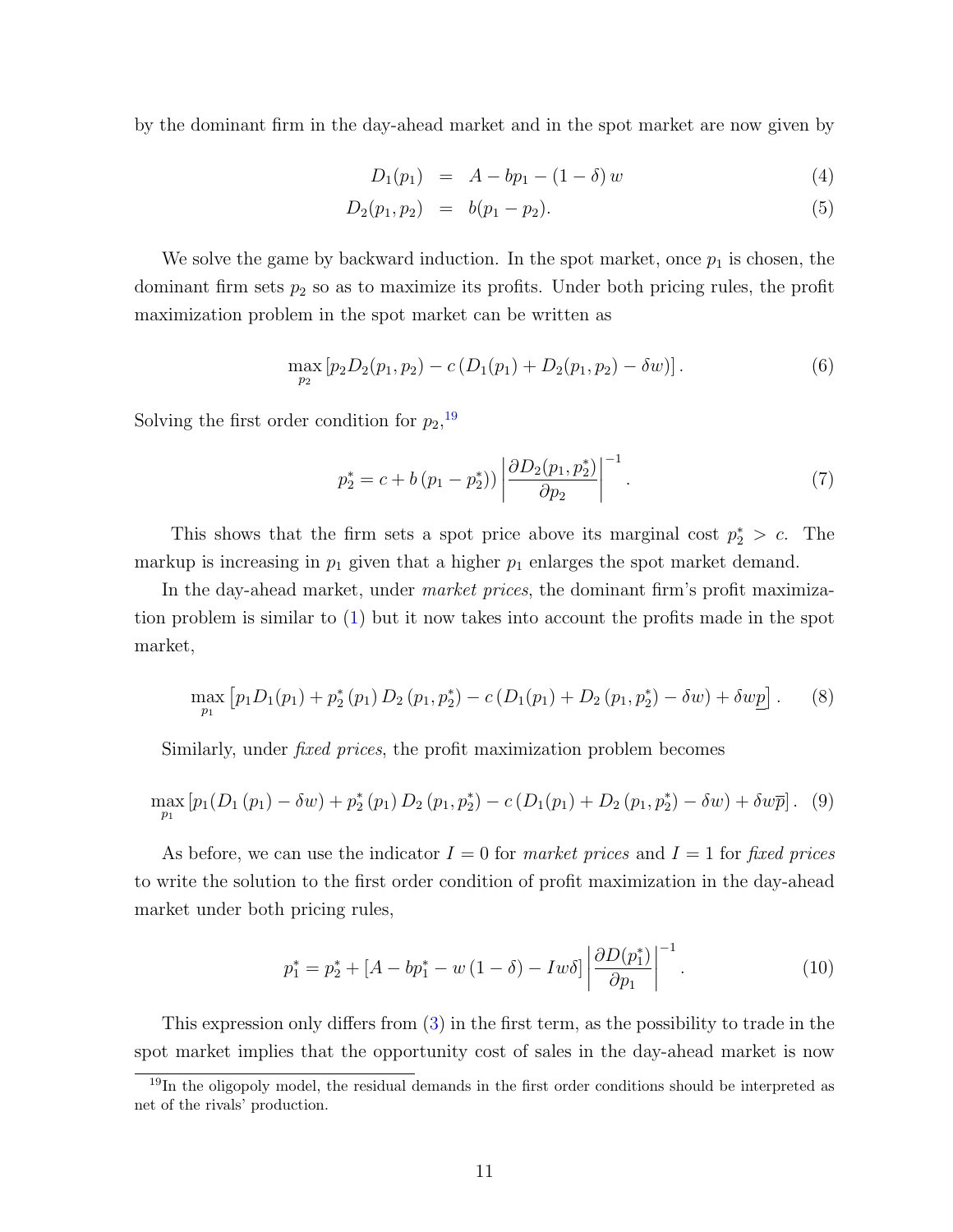by the dominant firm in the day-ahead market and in the spot market are now given by

$$
\begin{aligned}
D_1(p_1) &= A - bp_1 - (1-\delta)\, w && (4)\\
D_2(p_1, p_2) &= b(p_1 - p_2). && (5)
\end{aligned}
$$

We solve the game by backward induction. In the spot market, once $p_1$ is chosen, the dominant firm sets $p_2$ so as to maximize its profits. Under both pricing rules, the profit maximization problem in the spot market can be written as

$$
\max_{p_2} \left[ p_2 D_2(p_1, p_2) - c\left(D_1(p_1) + D_2(p_1, p_2) - \delta w\right)\right]. \tag{6}
$$

Solving the first order condition for $p_2$,[19]

$$
p_2^* = c + b\left(p_1 - p_2^*\right)\left|\frac{\partial D_2(p_1, p_2^*)}{\partial p_2}\right|^{-1}. \tag{7}
$$

This shows that the firm sets a spot price above its marginal cost $p_2^* > c$. The markup is increasing in $p_1$ given that a higher $p_1$ enlarges the spot market demand.

In the day-ahead market, under *market prices*, the dominant firm's profit maximization problem is similar to (1) but it now takes into account the profits made in the spot market,

$$
\max_{p_1} \left[ p_1 D_1(p_1) + p_2^*\left(p_1\right) D_2\left(p_1, p_2^*\right) - c\left(D_1(p_1) + D_2\left(p_1, p_2^*\right) - \delta w\right) + \delta w \underline{p}\right]. \tag{8}
$$

Similarly, under *fixed prices*, the profit maximization problem becomes

$$
\max_{p_1} \left[ p_1(D_1\left(p_1\right) - \delta w) + p_2^*\left(p_1\right) D_2\left(p_1, p_2^*\right) - c\left(D_1(p_1) + D_2\left(p_1, p_2^*\right) - \delta w\right) + \delta w \overline{p}\right]. \tag{9}
$$

As before, we can use the indicator $I = 0$ for *market prices* and $I = 1$ for *fixed prices* to write the solution to the first order condition of profit maximization in the day-ahead market under both pricing rules,

$$
p_1^* = p_2^* + \left[A - bp_1^* - w\left(1-\delta\right) - Iw\delta\right]\left|\frac{\partial D(p_1^*)}{\partial p_1}\right|^{-1}. \tag{10}
$$

This expression only differs from (3) in the first term, as the possibility to trade in the spot market implies that the opportunity cost of sales in the day-ahead market is now

[19] In the oligopoly model, the residual demands in the first order conditions should be interpreted as net of the rivals' production.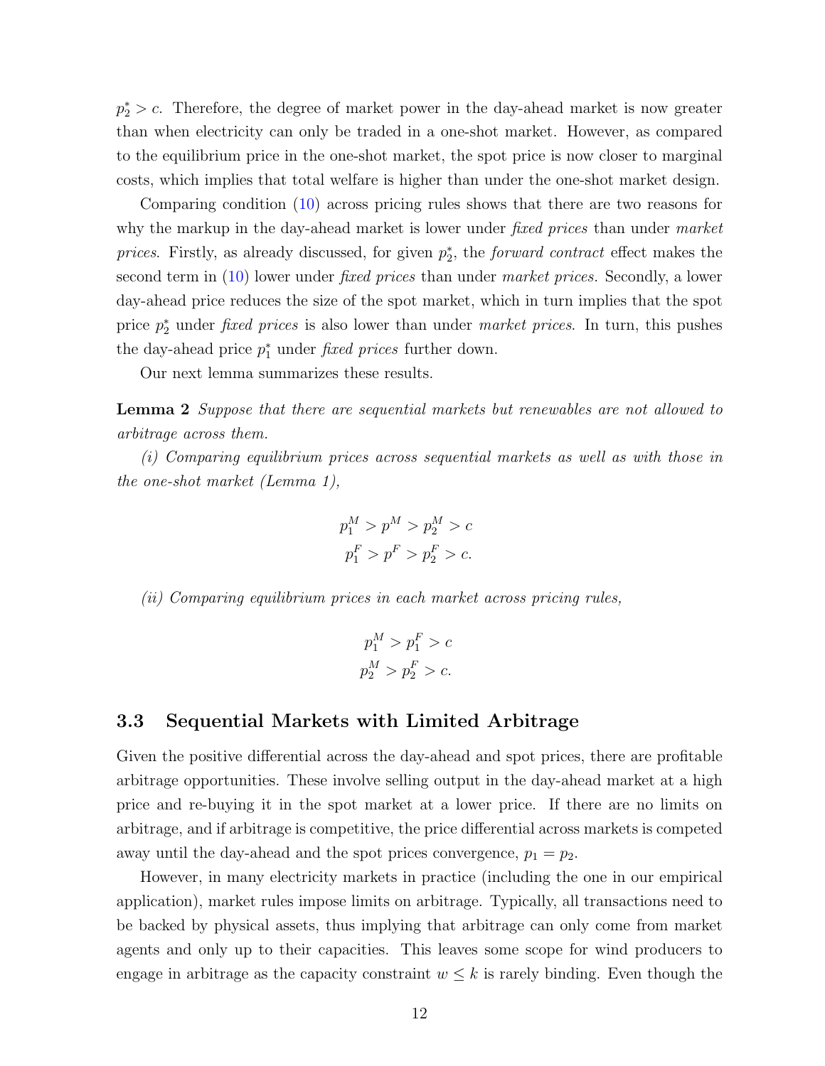$p_2^* > c$. Therefore, the degree of market power in the day-ahead market is now greater than when electricity can only be traded in a one-shot market. However, as compared to the equilibrium price in the one-shot market, the spot price is now closer to marginal costs, which implies that total welfare is higher than under the one-shot market design.

Comparing condition (10) across pricing rules shows that there are two reasons for why the markup in the day-ahead market is lower under *fixed prices* than under *market prices*. Firstly, as already discussed, for given $p_2^*$, the *forward contract* effect makes the second term in (10) lower under *fixed prices* than under *market prices.* Secondly, a lower day-ahead price reduces the size of the spot market, which in turn implies that the spot price $p_2^*$ under *fixed prices* is also lower than under *market prices*. In turn, this pushes the day-ahead price $p_1^*$ under *fixed prices* further down.

Our next lemma summarizes these results.

**Lemma 2** *Suppose that there are sequential markets but renewables are not allowed to arbitrage across them.*

*(i) Comparing equilibrium prices across sequential markets as well as with those in the one-shot market (Lemma 1),*

$$p_1^M > p^M > p_2^M > c$$
$$p_1^F > p^F > p_2^F > c.$$

*(ii) Comparing equilibrium prices in each market across pricing rules,*

$$p_1^M > p_1^F > c$$
$$p_2^M > p_2^F > c.$$

## 3.3 Sequential Markets with Limited Arbitrage

Given the positive differential across the day-ahead and spot prices, there are profitable arbitrage opportunities. These involve selling output in the day-ahead market at a high price and re-buying it in the spot market at a lower price. If there are no limits on arbitrage, and if arbitrage is competitive, the price differential across markets is competed away until the day-ahead and the spot prices convergence, $p_1 = p_2$.

However, in many electricity markets in practice (including the one in our empirical application), market rules impose limits on arbitrage. Typically, all transactions need to be backed by physical assets, thus implying that arbitrage can only come from market agents and only up to their capacities. This leaves some scope for wind producers to engage in arbitrage as the capacity constraint $w \leq k$ is rarely binding. Even though the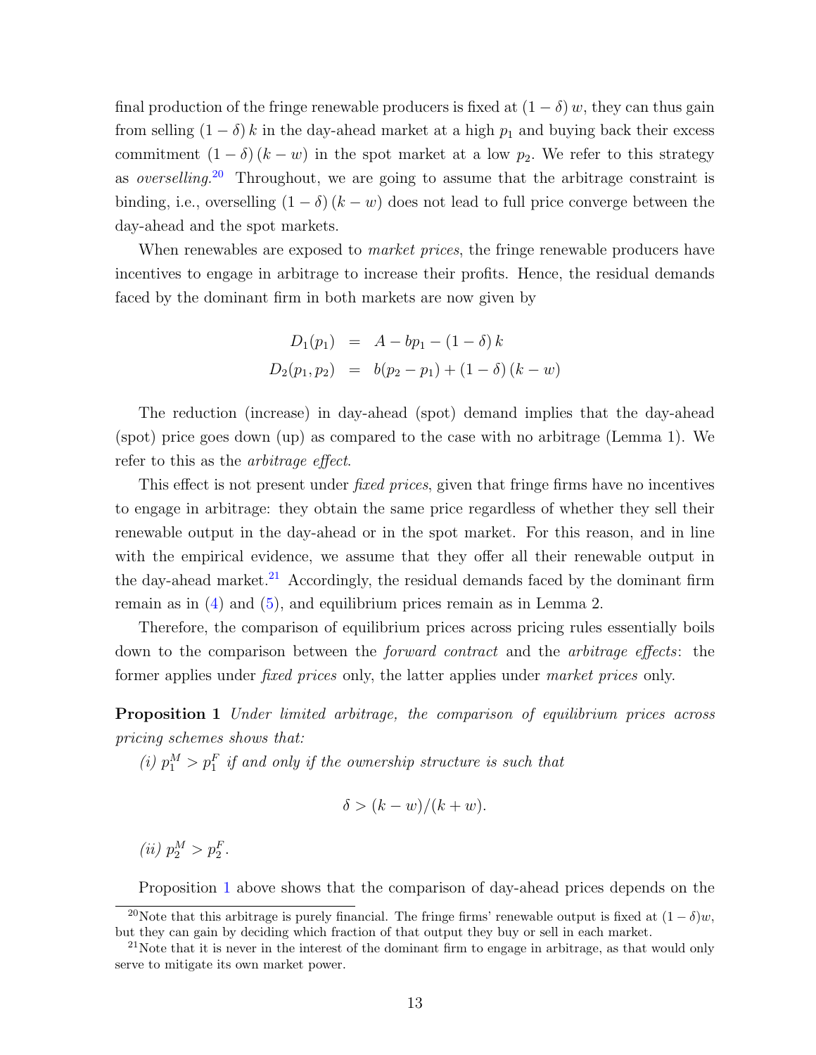final production of the fringe renewable producers is fixed at $(1-\delta)\,w$, they can thus gain from selling $(1-\delta)\,k$ in the day-ahead market at a high $p_1$ and buying back their excess commitment $(1-\delta)\,(k-w)$ in the spot market at a low $p_2$. We refer to this strategy as *overselling*.[20] Throughout, we are going to assume that the arbitrage constraint is binding, i.e., overselling $(1-\delta)\,(k-w)$ does not lead to full price converge between the day-ahead and the spot markets.

When renewables are exposed to *market prices*, the fringe renewable producers have incentives to engage in arbitrage to increase their profits. Hence, the residual demands faced by the dominant firm in both markets are now given by

$$
\begin{aligned}
D_1(p_1) &= A - bp_1 - (1-\delta)\,k \\
D_2(p_1, p_2) &= b(p_2 - p_1) + (1-\delta)\,(k-w)
\end{aligned}
$$

The reduction (increase) in day-ahead (spot) demand implies that the day-ahead (spot) price goes down (up) as compared to the case with no arbitrage (Lemma 1). We refer to this as the *arbitrage effect*.

This effect is not present under *fixed prices*, given that fringe firms have no incentives to engage in arbitrage: they obtain the same price regardless of whether they sell their renewable output in the day-ahead or in the spot market. For this reason, and in line with the empirical evidence, we assume that they offer all their renewable output in the day-ahead market.[21] Accordingly, the residual demands faced by the dominant firm remain as in (4) and (5), and equilibrium prices remain as in Lemma 2.

Therefore, the comparison of equilibrium prices across pricing rules essentially boils down to the comparison between the *forward contract* and the *arbitrage effects*: the former applies under *fixed prices* only, the latter applies under *market prices* only.

**Proposition 1** *Under limited arbitrage, the comparison of equilibrium prices across pricing schemes shows that:*

*(i)* $p_1^M > p_1^F$ *if and only if the ownership structure is such that*

$$\delta > (k-w)/(k+w).$$

*(ii)* $p_2^M > p_2^F$.

Proposition 1 above shows that the comparison of day-ahead prices depends on the

[20] Note that this arbitrage is purely financial. The fringe firms' renewable output is fixed at $(1-\delta)w$, but they can gain by deciding which fraction of that output they buy or sell in each market.

[21] Note that it is never in the interest of the dominant firm to engage in arbitrage, as that would only serve to mitigate its own market power.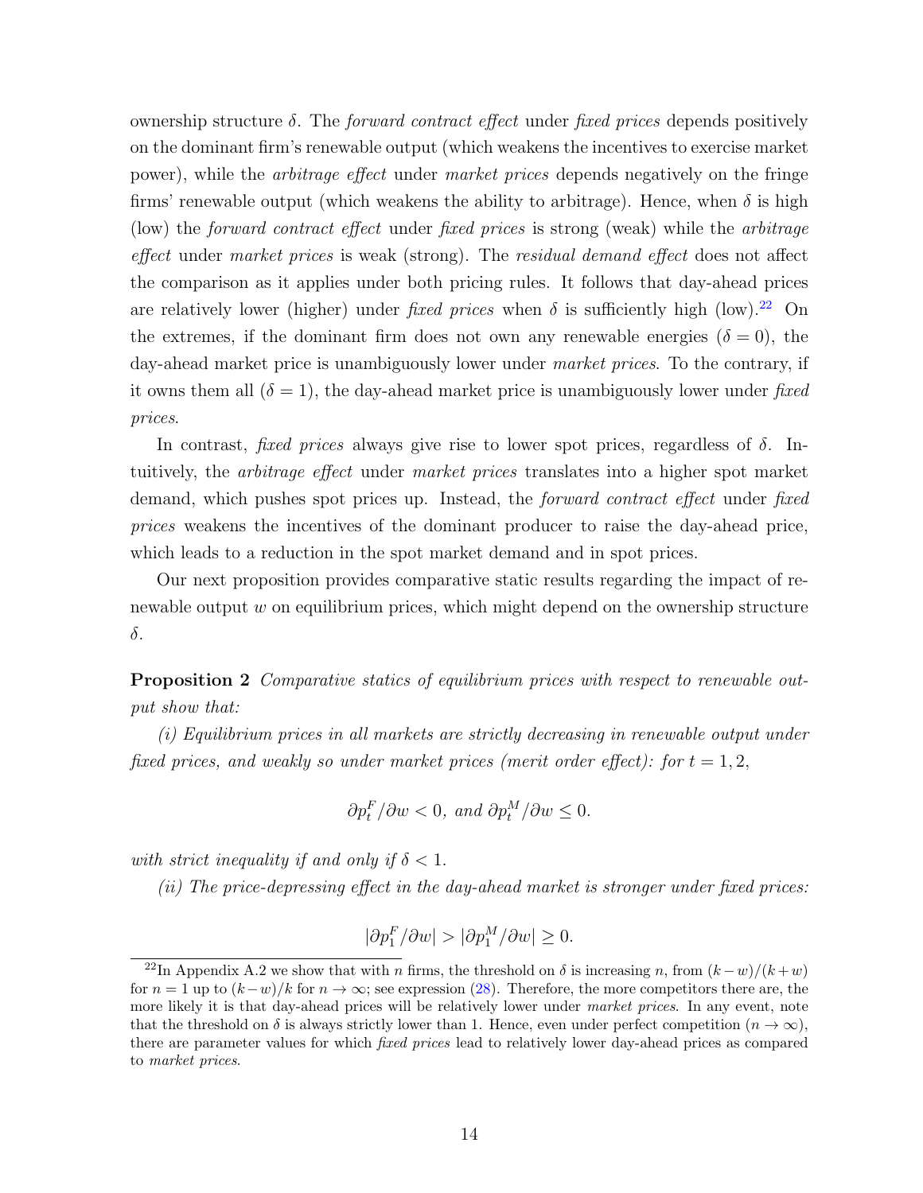ownership structure $\delta$. The *forward contract effect* under *fixed prices* depends positively on the dominant firm's renewable output (which weakens the incentives to exercise market power), while the *arbitrage effect* under *market prices* depends negatively on the fringe firms' renewable output (which weakens the ability to arbitrage). Hence, when $\delta$ is high (low) the *forward contract effect* under *fixed prices* is strong (weak) while the *arbitrage effect* under *market prices* is weak (strong). The *residual demand effect* does not affect the comparison as it applies under both pricing rules. It follows that day-ahead prices are relatively lower (higher) under *fixed prices* when $\delta$ is sufficiently high (low).[22] On the extremes, if the dominant firm does not own any renewable energies ($\delta = 0$), the day-ahead market price is unambiguously lower under *market prices*. To the contrary, if it owns them all ($\delta = 1$), the day-ahead market price is unambiguously lower under *fixed prices*.

In contrast, *fixed prices* always give rise to lower spot prices, regardless of $\delta$. Intuitively, the *arbitrage effect* under *market prices* translates into a higher spot market demand, which pushes spot prices up. Instead, the *forward contract effect* under *fixed prices* weakens the incentives of the dominant producer to raise the day-ahead price, which leads to a reduction in the spot market demand and in spot prices.

Our next proposition provides comparative static results regarding the impact of renewable output $w$ on equilibrium prices, which might depend on the ownership structure $\delta$.

**Proposition 2** *Comparative statics of equilibrium prices with respect to renewable output show that:*

*(i) Equilibrium prices in all markets are strictly decreasing in renewable output under fixed prices, and weakly so under market prices (merit order effect): for $t = 1, 2$,*

$$\partial p_t^F / \partial w < 0, \text{ and } \partial p_t^M / \partial w \leq 0.$$

*with strict inequality if and only if $\delta < 1$.*

*(ii) The price-depressing effect in the day-ahead market is stronger under fixed prices:*

$$|\partial p_1^F / \partial w| > |\partial p_1^M / \partial w| \geq 0.$$

[22] In Appendix A.2 we show that with $n$ firms, the threshold on $\delta$ is increasing $n$, from $(k-w)/(k+w)$ for $n = 1$ up to $(k-w)/k$ for $n \to \infty$; see expression (28). Therefore, the more competitors there are, the more likely it is that day-ahead prices will be relatively lower under *market prices*. In any event, note that the threshold on $\delta$ is always strictly lower than 1. Hence, even under perfect competition ($n \to \infty$), there are parameter values for which *fixed prices* lead to relatively lower day-ahead prices as compared to *market prices*.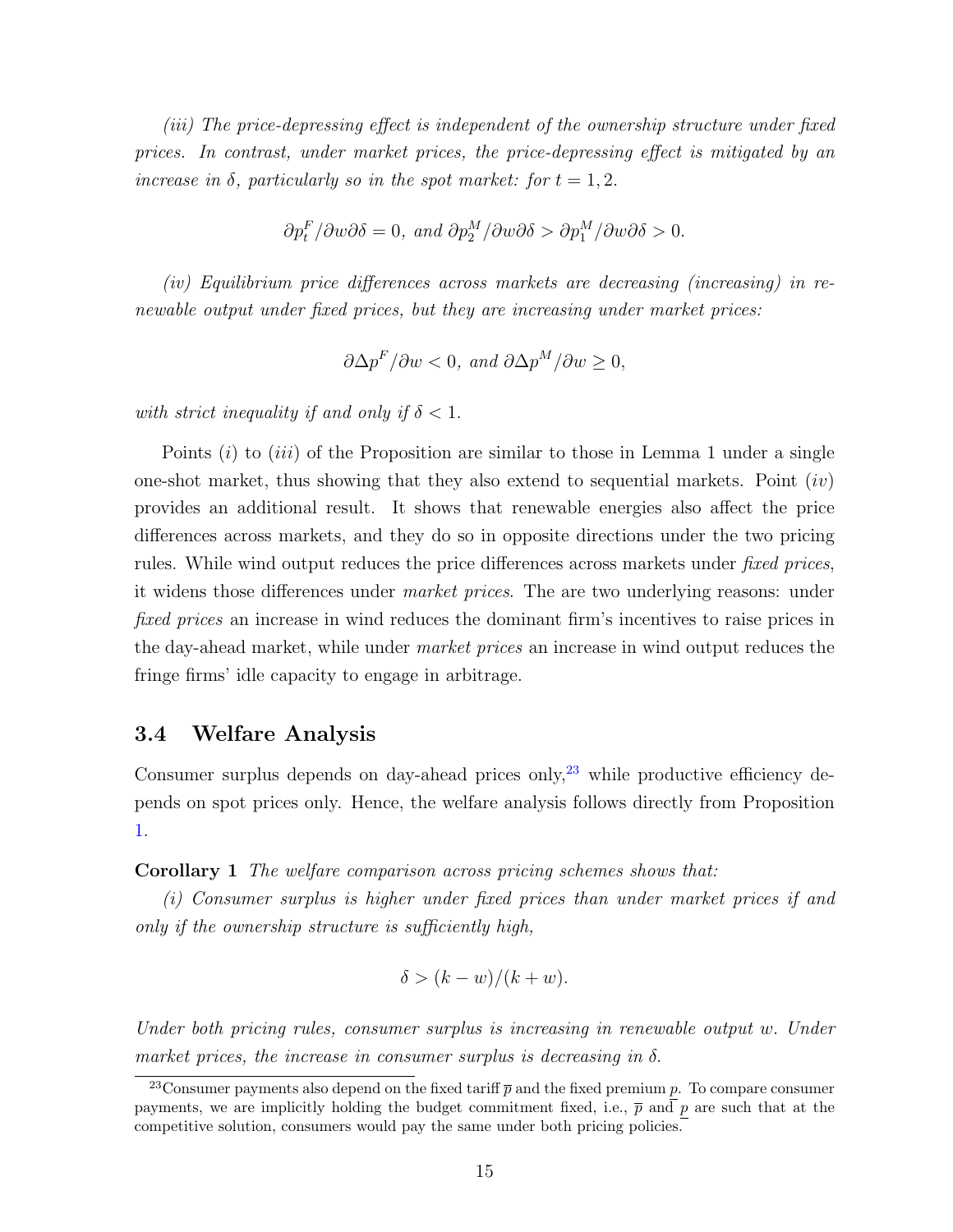*(iii) The price-depressing effect is independent of the ownership structure under fixed prices. In contrast, under market prices, the price-depressing effect is mitigated by an increase in $\delta$, particularly so in the spot market: for $t = 1, 2$.*

$$\partial p_t^F / \partial w \partial \delta = 0, \text{ and } \partial p_2^M / \partial w \partial \delta > \partial p_1^M / \partial w \partial \delta > 0.$$

*(iv) Equilibrium price differences across markets are decreasing (increasing) in renewable output under fixed prices, but they are increasing under market prices:*

$$\partial \Delta p^F / \partial w < 0, \text{ and } \partial \Delta p^M / \partial w \geq 0,$$

*with strict inequality if and only if $\delta < 1$.*

Points $(i)$ to $(iii)$ of the Proposition are similar to those in Lemma 1 under a single one-shot market, thus showing that they also extend to sequential markets. Point $(iv)$ provides an additional result. It shows that renewable energies also affect the price differences across markets, and they do so in opposite directions under the two pricing rules. While wind output reduces the price differences across markets under *fixed prices*, it widens those differences under *market prices*. The are two underlying reasons: under *fixed prices* an increase in wind reduces the dominant firm's incentives to raise prices in the day-ahead market, while under *market prices* an increase in wind output reduces the fringe firms' idle capacity to engage in arbitrage.

### 3.4 Welfare Analysis

Consumer surplus depends on day-ahead prices only,[23] while productive efficiency depends on spot prices only. Hence, the welfare analysis follows directly from Proposition 1.

**Corollary 1** *The welfare comparison across pricing schemes shows that:*

*(i) Consumer surplus is higher under fixed prices than under market prices if and only if the ownership structure is sufficiently high,*

$$\delta > (k - w)/(k + w).$$

*Under both pricing rules, consumer surplus is increasing in renewable output $w$. Under market prices, the increase in consumer surplus is decreasing in $\delta$.*

[23] Consumer payments also depend on the fixed tariff $\overline{p}$ and the fixed premium $\underline{p}$. To compare consumer payments, we are implicitly holding the budget commitment fixed, i.e., $\overline{p}$ and $\underline{p}$ are such that at the competitive solution, consumers would pay the same under both pricing policies.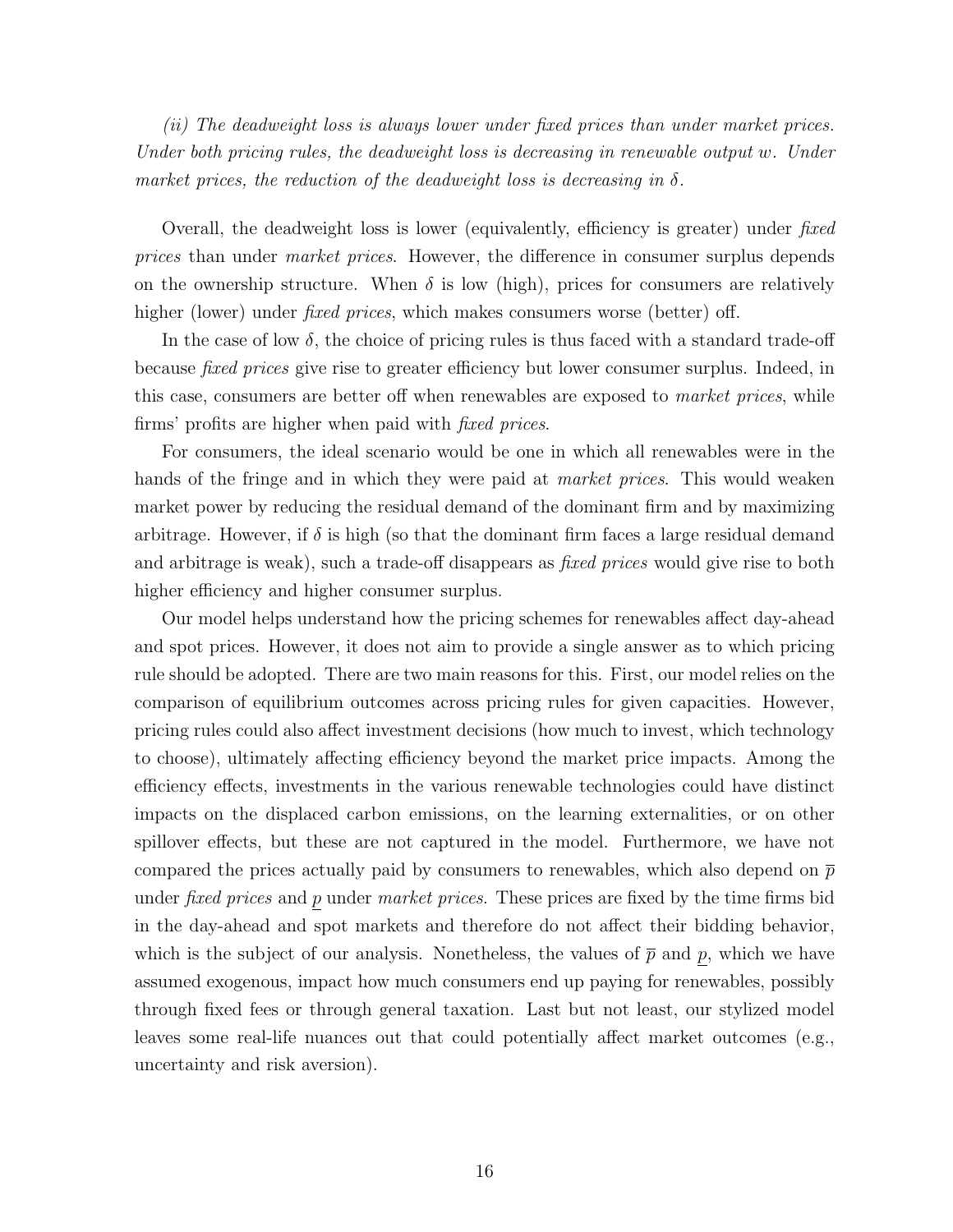*(ii) The deadweight loss is always lower under fixed prices than under market prices. Under both pricing rules, the deadweight loss is decreasing in renewable output $w$. Under market prices, the reduction of the deadweight loss is decreasing in $\delta$.*

Overall, the deadweight loss is lower (equivalently, efficiency is greater) under *fixed prices* than under *market prices*. However, the difference in consumer surplus depends on the ownership structure. When $\delta$ is low (high), prices for consumers are relatively higher (lower) under *fixed prices*, which makes consumers worse (better) off.

In the case of low $\delta$, the choice of pricing rules is thus faced with a standard trade-off because *fixed prices* give rise to greater efficiency but lower consumer surplus. Indeed, in this case, consumers are better off when renewables are exposed to *market prices*, while firms' profits are higher when paid with *fixed prices*.

For consumers, the ideal scenario would be one in which all renewables were in the hands of the fringe and in which they were paid at *market prices*. This would weaken market power by reducing the residual demand of the dominant firm and by maximizing arbitrage. However, if $\delta$ is high (so that the dominant firm faces a large residual demand and arbitrage is weak), such a trade-off disappears as *fixed prices* would give rise to both higher efficiency and higher consumer surplus.

Our model helps understand how the pricing schemes for renewables affect day-ahead and spot prices. However, it does not aim to provide a single answer as to which pricing rule should be adopted. There are two main reasons for this. First, our model relies on the comparison of equilibrium outcomes across pricing rules for given capacities. However, pricing rules could also affect investment decisions (how much to invest, which technology to choose), ultimately affecting efficiency beyond the market price impacts. Among the efficiency effects, investments in the various renewable technologies could have distinct impacts on the displaced carbon emissions, on the learning externalities, or on other spillover effects, but these are not captured in the model. Furthermore, we have not compared the prices actually paid by consumers to renewables, which also depend on $\overline{p}$ under *fixed prices* and $\underline{p}$ under *market prices*. These prices are fixed by the time firms bid in the day-ahead and spot markets and therefore do not affect their bidding behavior, which is the subject of our analysis. Nonetheless, the values of $\overline{p}$ and $\underline{p}$, which we have assumed exogenous, impact how much consumers end up paying for renewables, possibly through fixed fees or through general taxation. Last but not least, our stylized model leaves some real-life nuances out that could potentially affect market outcomes (e.g., uncertainty and risk aversion).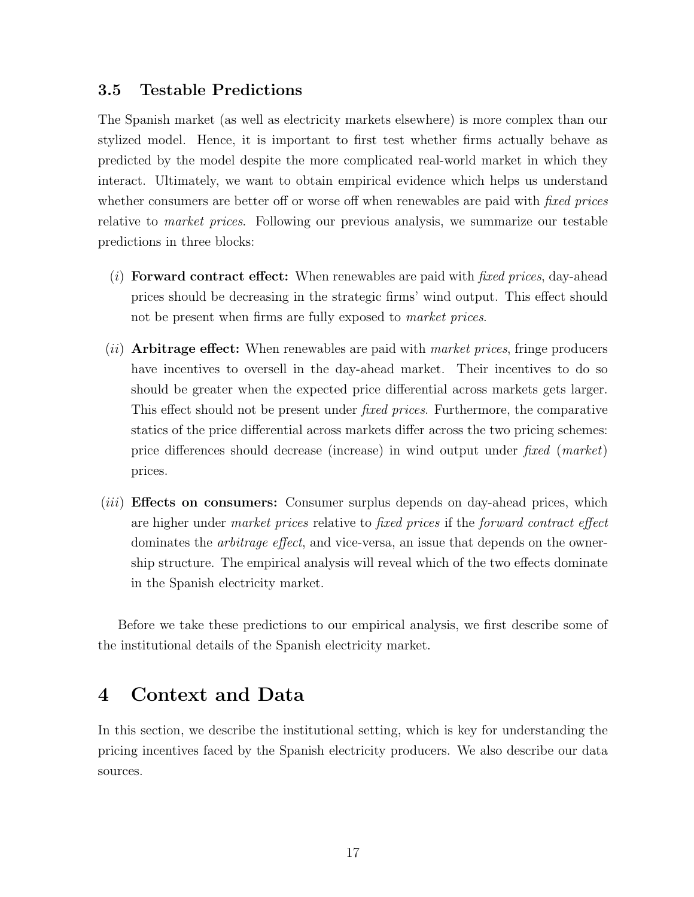### 3.5 Testable Predictions

The Spanish market (as well as electricity markets elsewhere) is more complex than our stylized model. Hence, it is important to first test whether firms actually behave as predicted by the model despite the more complicated real-world market in which they interact. Ultimately, we want to obtain empirical evidence which helps us understand whether consumers are better off or worse off when renewables are paid with *fixed prices* relative to *market prices*. Following our previous analysis, we summarize our testable predictions in three blocks:

(*i*) **Forward contract effect:** When renewables are paid with *fixed prices*, day-ahead prices should be decreasing in the strategic firms' wind output. This effect should not be present when firms are fully exposed to *market prices*.

(*ii*) **Arbitrage effect:** When renewables are paid with *market prices*, fringe producers have incentives to oversell in the day-ahead market. Their incentives to do so should be greater when the expected price differential across markets gets larger. This effect should not be present under *fixed prices*. Furthermore, the comparative statics of the price differential across markets differ across the two pricing schemes: price differences should decrease (increase) in wind output under *fixed* (*market*) prices.

(*iii*) **Effects on consumers:** Consumer surplus depends on day-ahead prices, which are higher under *market prices* relative to *fixed prices* if the *forward contract effect* dominates the *arbitrage effect*, and vice-versa, an issue that depends on the ownership structure. The empirical analysis will reveal which of the two effects dominate in the Spanish electricity market.

Before we take these predictions to our empirical analysis, we first describe some of the institutional details of the Spanish electricity market.

# 4 Context and Data

In this section, we describe the institutional setting, which is key for understanding the pricing incentives faced by the Spanish electricity producers. We also describe our data sources.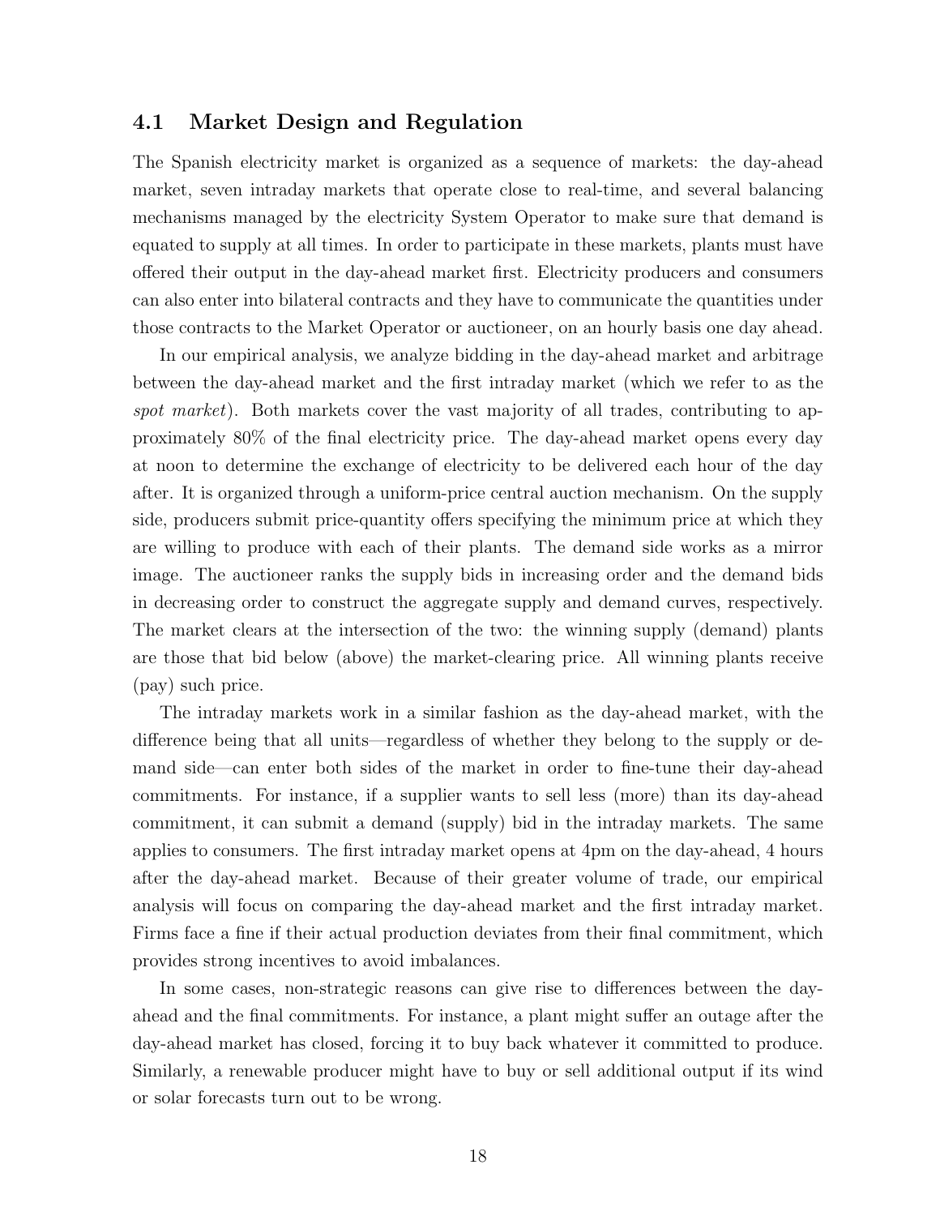### 4.1 Market Design and Regulation

The Spanish electricity market is organized as a sequence of markets: the day-ahead market, seven intraday markets that operate close to real-time, and several balancing mechanisms managed by the electricity System Operator to make sure that demand is equated to supply at all times. In order to participate in these markets, plants must have offered their output in the day-ahead market first. Electricity producers and consumers can also enter into bilateral contracts and they have to communicate the quantities under those contracts to the Market Operator or auctioneer, on an hourly basis one day ahead.

In our empirical analysis, we analyze bidding in the day-ahead market and arbitrage between the day-ahead market and the first intraday market (which we refer to as the *spot market*). Both markets cover the vast majority of all trades, contributing to approximately 80% of the final electricity price. The day-ahead market opens every day at noon to determine the exchange of electricity to be delivered each hour of the day after. It is organized through a uniform-price central auction mechanism. On the supply side, producers submit price-quantity offers specifying the minimum price at which they are willing to produce with each of their plants. The demand side works as a mirror image. The auctioneer ranks the supply bids in increasing order and the demand bids in decreasing order to construct the aggregate supply and demand curves, respectively. The market clears at the intersection of the two: the winning supply (demand) plants are those that bid below (above) the market-clearing price. All winning plants receive (pay) such price.

The intraday markets work in a similar fashion as the day-ahead market, with the difference being that all units—regardless of whether they belong to the supply or demand side—can enter both sides of the market in order to fine-tune their day-ahead commitments. For instance, if a supplier wants to sell less (more) than its day-ahead commitment, it can submit a demand (supply) bid in the intraday markets. The same applies to consumers. The first intraday market opens at 4pm on the day-ahead, 4 hours after the day-ahead market. Because of their greater volume of trade, our empirical analysis will focus on comparing the day-ahead market and the first intraday market. Firms face a fine if their actual production deviates from their final commitment, which provides strong incentives to avoid imbalances.

In some cases, non-strategic reasons can give rise to differences between the day-ahead and the final commitments. For instance, a plant might suffer an outage after the day-ahead market has closed, forcing it to buy back whatever it committed to produce. Similarly, a renewable producer might have to buy or sell additional output if its wind or solar forecasts turn out to be wrong.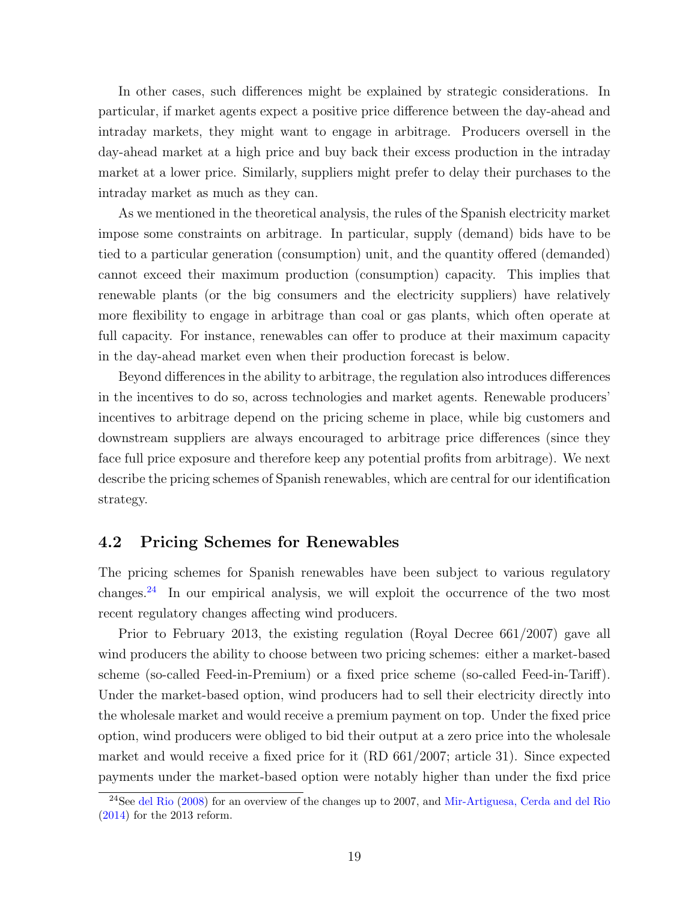In other cases, such differences might be explained by strategic considerations. In particular, if market agents expect a positive price difference between the day-ahead and intraday markets, they might want to engage in arbitrage. Producers oversell in the day-ahead market at a high price and buy back their excess production in the intraday market at a lower price. Similarly, suppliers might prefer to delay their purchases to the intraday market as much as they can.

As we mentioned in the theoretical analysis, the rules of the Spanish electricity market impose some constraints on arbitrage. In particular, supply (demand) bids have to be tied to a particular generation (consumption) unit, and the quantity offered (demanded) cannot exceed their maximum production (consumption) capacity. This implies that renewable plants (or the big consumers and the electricity suppliers) have relatively more flexibility to engage in arbitrage than coal or gas plants, which often operate at full capacity. For instance, renewables can offer to produce at their maximum capacity in the day-ahead market even when their production forecast is below.

Beyond differences in the ability to arbitrage, the regulation also introduces differences in the incentives to do so, across technologies and market agents. Renewable producers' incentives to arbitrage depend on the pricing scheme in place, while big customers and downstream suppliers are always encouraged to arbitrage price differences (since they face full price exposure and therefore keep any potential profits from arbitrage). We next describe the pricing schemes of Spanish renewables, which are central for our identification strategy.

## 4.2 Pricing Schemes for Renewables

The pricing schemes for Spanish renewables have been subject to various regulatory changes.[24] In our empirical analysis, we will exploit the occurrence of the two most recent regulatory changes affecting wind producers.

Prior to February 2013, the existing regulation (Royal Decree 661/2007) gave all wind producers the ability to choose between two pricing schemes: either a market-based scheme (so-called Feed-in-Premium) or a fixed price scheme (so-called Feed-in-Tariff). Under the market-based option, wind producers had to sell their electricity directly into the wholesale market and would receive a premium payment on top. Under the fixed price option, wind producers were obliged to bid their output at a zero price into the wholesale market and would receive a fixed price for it (RD 661/2007; article 31). Since expected payments under the market-based option were notably higher than under the fixd price

[24] See del Rio (2008) for an overview of the changes up to 2007, and Mir-Artiguesa, Cerda and del Rio (2014) for the 2013 reform.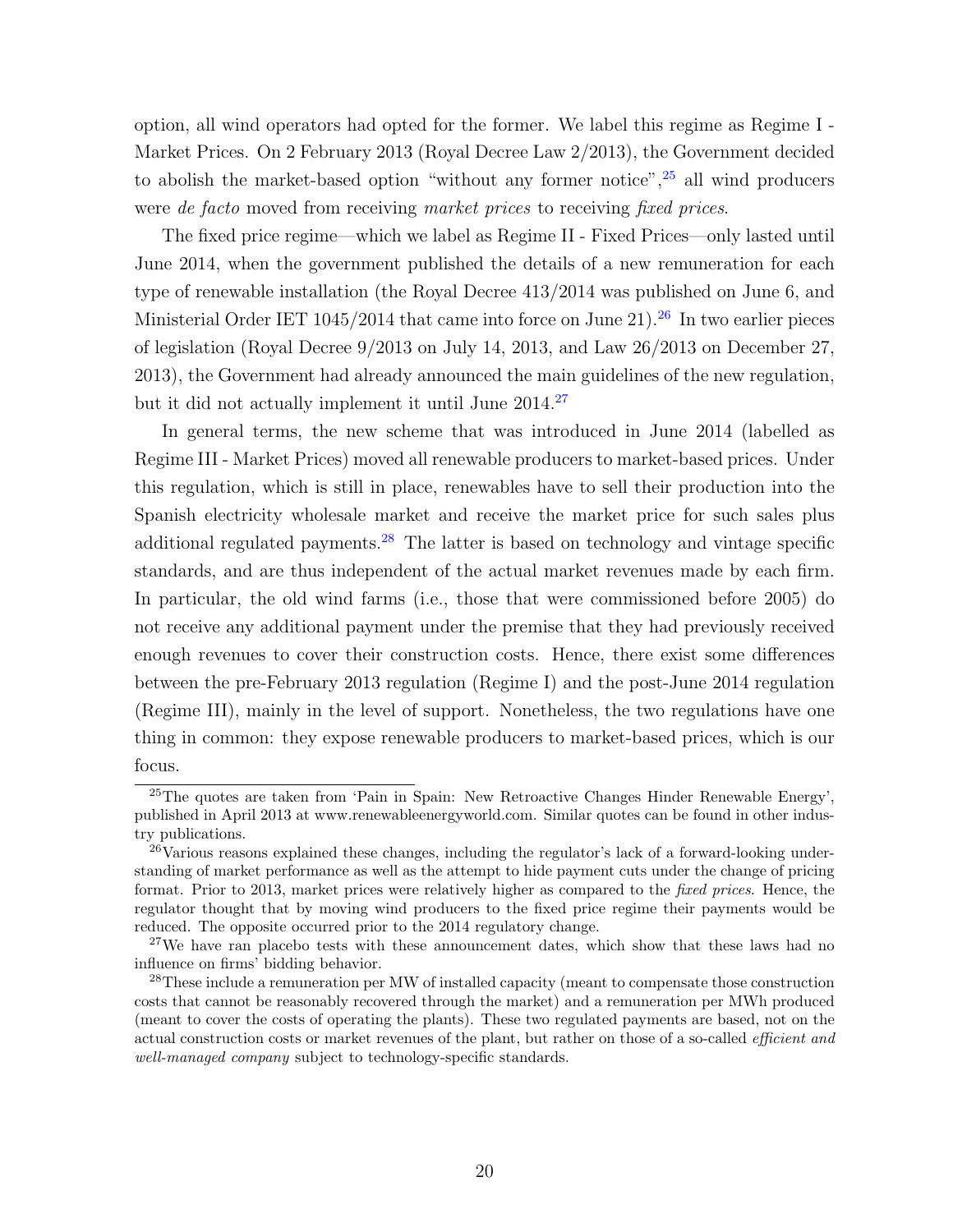option, all wind operators had opted for the former. We label this regime as Regime I - Market Prices. On 2 February 2013 (Royal Decree Law 2/2013), the Government decided to abolish the market-based option "without any former notice",[25] all wind producers were *de facto* moved from receiving *market prices* to receiving *fixed prices*.

The fixed price regime—which we label as Regime II - Fixed Prices—only lasted until June 2014, when the government published the details of a new remuneration for each type of renewable installation (the Royal Decree 413/2014 was published on June 6, and Ministerial Order IET 1045/2014 that came into force on June 21).[26] In two earlier pieces of legislation (Royal Decree 9/2013 on July 14, 2013, and Law 26/2013 on December 27, 2013), the Government had already announced the main guidelines of the new regulation, but it did not actually implement it until June 2014.[27]

In general terms, the new scheme that was introduced in June 2014 (labelled as Regime III - Market Prices) moved all renewable producers to market-based prices. Under this regulation, which is still in place, renewables have to sell their production into the Spanish electricity wholesale market and receive the market price for such sales plus additional regulated payments.[28] The latter is based on technology and vintage specific standards, and are thus independent of the actual market revenues made by each firm. In particular, the old wind farms (i.e., those that were commissioned before 2005) do not receive any additional payment under the premise that they had previously received enough revenues to cover their construction costs. Hence, there exist some differences between the pre-February 2013 regulation (Regime I) and the post-June 2014 regulation (Regime III), mainly in the level of support. Nonetheless, the two regulations have one thing in common: they expose renewable producers to market-based prices, which is our focus.

[25] The quotes are taken from 'Pain in Spain: New Retroactive Changes Hinder Renewable Energy', published in April 2013 at www.renewableenergyworld.com. Similar quotes can be found in other industry publications.

[26] Various reasons explained these changes, including the regulator's lack of a forward-looking understanding of market performance as well as the attempt to hide payment cuts under the change of pricing format. Prior to 2013, market prices were relatively higher as compared to the *fixed prices*. Hence, the regulator thought that by moving wind producers to the fixed price regime their payments would be reduced. The opposite occurred prior to the 2014 regulatory change.

[27] We have ran placebo tests with these announcement dates, which show that these laws had no influence on firms' bidding behavior.

[28] These include a remuneration per MW of installed capacity (meant to compensate those construction costs that cannot be reasonably recovered through the market) and a remuneration per MWh produced (meant to cover the costs of operating the plants). These two regulated payments are based, not on the actual construction costs or market revenues of the plant, but rather on those of a so-called *efficient and well-managed company* subject to technology-specific standards.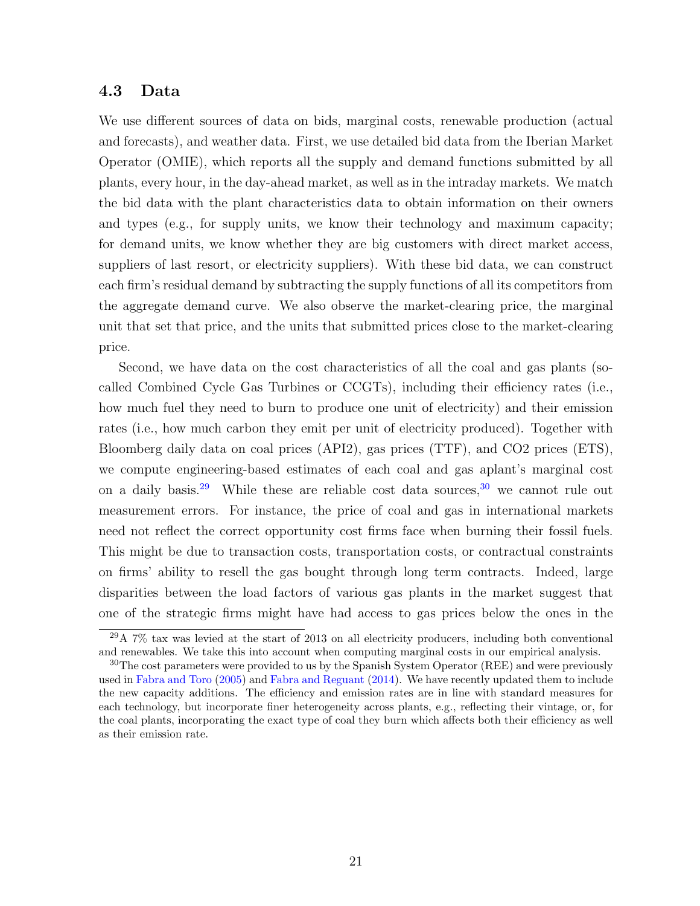### 4.3 Data

We use different sources of data on bids, marginal costs, renewable production (actual and forecasts), and weather data. First, we use detailed bid data from the Iberian Market Operator (OMIE), which reports all the supply and demand functions submitted by all plants, every hour, in the day-ahead market, as well as in the intraday markets. We match the bid data with the plant characteristics data to obtain information on their owners and types (e.g., for supply units, we know their technology and maximum capacity; for demand units, we know whether they are big customers with direct market access, suppliers of last resort, or electricity suppliers). With these bid data, we can construct each firm's residual demand by subtracting the supply functions of all its competitors from the aggregate demand curve. We also observe the market-clearing price, the marginal unit that set that price, and the units that submitted prices close to the market-clearing price.

Second, we have data on the cost characteristics of all the coal and gas plants (so-called Combined Cycle Gas Turbines or CCGTs), including their efficiency rates (i.e., how much fuel they need to burn to produce one unit of electricity) and their emission rates (i.e., how much carbon they emit per unit of electricity produced). Together with Bloomberg daily data on coal prices (API2), gas prices (TTF), and CO2 prices (ETS), we compute engineering-based estimates of each coal and gas aplant's marginal cost on a daily basis.[29] While these are reliable cost data sources,[30] we cannot rule out measurement errors. For instance, the price of coal and gas in international markets need not reflect the correct opportunity cost firms face when burning their fossil fuels. This might be due to transaction costs, transportation costs, or contractual constraints on firms' ability to resell the gas bought through long term contracts. Indeed, large disparities between the load factors of various gas plants in the market suggest that one of the strategic firms might have had access to gas prices below the ones in the

[29] A 7% tax was levied at the start of 2013 on all electricity producers, including both conventional and renewables. We take this into account when computing marginal costs in our empirical analysis.

[30] The cost parameters were provided to us by the Spanish System Operator (REE) and were previously used in Fabra and Toro (2005) and Fabra and Reguant (2014). We have recently updated them to include the new capacity additions. The efficiency and emission rates are in line with standard measures for each technology, but incorporate finer heterogeneity across plants, e.g., reflecting their vintage, or, for the coal plants, incorporating the exact type of coal they burn which affects both their efficiency as well as their emission rate.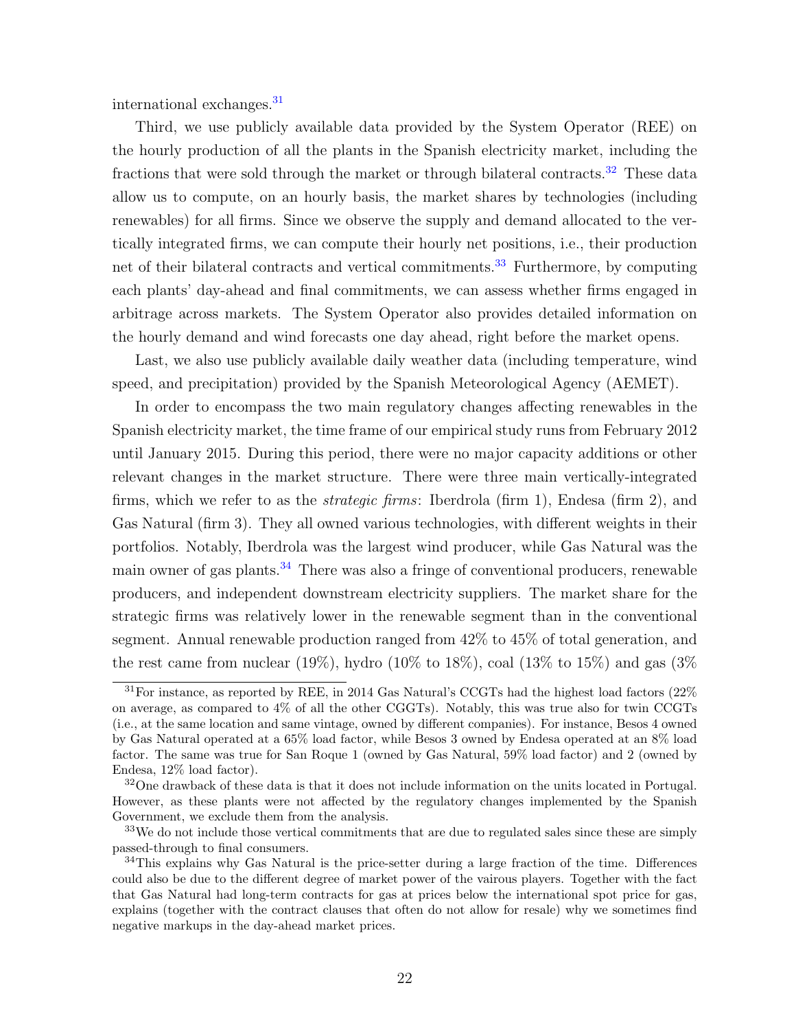international exchanges.[31]

Third, we use publicly available data provided by the System Operator (REE) on the hourly production of all the plants in the Spanish electricity market, including the fractions that were sold through the market or through bilateral contracts.[32] These data allow us to compute, on an hourly basis, the market shares by technologies (including renewables) for all firms. Since we observe the supply and demand allocated to the vertically integrated firms, we can compute their hourly net positions, i.e., their production net of their bilateral contracts and vertical commitments.[33] Furthermore, by computing each plants' day-ahead and final commitments, we can assess whether firms engaged in arbitrage across markets. The System Operator also provides detailed information on the hourly demand and wind forecasts one day ahead, right before the market opens.

Last, we also use publicly available daily weather data (including temperature, wind speed, and precipitation) provided by the Spanish Meteorological Agency (AEMET).

In order to encompass the two main regulatory changes affecting renewables in the Spanish electricity market, the time frame of our empirical study runs from February 2012 until January 2015. During this period, there were no major capacity additions or other relevant changes in the market structure. There were three main vertically-integrated firms, which we refer to as the *strategic firms*: Iberdrola (firm 1), Endesa (firm 2), and Gas Natural (firm 3). They all owned various technologies, with different weights in their portfolios. Notably, Iberdrola was the largest wind producer, while Gas Natural was the main owner of gas plants.[34] There was also a fringe of conventional producers, renewable producers, and independent downstream electricity suppliers. The market share for the strategic firms was relatively lower in the renewable segment than in the conventional segment. Annual renewable production ranged from 42% to 45% of total generation, and the rest came from nuclear (19%), hydro (10% to 18%), coal (13% to 15%) and gas (3%

---

[31] For instance, as reported by REE, in 2014 Gas Natural's CCGTs had the highest load factors (22% on average, as compared to 4% of all the other CGGTs). Notably, this was true also for twin CCGTs (i.e., at the same location and same vintage, owned by different companies). For instance, Besos 4 owned by Gas Natural operated at a 65% load factor, while Besos 3 owned by Endesa operated at an 8% load factor. The same was true for San Roque 1 (owned by Gas Natural, 59% load factor) and 2 (owned by Endesa, 12% load factor).

[32] One drawback of these data is that it does not include information on the units located in Portugal. However, as these plants were not affected by the regulatory changes implemented by the Spanish Government, we exclude them from the analysis.

[33] We do not include those vertical commitments that are due to regulated sales since these are simply passed-through to final consumers.

[34] This explains why Gas Natural is the price-setter during a large fraction of the time. Differences could also be due to the different degree of market power of the vairous players. Together with the fact that Gas Natural had long-term contracts for gas at prices below the international spot price for gas, explains (together with the contract clauses that often do not allow for resale) why we sometimes find negative markups in the day-ahead market prices.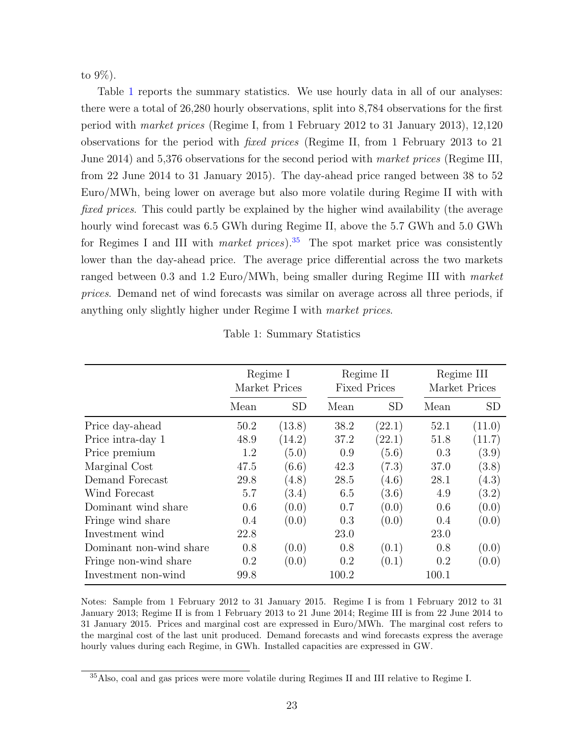to 9%).

Table 1 reports the summary statistics. We use hourly data in all of our analyses: there were a total of 26,280 hourly observations, split into 8,784 observations for the first period with *market prices* (Regime I, from 1 February 2012 to 31 January 2013), 12,120 observations for the period with *fixed prices* (Regime II, from 1 February 2013 to 21 June 2014) and 5,376 observations for the second period with *market prices* (Regime III, from 22 June 2014 to 31 January 2015). The day-ahead price ranged between 38 to 52 Euro/MWh, being lower on average but also more volatile during Regime II with with *fixed prices*. This could partly be explained by the higher wind availability (the average hourly wind forecast was 6.5 GWh during Regime II, above the 5.7 GWh and 5.0 GWh for Regimes I and III with *market prices*).[35] The spot market price was consistently lower than the day-ahead price. The average price differential across the two markets ranged between 0.3 and 1.2 Euro/MWh, being smaller during Regime III with *market prices*. Demand net of wind forecasts was similar on average across all three periods, if anything only slightly higher under Regime I with *market prices*.

Table 1: Summary Statistics

| | Regime I Market Prices | | Regime II Fixed Prices | | Regime III Market Prices | |
|---|---|---|---|---|---|---|
| | Mean | SD | Mean | SD | Mean | SD |
| Price day-ahead | 50.2 | (13.8) | 38.2 | (22.1) | 52.1 | (11.0) |
| Price intra-day 1 | 48.9 | (14.2) | 37.2 | (22.1) | 51.8 | (11.7) |
| Price premium | 1.2 | (5.0) | 0.9 | (5.6) | 0.3 | (3.9) |
| Marginal Cost | 47.5 | (6.6) | 42.3 | (7.3) | 37.0 | (3.8) |
| Demand Forecast | 29.8 | (4.8) | 28.5 | (4.6) | 28.1 | (4.3) |
| Wind Forecast | 5.7 | (3.4) | 6.5 | (3.6) | 4.9 | (3.2) |
| Dominant wind share | 0.6 | (0.0) | 0.7 | (0.0) | 0.6 | (0.0) |
| Fringe wind share | 0.4 | (0.0) | 0.3 | (0.0) | 0.4 | (0.0) |
| Investment wind | 22.8 | | 23.0 | | 23.0 | |
| Dominant non-wind share | 0.8 | (0.0) | 0.8 | (0.1) | 0.8 | (0.0) |
| Fringe non-wind share | 0.2 | (0.0) | 0.2 | (0.1) | 0.2 | (0.0) |
| Investment non-wind | 99.8 | | 100.2 | | 100.1 | |

Notes: Sample from 1 February 2012 to 31 January 2015. Regime I is from 1 February 2012 to 31 January 2013; Regime II is from 1 February 2013 to 21 June 2014; Regime III is from 22 June 2014 to 31 January 2015. Prices and marginal cost are expressed in Euro/MWh. The marginal cost refers to the marginal cost of the last unit produced. Demand forecasts and wind forecasts express the average hourly values during each Regime, in GWh. Installed capacities are expressed in GW.

[35] Also, coal and gas prices were more volatile during Regimes II and III relative to Regime I.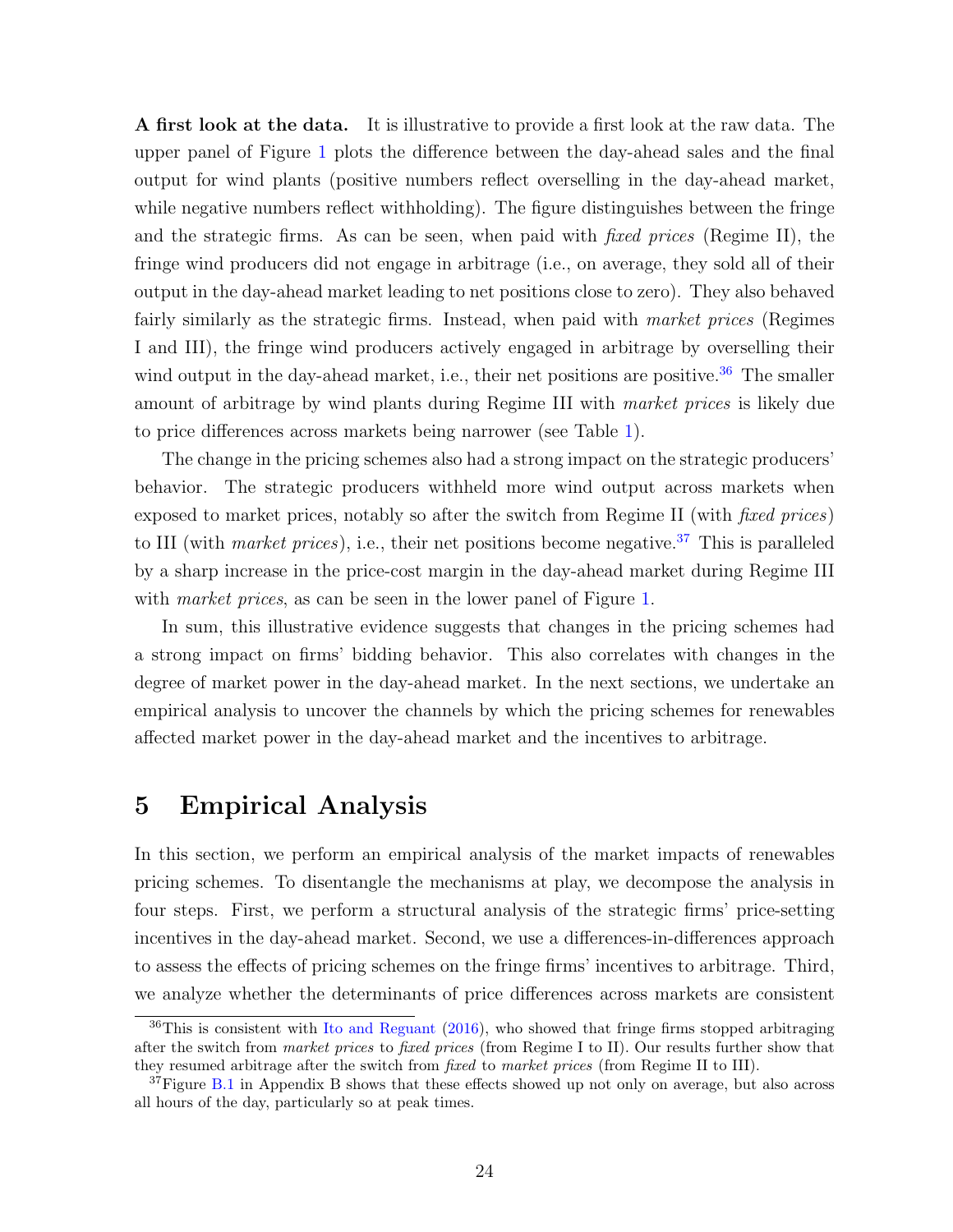**A first look at the data.** It is illustrative to provide a first look at the raw data. The upper panel of Figure 1 plots the difference between the day-ahead sales and the final output for wind plants (positive numbers reflect overselling in the day-ahead market, while negative numbers reflect withholding). The figure distinguishes between the fringe and the strategic firms. As can be seen, when paid with *fixed prices* (Regime II), the fringe wind producers did not engage in arbitrage (i.e., on average, they sold all of their output in the day-ahead market leading to net positions close to zero). They also behaved fairly similarly as the strategic firms. Instead, when paid with *market prices* (Regimes I and III), the fringe wind producers actively engaged in arbitrage by overselling their wind output in the day-ahead market, i.e., their net positions are positive.[36] The smaller amount of arbitrage by wind plants during Regime III with *market prices* is likely due to price differences across markets being narrower (see Table 1).

The change in the pricing schemes also had a strong impact on the strategic producers' behavior. The strategic producers withheld more wind output across markets when exposed to market prices, notably so after the switch from Regime II (with *fixed prices*) to III (with *market prices*), i.e., their net positions become negative.[37] This is paralleled by a sharp increase in the price-cost margin in the day-ahead market during Regime III with *market prices*, as can be seen in the lower panel of Figure 1.

In sum, this illustrative evidence suggests that changes in the pricing schemes had a strong impact on firms' bidding behavior. This also correlates with changes in the degree of market power in the day-ahead market. In the next sections, we undertake an empirical analysis to uncover the channels by which the pricing schemes for renewables affected market power in the day-ahead market and the incentives to arbitrage.

# 5 Empirical Analysis

In this section, we perform an empirical analysis of the market impacts of renewables pricing schemes. To disentangle the mechanisms at play, we decompose the analysis in four steps. First, we perform a structural analysis of the strategic firms' price-setting incentives in the day-ahead market. Second, we use a differences-in-differences approach to assess the effects of pricing schemes on the fringe firms' incentives to arbitrage. Third, we analyze whether the determinants of price differences across markets are consistent

[36] This is consistent with Ito and Reguant (2016), who showed that fringe firms stopped arbitraging after the switch from *market prices* to *fixed prices* (from Regime I to II). Our results further show that they resumed arbitrage after the switch from *fixed* to *market prices* (from Regime II to III).

[37] Figure B.1 in Appendix B shows that these effects showed up not only on average, but also across all hours of the day, particularly so at peak times.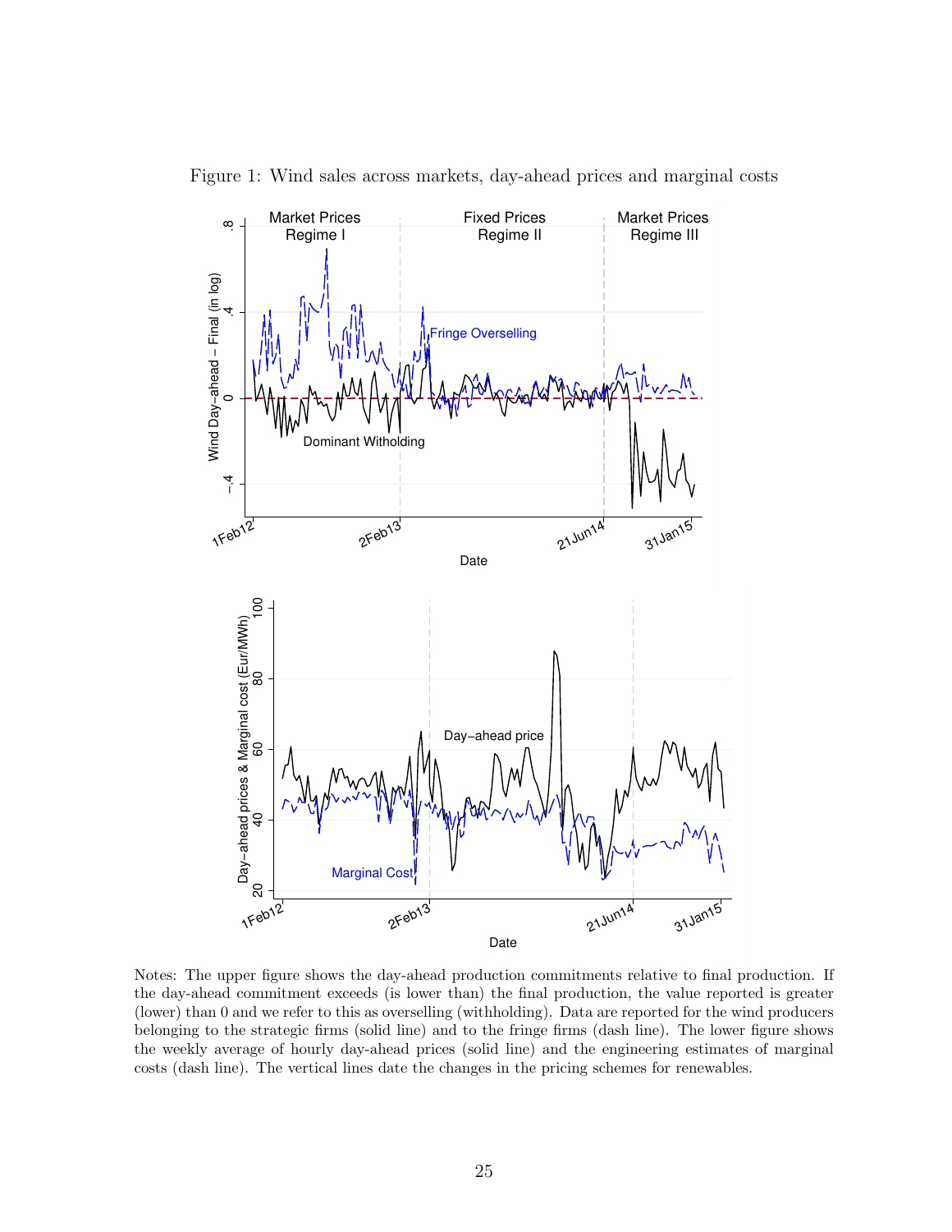Figure 1: Wind sales across markets, day-ahead prices and marginal costs

Notes: The upper figure shows the day-ahead production commitments relative to final production. If the day-ahead commitment exceeds (is lower than) the final production, the value reported is greater (lower) than 0 and we refer to this as overselling (withholding). Data are reported for the wind producers belonging to the strategic firms (solid line) and to the fringe firms (dash line). The lower figure shows the weekly average of hourly day-ahead prices (solid line) and the engineering estimates of marginal costs (dash line). The vertical lines date the changes in the pricing schemes for renewables.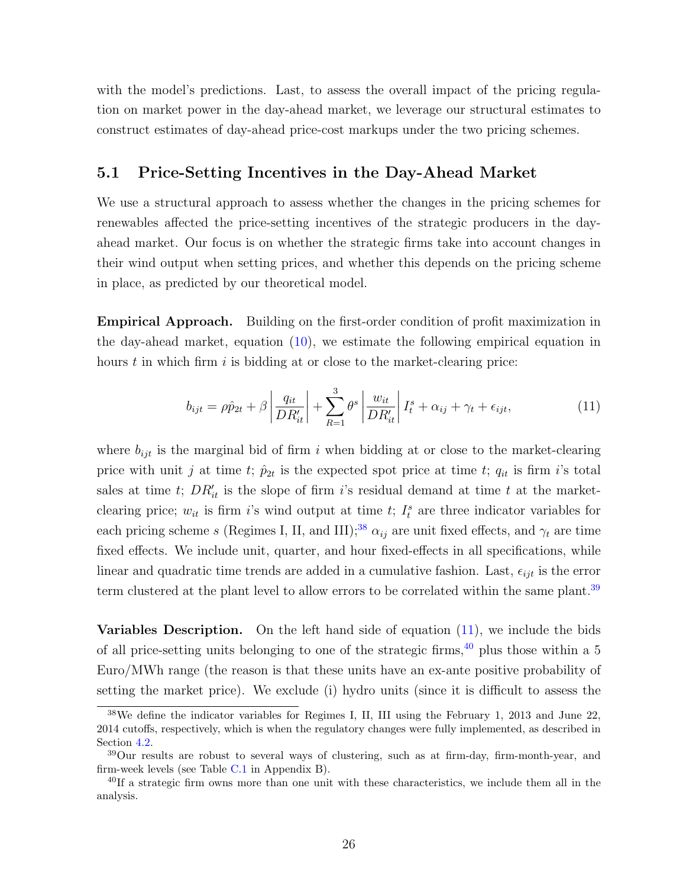with the model's predictions. Last, to assess the overall impact of the pricing regulation on market power in the day-ahead market, we leverage our structural estimates to construct estimates of day-ahead price-cost markups under the two pricing schemes.

## 5.1 Price-Setting Incentives in the Day-Ahead Market

We use a structural approach to assess whether the changes in the pricing schemes for renewables affected the price-setting incentives of the strategic producers in the day-ahead market. Our focus is on whether the strategic firms take into account changes in their wind output when setting prices, and whether this depends on the pricing scheme in place, as predicted by our theoretical model.

**Empirical Approach.** Building on the first-order condition of profit maximization in the day-ahead market, equation (10), we estimate the following empirical equation in hours $t$ in which firm $i$ is bidding at or close to the market-clearing price:

$$b_{ijt} = \rho \hat{p}_{2t} + \beta \left| \frac{q_{it}}{DR'_{it}} \right| + \sum_{R=1}^{3} \theta^s \left| \frac{w_{it}}{DR'_{it}} \right| I_t^s + \alpha_{ij} + \gamma_t + \epsilon_{ijt}, \tag{11}$$

where $b_{ijt}$ is the marginal bid of firm $i$ when bidding at or close to the market-clearing price with unit $j$ at time $t$; $\hat{p}_{2t}$ is the expected spot price at time $t$; $q_{it}$ is firm $i$'s total sales at time $t$; $DR'_{it}$ is the slope of firm $i$'s residual demand at time $t$ at the market-clearing price; $w_{it}$ is firm $i$'s wind output at time $t$; $I_t^s$ are three indicator variables for each pricing scheme $s$ (Regimes I, II, and III);[38] $\alpha_{ij}$ are unit fixed effects, and $\gamma_t$ are time fixed effects. We include unit, quarter, and hour fixed-effects in all specifications, while linear and quadratic time trends are added in a cumulative fashion. Last, $\epsilon_{ijt}$ is the error term clustered at the plant level to allow errors to be correlated within the same plant.[39]

**Variables Description.** On the left hand side of equation (11), we include the bids of all price-setting units belonging to one of the strategic firms,[40] plus those within a 5 Euro/MWh range (the reason is that these units have an ex-ante positive probability of setting the market price). We exclude (i) hydro units (since it is difficult to assess the

[38] We define the indicator variables for Regimes I, II, III using the February 1, 2013 and June 22, 2014 cutoffs, respectively, which is when the regulatory changes were fully implemented, as described in Section 4.2.

[39] Our results are robust to several ways of clustering, such as at firm-day, firm-month-year, and firm-week levels (see Table C.1 in Appendix B).

[40] If a strategic firm owns more than one unit with these characteristics, we include them all in the analysis.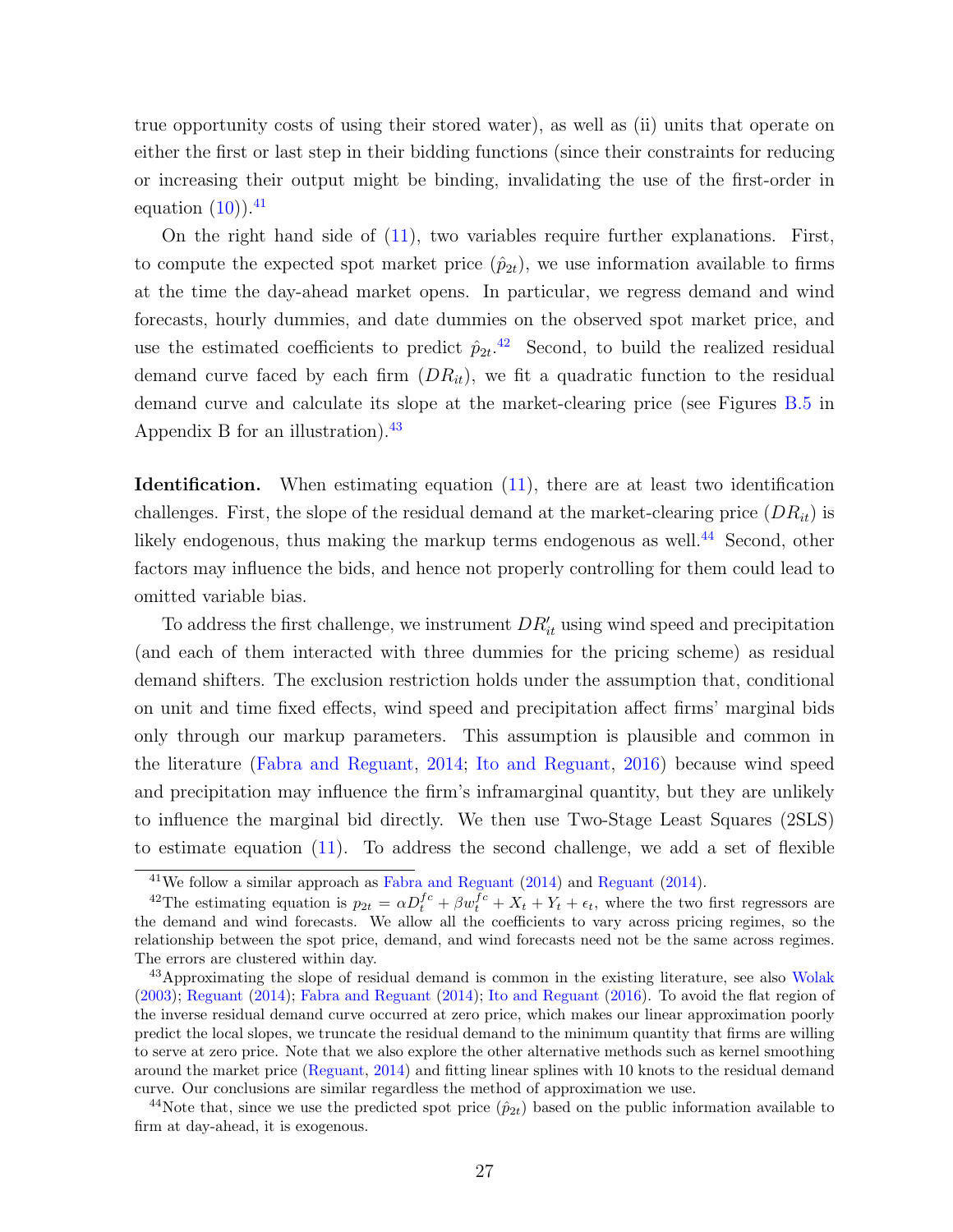true opportunity costs of using their stored water), as well as (ii) units that operate on either the first or last step in their bidding functions (since their constraints for reducing or increasing their output might be binding, invalidating the use of the first-order in equation (10)).[41]

On the right hand side of (11), two variables require further explanations. First, to compute the expected spot market price ($\hat{p}_{2t}$), we use information available to firms at the time the day-ahead market opens. In particular, we regress demand and wind forecasts, hourly dummies, and date dummies on the observed spot market price, and use the estimated coefficients to predict $\hat{p}_{2t}$.[42] Second, to build the realized residual demand curve faced by each firm ($DR_{it}$), we fit a quadratic function to the residual demand curve and calculate its slope at the market-clearing price (see Figures B.5 in Appendix B for an illustration).[43]

**Identification.** When estimating equation (11), there are at least two identification challenges. First, the slope of the residual demand at the market-clearing price ($DR_{it}$) is likely endogenous, thus making the markup terms endogenous as well.[44] Second, other factors may influence the bids, and hence not properly controlling for them could lead to omitted variable bias.

To address the first challenge, we instrument $DR'_{it}$ using wind speed and precipitation (and each of them interacted with three dummies for the pricing scheme) as residual demand shifters. The exclusion restriction holds under the assumption that, conditional on unit and time fixed effects, wind speed and precipitation affect firms' marginal bids only through our markup parameters. This assumption is plausible and common in the literature (Fabra and Reguant, 2014; Ito and Reguant, 2016) because wind speed and precipitation may influence the firm's inframarginal quantity, but they are unlikely to influence the marginal bid directly. We then use Two-Stage Least Squares (2SLS) to estimate equation (11). To address the second challenge, we add a set of flexible

[41] We follow a similar approach as Fabra and Reguant (2014) and Reguant (2014).

[42] The estimating equation is $p_{2t} = \alpha D_t^{fc} + \beta w_t^{fc} + X_t + Y_t + \epsilon_t$, where the two first regressors are the demand and wind forecasts. We allow all the coefficients to vary across pricing regimes, so the relationship between the spot price, demand, and wind forecasts need not be the same across regimes. The errors are clustered within day.

[43] Approximating the slope of residual demand is common in the existing literature, see also Wolak (2003); Reguant (2014); Fabra and Reguant (2014); Ito and Reguant (2016). To avoid the flat region of the inverse residual demand curve occurred at zero price, which makes our linear approximation poorly predict the local slopes, we truncate the residual demand to the minimum quantity that firms are willing to serve at zero price. Note that we also explore the other alternative methods such as kernel smoothing around the market price (Reguant, 2014) and fitting linear splines with 10 knots to the residual demand curve. Our conclusions are similar regardless the method of approximation we use.

[44] Note that, since we use the predicted spot price ($\hat{p}_{2t}$) based on the public information available to firm at day-ahead, it is exogenous.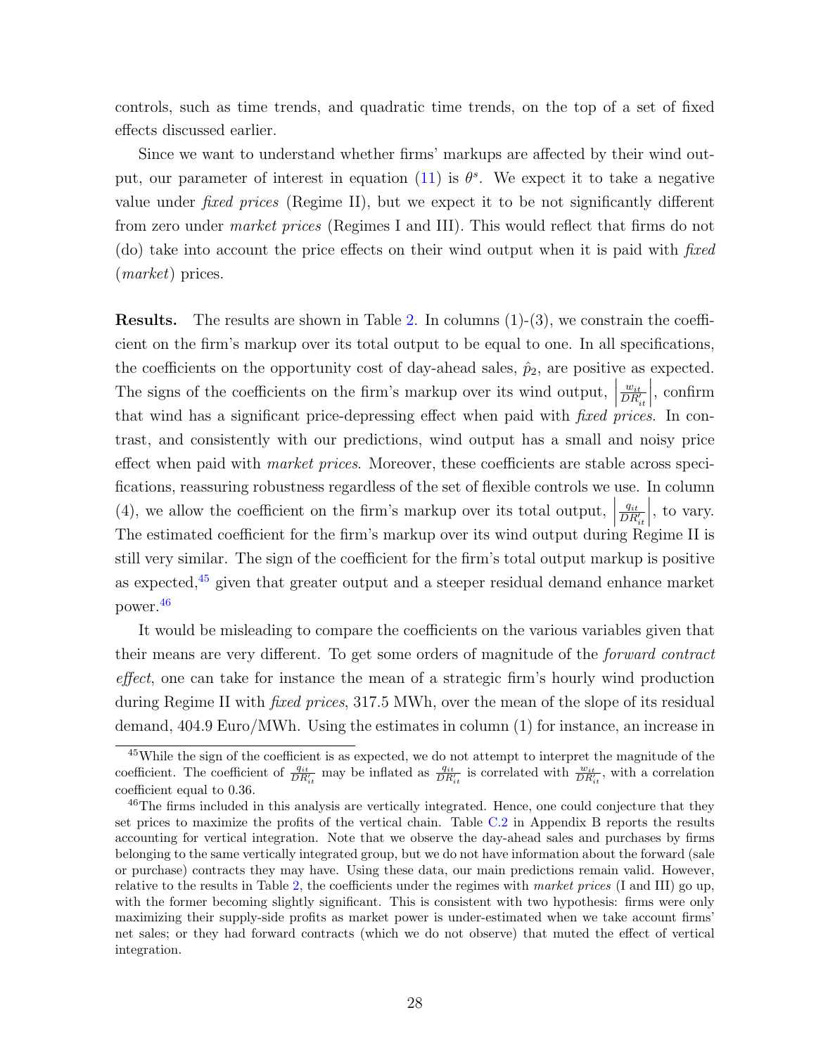controls, such as time trends, and quadratic time trends, on the top of a set of fixed effects discussed earlier.

Since we want to understand whether firms' markups are affected by their wind output, our parameter of interest in equation (11) is $\theta^s$. We expect it to take a negative value under *fixed prices* (Regime II), but we expect it to be not significantly different from zero under *market prices* (Regimes I and III). This would reflect that firms do not (do) take into account the price effects on their wind output when it is paid with *fixed* (*market*) prices.

**Results.** The results are shown in Table 2. In columns (1)-(3), we constrain the coefficient on the firm's markup over its total output to be equal to one. In all specifications, the coefficients on the opportunity cost of day-ahead sales, $\hat{p}_2$, are positive as expected. The signs of the coefficients on the firm's markup over its wind output, $\left|\frac{w_{it}}{DR'_{it}}\right|$, confirm that wind has a significant price-depressing effect when paid with *fixed prices*. In contrast, and consistently with our predictions, wind output has a small and noisy price effect when paid with *market prices*. Moreover, these coefficients are stable across specifications, reassuring robustness regardless of the set of flexible controls we use. In column (4), we allow the coefficient on the firm's markup over its total output, $\left|\frac{q_{it}}{DR'_{it}}\right|$, to vary. The estimated coefficient for the firm's markup over its wind output during Regime II is still very similar. The sign of the coefficient for the firm's total output markup is positive as expected,[45] given that greater output and a steeper residual demand enhance market power.[46]

It would be misleading to compare the coefficients on the various variables given that their means are very different. To get some orders of magnitude of the *forward contract effect*, one can take for instance the mean of a strategic firm's hourly wind production during Regime II with *fixed prices*, 317.5 MWh, over the mean of the slope of its residual demand, 404.9 Euro/MWh. Using the estimates in column (1) for instance, an increase in

[45] While the sign of the coefficient is as expected, we do not attempt to interpret the magnitude of the coefficient. The coefficient of $\frac{q_{it}}{DR'_{it}}$ may be inflated as $\frac{q_{it}}{DR'_{it}}$ is correlated with $\frac{w_{it}}{DR'_{it}}$, with a correlation coefficient equal to 0.36.

[46] The firms included in this analysis are vertically integrated. Hence, one could conjecture that they set prices to maximize the profits of the vertical chain. Table C.2 in Appendix B reports the results accounting for vertical integration. Note that we observe the day-ahead sales and purchases by firms belonging to the same vertically integrated group, but we do not have information about the forward (sale or purchase) contracts they may have. Using these data, our main predictions remain valid. However, relative to the results in Table 2, the coefficients under the regimes with *market prices* (I and III) go up, with the former becoming slightly significant. This is consistent with two hypothesis: firms were only maximizing their supply-side profits as market power is under-estimated when we take account firms' net sales; or they had forward contracts (which we do not observe) that muted the effect of vertical integration.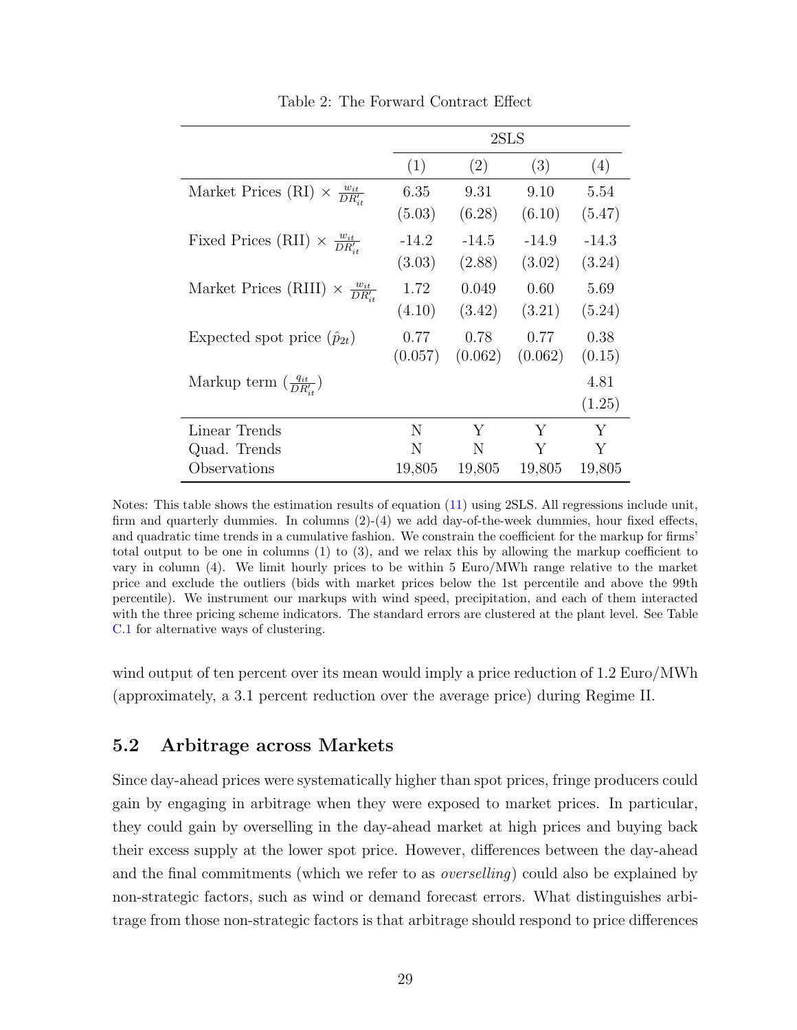Table 2: The Forward Contract Effect

| | 2SLS | | | |
|---|---|---|---|---|
| | (1) | (2) | (3) | (4) |
| Market Prices (RI) $\times \frac{w_{it}}{DR'_{it}}$ | 6.35 | 9.31 | 9.10 | 5.54 |
| | (5.03) | (6.28) | (6.10) | (5.47) |
| Fixed Prices (RII) $\times \frac{w_{it}}{DR'_{it}}$ | -14.2 | -14.5 | -14.9 | -14.3 |
| | (3.03) | (2.88) | (3.02) | (3.24) |
| Market Prices (RIII) $\times \frac{w_{it}}{DR'_{it}}$ | 1.72 | 0.049 | 0.60 | 5.69 |
| | (4.10) | (3.42) | (3.21) | (5.24) |
| Expected spot price ($\hat{p}_{2t}$) | 0.77 | 0.78 | 0.77 | 0.38 |
| | (0.057) | (0.062) | (0.062) | (0.15) |
| Markup term ($\frac{q_{it}}{DR'_{it}}$) | | | | 4.81 |
| | | | | (1.25) |
| Linear Trends | N | Y | Y | Y |
| Quad. Trends | N | N | Y | Y |
| Observations | 19,805 | 19,805 | 19,805 | 19,805 |

Notes: This table shows the estimation results of equation (11) using 2SLS. All regressions include unit, firm and quarterly dummies. In columns (2)-(4) we add day-of-the-week dummies, hour fixed effects, and quadratic time trends in a cumulative fashion. We constrain the coefficient for the markup for firms' total output to be one in columns (1) to (3), and we relax this by allowing the markup coefficient to vary in column (4). We limit hourly prices to be within 5 Euro/MWh range relative to the market price and exclude the outliers (bids with market prices below the 1st percentile and above the 99th percentile). We instrument our markups with wind speed, precipitation, and each of them interacted with the three pricing scheme indicators. The standard errors are clustered at the plant level. See Table C.1 for alternative ways of clustering.

wind output of ten percent over its mean would imply a price reduction of 1.2 Euro/MWh (approximately, a 3.1 percent reduction over the average price) during Regime II.

## 5.2 Arbitrage across Markets

Since day-ahead prices were systematically higher than spot prices, fringe producers could gain by engaging in arbitrage when they were exposed to market prices. In particular, they could gain by overselling in the day-ahead market at high prices and buying back their excess supply at the lower spot price. However, differences between the day-ahead and the final commitments (which we refer to as *overselling*) could also be explained by non-strategic factors, such as wind or demand forecast errors. What distinguishes arbitrage from those non-strategic factors is that arbitrage should respond to price differences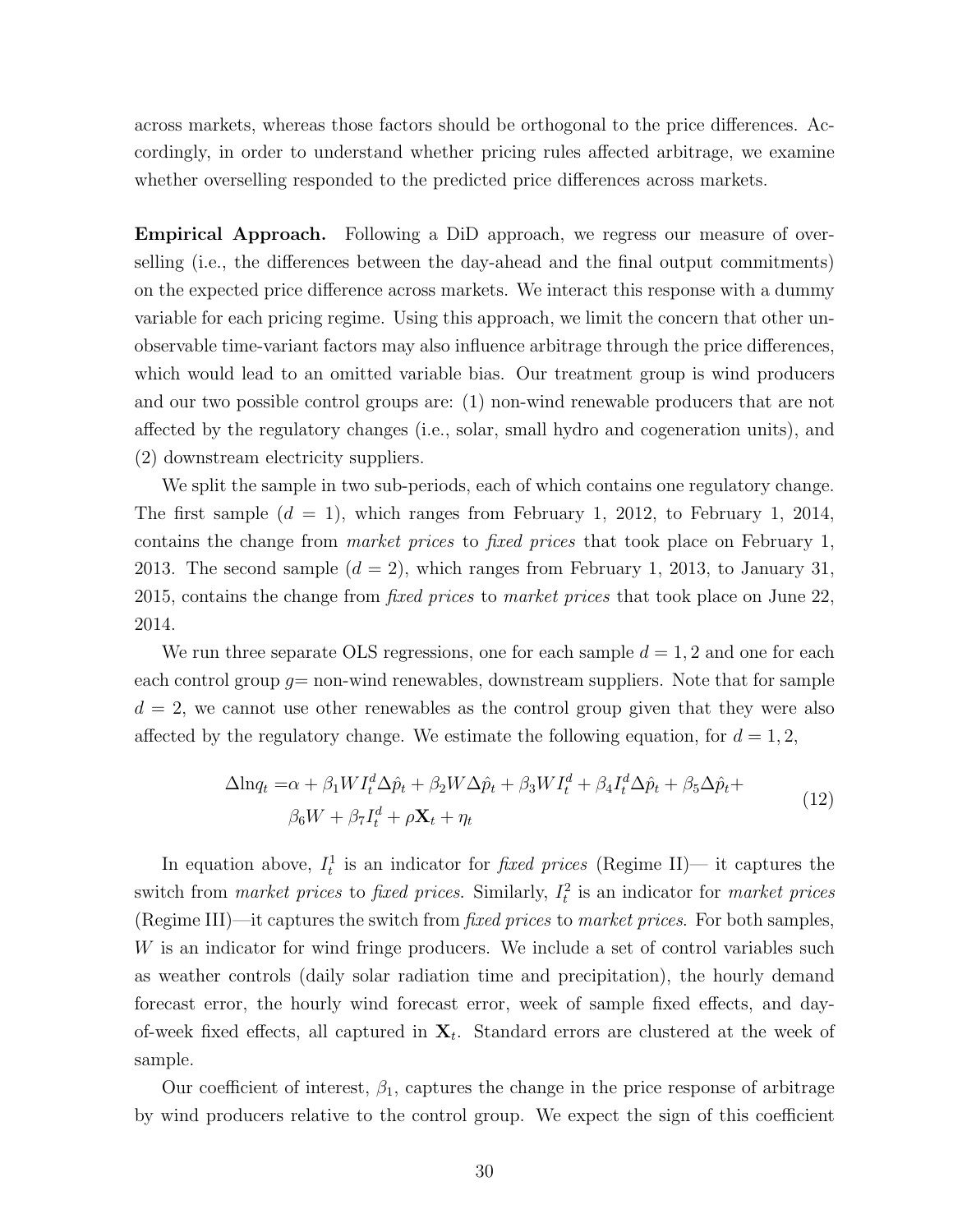across markets, whereas those factors should be orthogonal to the price differences. Accordingly, in order to understand whether pricing rules affected arbitrage, we examine whether overselling responded to the predicted price differences across markets.

**Empirical Approach.** Following a DiD approach, we regress our measure of overselling (i.e., the differences between the day-ahead and the final output commitments) on the expected price difference across markets. We interact this response with a dummy variable for each pricing regime. Using this approach, we limit the concern that other unobservable time-variant factors may also influence arbitrage through the price differences, which would lead to an omitted variable bias. Our treatment group is wind producers and our two possible control groups are: (1) non-wind renewable producers that are not affected by the regulatory changes (i.e., solar, small hydro and cogeneration units), and (2) downstream electricity suppliers.

We split the sample in two sub-periods, each of which contains one regulatory change. The first sample ($d = 1$), which ranges from February 1, 2012, to February 1, 2014, contains the change from *market prices* to *fixed prices* that took place on February 1, 2013. The second sample ($d = 2$), which ranges from February 1, 2013, to January 31, 2015, contains the change from *fixed prices* to *market prices* that took place on June 22, 2014.

We run three separate OLS regressions, one for each sample $d = 1, 2$ and one for each each control group $g$= non-wind renewables, downstream suppliers. Note that for sample $d = 2$, we cannot use other renewables as the control group given that they were also affected by the regulatory change. We estimate the following equation, for $d = 1, 2$,

$$\begin{aligned}\Delta \ln q_t =& \alpha + \beta_1 W I_t^d \Delta\hat{p}_t + \beta_2 W \Delta\hat{p}_t + \beta_3 W I_t^d + \beta_4 I_t^d \Delta\hat{p}_t + \beta_5 \Delta\hat{p}_t + \\ & \beta_6 W + \beta_7 I_t^d + \rho \mathbf{X}_t + \eta_t\end{aligned} \tag{12}$$

In equation above, $I_t^1$ is an indicator for *fixed prices* (Regime II)— it captures the switch from *market prices* to *fixed prices*. Similarly, $I_t^2$ is an indicator for *market prices* (Regime III)—it captures the switch from *fixed prices* to *market prices*. For both samples, $W$ is an indicator for wind fringe producers. We include a set of control variables such as weather controls (daily solar radiation time and precipitation), the hourly demand forecast error, the hourly wind forecast error, week of sample fixed effects, and day-of-week fixed effects, all captured in $\mathbf{X}_t$. Standard errors are clustered at the week of sample.

Our coefficient of interest, $\beta_1$, captures the change in the price response of arbitrage by wind producers relative to the control group. We expect the sign of this coefficient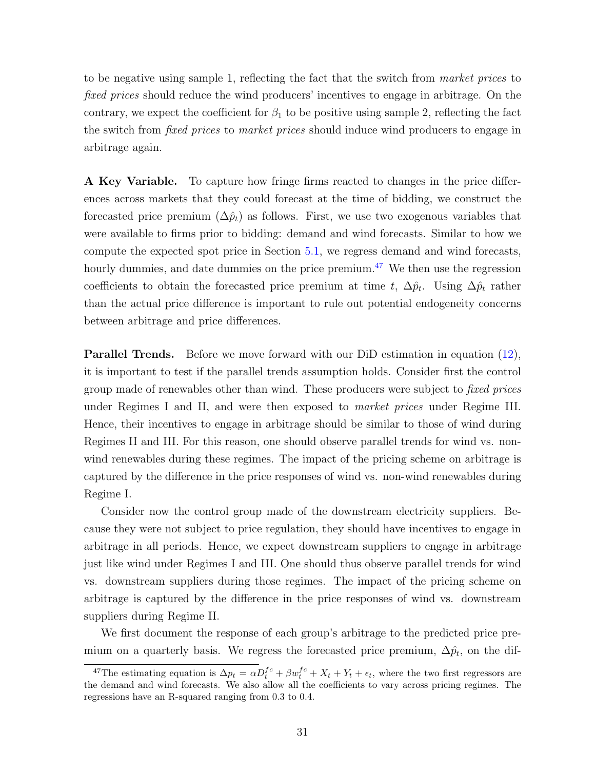to be negative using sample 1, reflecting the fact that the switch from *market prices* to *fixed prices* should reduce the wind producers' incentives to engage in arbitrage. On the contrary, we expect the coefficient for $\beta_1$ to be positive using sample 2, reflecting the fact the switch from *fixed prices* to *market prices* should induce wind producers to engage in arbitrage again.

**A Key Variable.** To capture how fringe firms reacted to changes in the price differences across markets that they could forecast at the time of bidding, we construct the forecasted price premium ($\Delta\hat{p}_t$) as follows. First, we use two exogenous variables that were available to firms prior to bidding: demand and wind forecasts. Similar to how we compute the expected spot price in Section 5.1, we regress demand and wind forecasts, hourly dummies, and date dummies on the price premium.[47] We then use the regression coefficients to obtain the forecasted price premium at time $t$, $\Delta\hat{p}_t$. Using $\Delta\hat{p}_t$ rather than the actual price difference is important to rule out potential endogeneity concerns between arbitrage and price differences.

**Parallel Trends.** Before we move forward with our DiD estimation in equation (12), it is important to test if the parallel trends assumption holds. Consider first the control group made of renewables other than wind. These producers were subject to *fixed prices* under Regimes I and II, and were then exposed to *market prices* under Regime III. Hence, their incentives to engage in arbitrage should be similar to those of wind during Regimes II and III. For this reason, one should observe parallel trends for wind vs. non-wind renewables during these regimes. The impact of the pricing scheme on arbitrage is captured by the difference in the price responses of wind vs. non-wind renewables during Regime I.

Consider now the control group made of the downstream electricity suppliers. Because they were not subject to price regulation, they should have incentives to engage in arbitrage in all periods. Hence, we expect downstream suppliers to engage in arbitrage just like wind under Regimes I and III. One should thus observe parallel trends for wind vs. downstream suppliers during those regimes. The impact of the pricing scheme on arbitrage is captured by the difference in the price responses of wind vs. downstream suppliers during Regime II.

We first document the response of each group's arbitrage to the predicted price premium on a quarterly basis. We regress the forecasted price premium, $\Delta\hat{p}_t$, on the dif-

[47] The estimating equation is $\Delta p_t = \alpha D_t^{fc} + \beta w_t^{fc} + X_t + Y_t + \epsilon_t$, where the two first regressors are the demand and wind forecasts. We also allow all the coefficients to vary across pricing regimes. The regressions have an R-squared ranging from 0.3 to 0.4.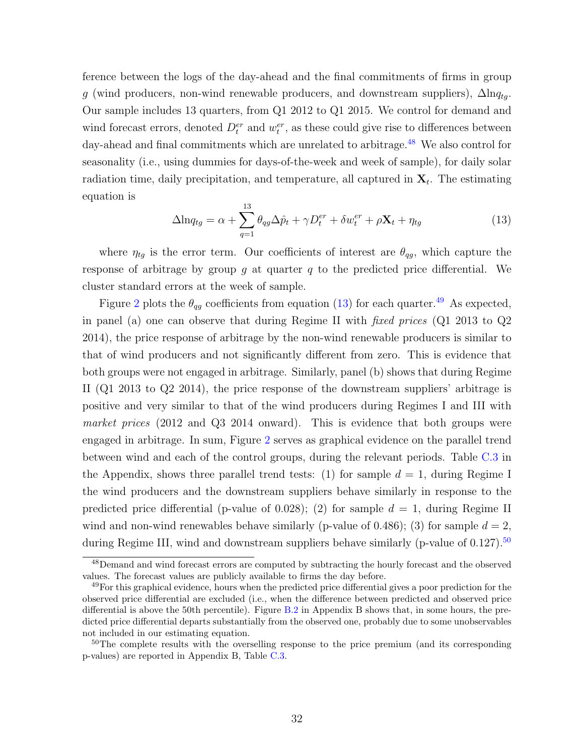ference between the logs of the day-ahead and the final commitments of firms in group $g$ (wind producers, non-wind renewable producers, and downstream suppliers), $\Delta \ln q_{tg}$. Our sample includes 13 quarters, from Q1 2012 to Q1 2015. We control for demand and wind forecast errors, denoted $D_t^{er}$ and $w_t^{er}$, as these could give rise to differences between day-ahead and final commitments which are unrelated to arbitrage.[48] We also control for seasonality (i.e., using dummies for days-of-the-week and week of sample), for daily solar radiation time, daily precipitation, and temperature, all captured in $\mathbf{X}_t$. The estimating equation is

$$\Delta \ln q_{tg} = \alpha + \sum_{q=1}^{13} \theta_{qg} \Delta \hat{p}_t + \gamma D_t^{er} + \delta w_t^{er} + \rho \mathbf{X}_t + \eta_{tg} \tag{13}$$

where $\eta_{tg}$ is the error term. Our coefficients of interest are $\theta_{qg}$, which capture the response of arbitrage by group $g$ at quarter $q$ to the predicted price differential. We cluster standard errors at the week of sample.

Figure 2 plots the $\theta_{qg}$ coefficients from equation (13) for each quarter.[49] As expected, in panel (a) one can observe that during Regime II with *fixed prices* (Q1 2013 to Q2 2014), the price response of arbitrage by the non-wind renewable producers is similar to that of wind producers and not significantly different from zero. This is evidence that both groups were not engaged in arbitrage. Similarly, panel (b) shows that during Regime II (Q1 2013 to Q2 2014), the price response of the downstream suppliers' arbitrage is positive and very similar to that of the wind producers during Regimes I and III with *market prices* (2012 and Q3 2014 onward). This is evidence that both groups were engaged in arbitrage. In sum, Figure 2 serves as graphical evidence on the parallel trend between wind and each of the control groups, during the relevant periods. Table C.3 in the Appendix, shows three parallel trend tests: (1) for sample $d = 1$, during Regime I the wind producers and the downstream suppliers behave similarly in response to the predicted price differential (p-value of 0.028); (2) for sample $d = 1$, during Regime II wind and non-wind renewables behave similarly (p-value of 0.486); (3) for sample $d = 2$, during Regime III, wind and downstream suppliers behave similarly (p-value of 0.127).[50]

[48] Demand and wind forecast errors are computed by subtracting the hourly forecast and the observed values. The forecast values are publicly available to firms the day before.

[49] For this graphical evidence, hours when the predicted price differential gives a poor prediction for the observed price differential are excluded (i.e., when the difference between predicted and observed price differential is above the 50th percentile). Figure B.2 in Appendix B shows that, in some hours, the predicted price differential departs substantially from the observed one, probably due to some unobservables not included in our estimating equation.

[50] The complete results with the overselling response to the price premium (and its corresponding p-values) are reported in Appendix B, Table C.3.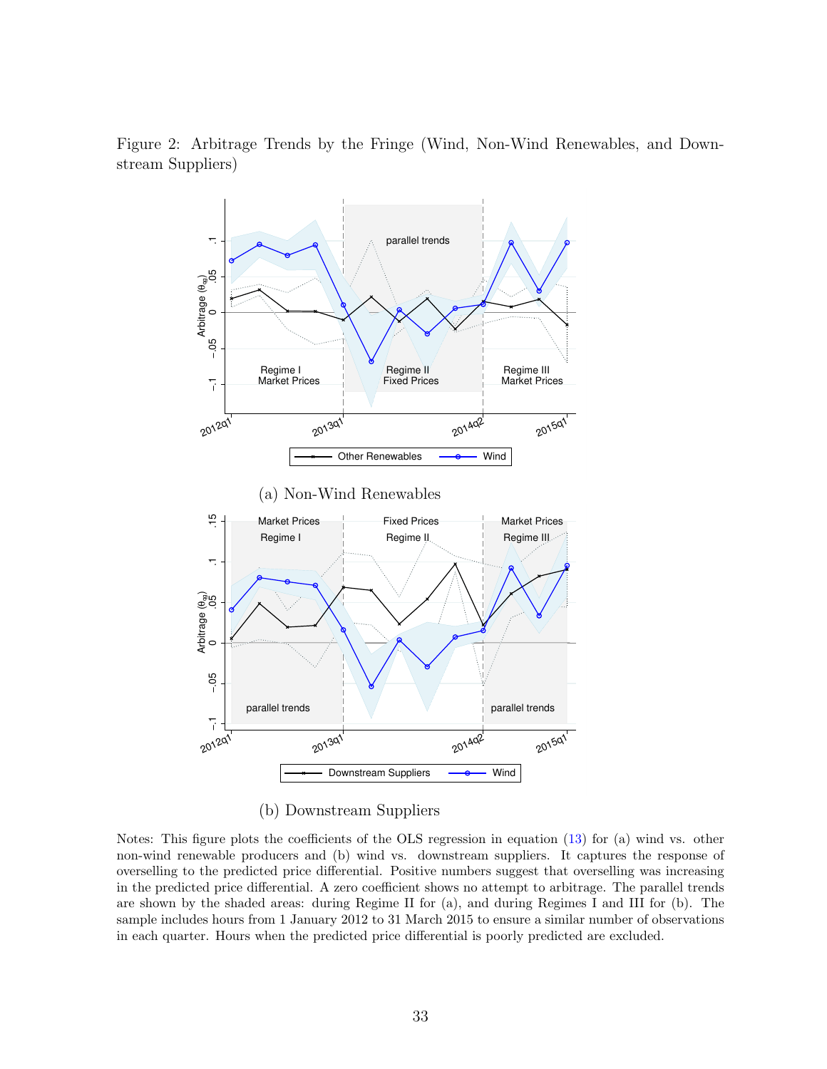Figure 2: Arbitrage Trends by the Fringe (Wind, Non-Wind Renewables, and Downstream Suppliers)

(a) Non-Wind Renewables

(b) Downstream Suppliers

Notes: This figure plots the coefficients of the OLS regression in equation (13) for (a) wind vs. other non-wind renewable producers and (b) wind vs. downstream suppliers. It captures the response of overselling to the predicted price differential. Positive numbers suggest that overselling was increasing in the predicted price differential. A zero coefficient shows no attempt to arbitrage. The parallel trends are shown by the shaded areas: during Regime II for (a), and during Regimes I and III for (b). The sample includes hours from 1 January 2012 to 31 March 2015 to ensure a similar number of observations in each quarter. Hours when the predicted price differential is poorly predicted are excluded.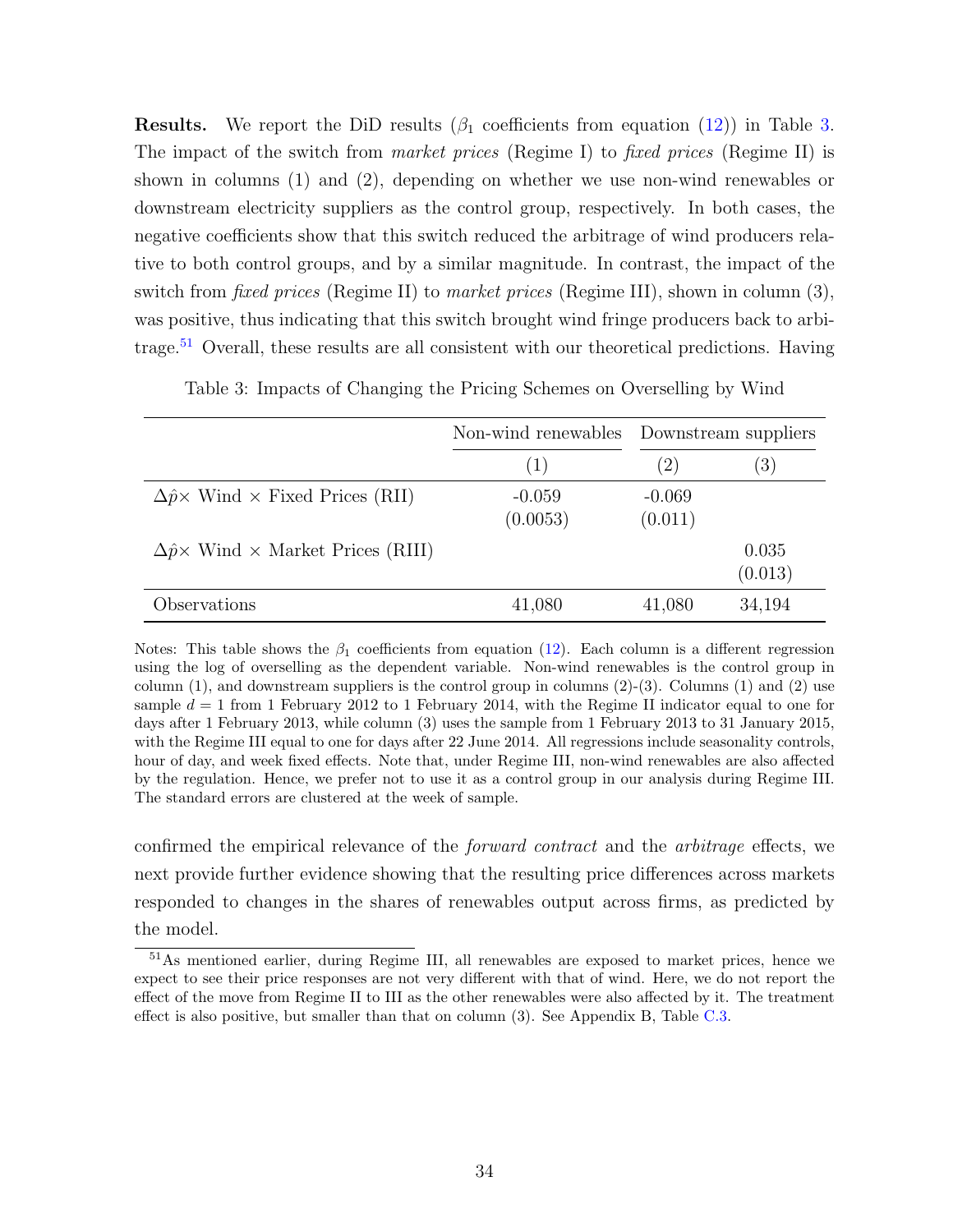**Results.** We report the DiD results ($\beta_1$ coefficients from equation (12)) in Table 3. The impact of the switch from *market prices* (Regime I) to *fixed prices* (Regime II) is shown in columns (1) and (2), depending on whether we use non-wind renewables or downstream electricity suppliers as the control group, respectively. In both cases, the negative coefficients show that this switch reduced the arbitrage of wind producers relative to both control groups, and by a similar magnitude. In contrast, the impact of the switch from *fixed prices* (Regime II) to *market prices* (Regime III), shown in column (3), was positive, thus indicating that this switch brought wind fringe producers back to arbitrage.[51] Overall, these results are all consistent with our theoretical predictions. Having confirmed the empirical relevance of the *forward contract* and the *arbitrage* effects, we next provide further evidence showing that the resulting price differences across markets responded to changes in the shares of renewables output across firms, as predicted by the model.

Table 3: Impacts of Changing the Pricing Schemes on Overselling by Wind

| | Non-wind renewables | Downstream suppliers | |
|---|---|---|---|
| | (1) | (2) | (3) |
| $\Delta\hat{p}\times$ Wind $\times$ Fixed Prices (RII) | -0.059 | -0.069 | |
| | (0.0053) | (0.011) | |
| $\Delta\hat{p}\times$ Wind $\times$ Market Prices (RIII) | | | 0.035 |
| | | | (0.013) |
| Observations | 41,080 | 41,080 | 34,194 |

Notes: This table shows the $\beta_1$ coefficients from equation (12). Each column is a different regression using the log of overselling as the dependent variable. Non-wind renewables is the control group in column (1), and downstream suppliers is the control group in columns (2)-(3). Columns (1) and (2) use sample $d = 1$ from 1 February 2012 to 1 February 2014, with the Regime II indicator equal to one for days after 1 February 2013, while column (3) uses the sample from 1 February 2013 to 31 January 2015, with the Regime III equal to one for days after 22 June 2014. All regressions include seasonality controls, hour of day, and week fixed effects. Note that, under Regime III, non-wind renewables are also affected by the regulation. Hence, we prefer not to use it as a control group in our analysis during Regime III. The standard errors are clustered at the week of sample.

[51] As mentioned earlier, during Regime III, all renewables are exposed to market prices, hence we expect to see their price responses are not very different with that of wind. Here, we do not report the effect of the move from Regime II to III as the other renewables were also affected by it. The treatment effect is also positive, but smaller than that on column (3). See Appendix B, Table C.3.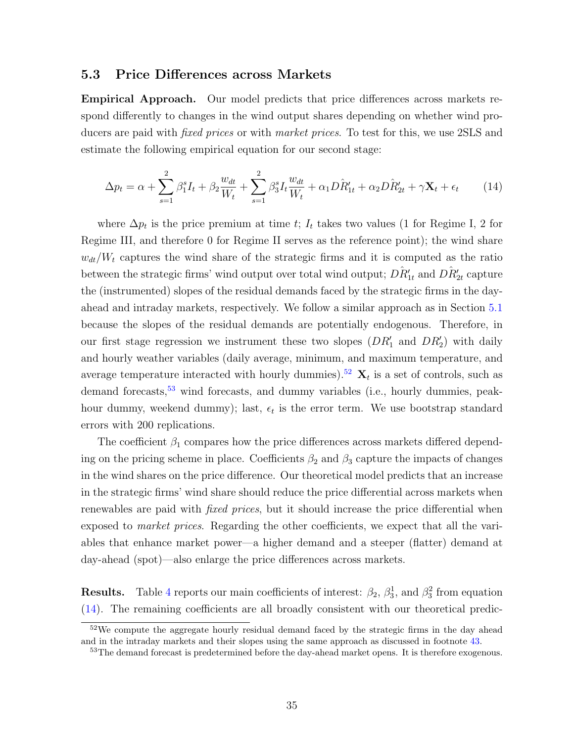### 5.3 Price Differences across Markets

**Empirical Approach.** Our model predicts that price differences across markets respond differently to changes in the wind output shares depending on whether wind producers are paid with *fixed prices* or with *market prices*. To test for this, we use 2SLS and estimate the following empirical equation for our second stage:

$$\Delta p_t = \alpha + \sum_{s=1}^{2} \beta_1^s I_t + \beta_2 \frac{w_{dt}}{W_t} + \sum_{s=1}^{2} \beta_3^s I_t \frac{w_{dt}}{W_t} + \alpha_1 D\hat{R}'_{1t} + \alpha_2 D\hat{R}'_{2t} + \gamma \mathbf{X}_t + \epsilon_t \tag{14}$$

where $\Delta p_t$ is the price premium at time $t$; $I_t$ takes two values (1 for Regime I, 2 for Regime III, and therefore 0 for Regime II serves as the reference point); the wind share $w_{dt}/W_t$ captures the wind share of the strategic firms and it is computed as the ratio between the strategic firms' wind output over total wind output; $D\hat{R}'_{1t}$ and $D\hat{R}'_{2t}$ capture the (instrumented) slopes of the residual demands faced by the strategic firms in the day-ahead and intraday markets, respectively. We follow a similar approach as in Section 5.1 because the slopes of the residual demands are potentially endogenous. Therefore, in our first stage regression we instrument these two slopes ($DR'_1$ and $DR'_2$) with daily and hourly weather variables (daily average, minimum, and maximum temperature, and average temperature interacted with hourly dummies).[52] $\mathbf{X}_t$ is a set of controls, such as demand forecasts,[53] wind forecasts, and dummy variables (i.e., hourly dummies, peak-hour dummy, weekend dummy); last, $\epsilon_t$ is the error term. We use bootstrap standard errors with 200 replications.

The coefficient $\beta_1$ compares how the price differences across markets differed depending on the pricing scheme in place. Coefficients $\beta_2$ and $\beta_3$ capture the impacts of changes in the wind shares on the price difference. Our theoretical model predicts that an increase in the strategic firms' wind share should reduce the price differential across markets when renewables are paid with *fixed prices*, but it should increase the price differential when exposed to *market prices*. Regarding the other coefficients, we expect that all the variables that enhance market power—a higher demand and a steeper (flatter) demand at day-ahead (spot)—also enlarge the price differences across markets.

**Results.** Table 4 reports our main coefficients of interest: $\beta_2$, $\beta_3^1$, and $\beta_3^2$ from equation (14). The remaining coefficients are all broadly consistent with our theoretical predic-

[52] We compute the aggregate hourly residual demand faced by the strategic firms in the day ahead and in the intraday markets and their slopes using the same approach as discussed in footnote 43.

[53] The demand forecast is predetermined before the day-ahead market opens. It is therefore exogenous.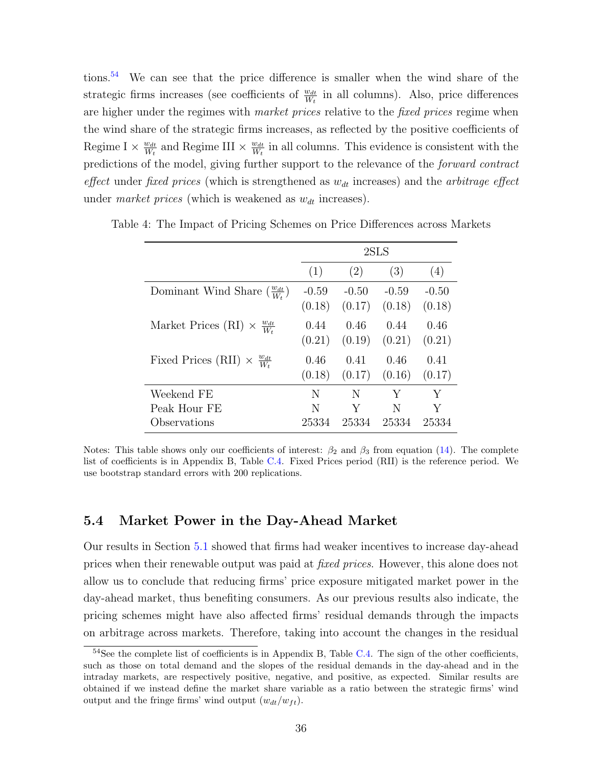tions.[54] We can see that the price difference is smaller when the wind share of the strategic firms increases (see coefficients of $\frac{w_{dt}}{W_t}$ in all columns). Also, price differences are higher under the regimes with *market prices* relative to the *fixed prices* regime when the wind share of the strategic firms increases, as reflected by the positive coefficients of Regime I $\times$ $\frac{w_{dt}}{W_t}$ and Regime III $\times$ $\frac{w_{dt}}{W_t}$ in all columns. This evidence is consistent with the predictions of the model, giving further support to the relevance of the *forward contract effect* under *fixed prices* (which is strengthened as $w_{dt}$ increases) and the *arbitrage effect* under *market prices* (which is weakened as $w_{dt}$ increases).

Table 4: The Impact of Pricing Schemes on Price Differences across Markets

| | 2SLS | | | |
|---|---|---|---|---|
| | (1) | (2) | (3) | (4) |
| Dominant Wind Share ($\frac{w_{dt}}{W_t}$) | -0.59 | -0.50 | -0.59 | -0.50 |
| | (0.18) | (0.17) | (0.18) | (0.18) |
| Market Prices (RI) $\times$ $\frac{w_{dt}}{W_t}$ | 0.44 | 0.46 | 0.44 | 0.46 |
| | (0.21) | (0.19) | (0.21) | (0.21) |
| Fixed Prices (RII) $\times$ $\frac{w_{dt}}{W_t}$ | 0.46 | 0.41 | 0.46 | 0.41 |
| | (0.18) | (0.17) | (0.16) | (0.17) |
| Weekend FE | N | N | Y | Y |
| Peak Hour FE | N | Y | N | Y |
| Observations | 25334 | 25334 | 25334 | 25334 |

Notes: This table shows only our coefficients of interest: $\beta_2$ and $\beta_3$ from equation (14). The complete list of coefficients is in Appendix B, Table C.4. Fixed Prices period (RII) is the reference period. We use bootstrap standard errors with 200 replications.

## 5.4 Market Power in the Day-Ahead Market

Our results in Section 5.1 showed that firms had weaker incentives to increase day-ahead prices when their renewable output was paid at *fixed prices*. However, this alone does not allow us to conclude that reducing firms' price exposure mitigated market power in the day-ahead market, thus benefiting consumers. As our previous results also indicate, the pricing schemes might have also affected firms' residual demands through the impacts on arbitrage across markets. Therefore, taking into account the changes in the residual

[54] See the complete list of coefficients is in Appendix B, Table C.4. The sign of the other coefficients, such as those on total demand and the slopes of the residual demands in the day-ahead and in the intraday markets, are respectively positive, negative, and positive, as expected. Similar results are obtained if we instead define the market share variable as a ratio between the strategic firms' wind output and the fringe firms' wind output ($w_{dt}/w_{ft}$).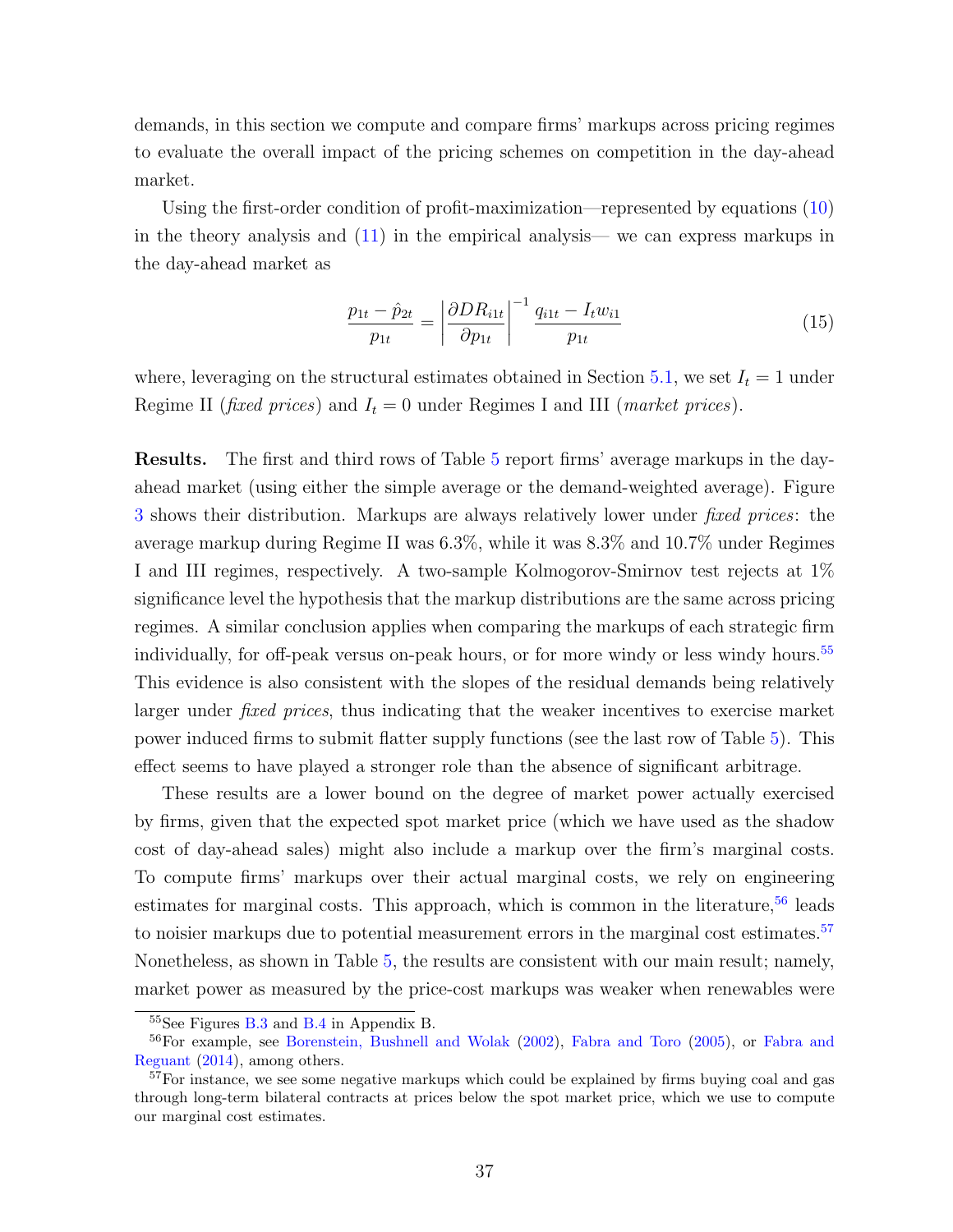demands, in this section we compute and compare firms' markups across pricing regimes to evaluate the overall impact of the pricing schemes on competition in the day-ahead market.

Using the first-order condition of profit-maximization—represented by equations (10) in the theory analysis and (11) in the empirical analysis— we can express markups in the day-ahead market as

$$\frac{p_{1t} - \hat{p}_{2t}}{p_{1t}} = \left| \frac{\partial DR_{i1t}}{\partial p_{1t}} \right|^{-1} \frac{q_{i1t} - I_t w_{i1}}{p_{1t}} \tag{15}$$

where, leveraging on the structural estimates obtained in Section 5.1, we set $I_t = 1$ under Regime II (*fixed prices*) and $I_t = 0$ under Regimes I and III (*market prices*).

**Results.** The first and third rows of Table 5 report firms' average markups in the day-ahead market (using either the simple average or the demand-weighted average). Figure 3 shows their distribution. Markups are always relatively lower under *fixed prices*: the average markup during Regime II was 6.3%, while it was 8.3% and 10.7% under Regimes I and III regimes, respectively. A two-sample Kolmogorov-Smirnov test rejects at 1% significance level the hypothesis that the markup distributions are the same across pricing regimes. A similar conclusion applies when comparing the markups of each strategic firm individually, for off-peak versus on-peak hours, or for more windy or less windy hours.[55] This evidence is also consistent with the slopes of the residual demands being relatively larger under *fixed prices*, thus indicating that the weaker incentives to exercise market power induced firms to submit flatter supply functions (see the last row of Table 5). This effect seems to have played a stronger role than the absence of significant arbitrage.

These results are a lower bound on the degree of market power actually exercised by firms, given that the expected spot market price (which we have used as the shadow cost of day-ahead sales) might also include a markup over the firm's marginal costs. To compute firms' markups over their actual marginal costs, we rely on engineering estimates for marginal costs. This approach, which is common in the literature,[56] leads to noisier markups due to potential measurement errors in the marginal cost estimates.[57] Nonetheless, as shown in Table 5, the results are consistent with our main result; namely, market power as measured by the price-cost markups was weaker when renewables were

---

[55] See Figures B.3 and B.4 in Appendix B.

[56] For example, see Borenstein, Bushnell and Wolak (2002), Fabra and Toro (2005), or Fabra and Reguant (2014), among others.

[57] For instance, we see some negative markups which could be explained by firms buying coal and gas through long-term bilateral contracts at prices below the spot market price, which we use to compute our marginal cost estimates.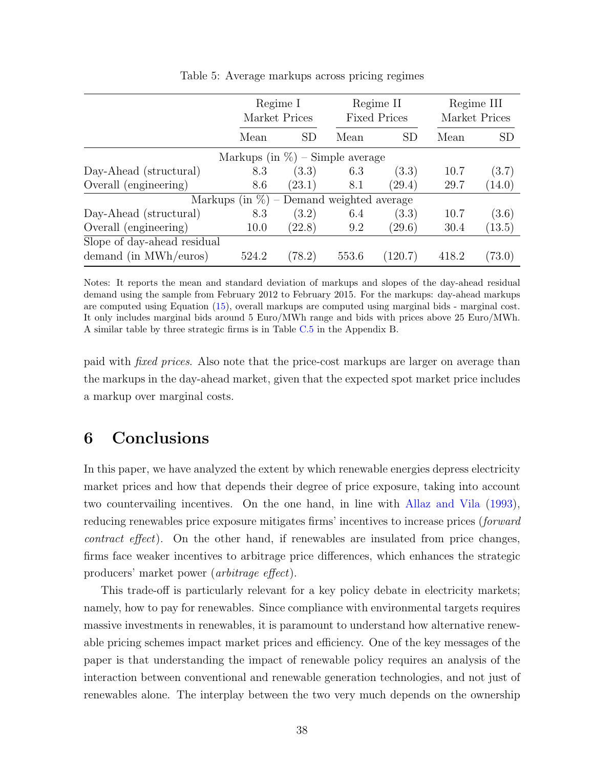Table 5: Average markups across pricing regimes

| | Regime I Market Prices | | Regime II Fixed Prices | | Regime III Market Prices | |
|---|---|---|---|---|---|---|
| | Mean | SD | Mean | SD | Mean | SD |
| **Markups (in %) – Simple average** | | | | | | |
| Day-Ahead (structural) | 8.3 | (3.3) | 6.3 | (3.3) | 10.7 | (3.7) |
| Overall (engineering) | 8.6 | (23.1) | 8.1 | (29.4) | 29.7 | (14.0) |
| **Markups (in %) – Demand weighted average** | | | | | | |
| Day-Ahead (structural) | 8.3 | (3.2) | 6.4 | (3.3) | 10.7 | (3.6) |
| Overall (engineering) | 10.0 | (22.8) | 9.2 | (29.6) | 30.4 | (13.5) |
| Slope of day-ahead residual demand (in MWh/euros) | 524.2 | (78.2) | 553.6 | (120.7) | 418.2 | (73.0) |

Notes: It reports the mean and standard deviation of markups and slopes of the day-ahead residual demand using the sample from February 2012 to February 2015. For the markups: day-ahead markups are computed using Equation (15), overall markups are computed using marginal bids - marginal cost. It only includes marginal bids around 5 Euro/MWh range and bids with prices above 25 Euro/MWh. A similar table by three strategic firms is in Table C.5 in the Appendix B.

paid with *fixed prices*. Also note that the price-cost markups are larger on average than the markups in the day-ahead market, given that the expected spot market price includes a markup over marginal costs.

# 6 Conclusions

In this paper, we have analyzed the extent by which renewable energies depress electricity market prices and how that depends their degree of price exposure, taking into account two countervailing incentives. On the one hand, in line with Allaz and Vila (1993), reducing renewables price exposure mitigates firms' incentives to increase prices (*forward contract effect*). On the other hand, if renewables are insulated from price changes, firms face weaker incentives to arbitrage price differences, which enhances the strategic producers' market power (*arbitrage effect*).

This trade-off is particularly relevant for a key policy debate in electricity markets; namely, how to pay for renewables. Since compliance with environmental targets requires massive investments in renewables, it is paramount to understand how alternative renewable pricing schemes impact market prices and efficiency. One of the key messages of the paper is that understanding the impact of renewable policy requires an analysis of the interaction between conventional and renewable generation technologies, and not just of renewables alone. The interplay between the two very much depends on the ownership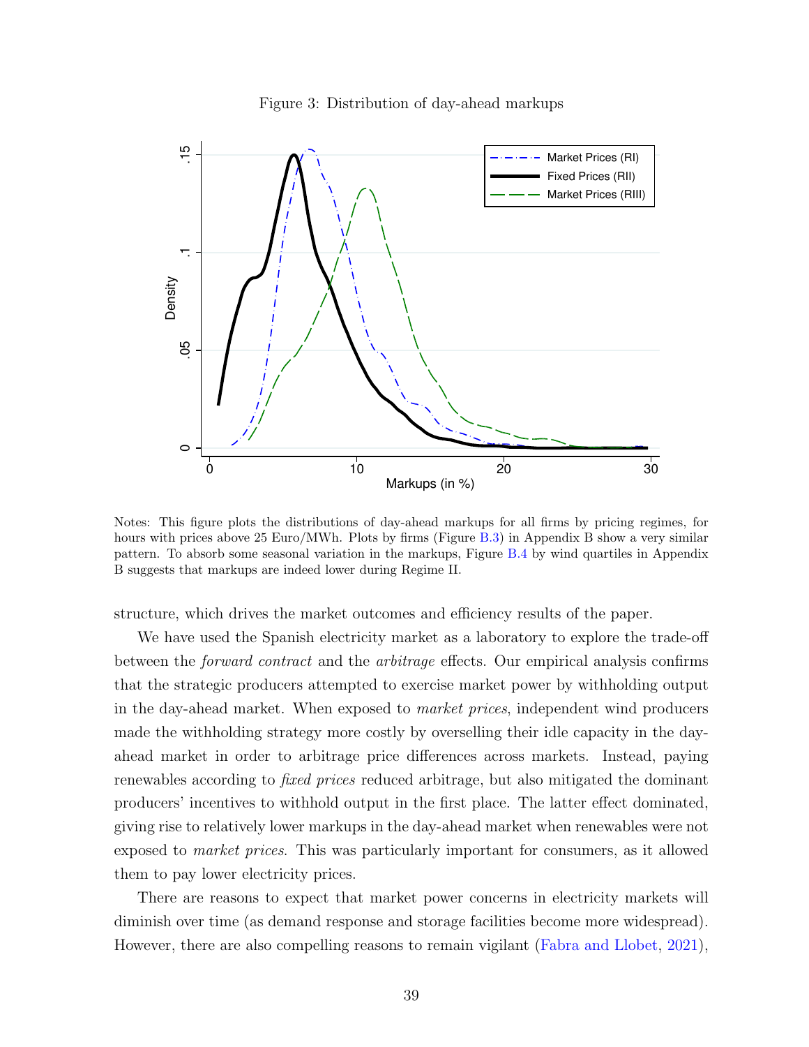Figure 3: Distribution of day-ahead markups

Notes: This figure plots the distributions of day-ahead markups for all firms by pricing regimes, for hours with prices above 25 Euro/MWh. Plots by firms (Figure B.3) in Appendix B show a very similar pattern. To absorb some seasonal variation in the markups, Figure B.4 by wind quartiles in Appendix B suggests that markups are indeed lower during Regime II.

structure, which drives the market outcomes and efficiency results of the paper.

We have used the Spanish electricity market as a laboratory to explore the trade-off between the *forward contract* and the *arbitrage* effects. Our empirical analysis confirms that the strategic producers attempted to exercise market power by withholding output in the day-ahead market. When exposed to *market prices*, independent wind producers made the withholding strategy more costly by overselling their idle capacity in the day-ahead market in order to arbitrage price differences across markets. Instead, paying renewables according to *fixed prices* reduced arbitrage, but also mitigated the dominant producers' incentives to withhold output in the first place. The latter effect dominated, giving rise to relatively lower markups in the day-ahead market when renewables were not exposed to *market prices*. This was particularly important for consumers, as it allowed them to pay lower electricity prices.

There are reasons to expect that market power concerns in electricity markets will diminish over time (as demand response and storage facilities become more widespread). However, there are also compelling reasons to remain vigilant (Fabra and Llobet, 2021),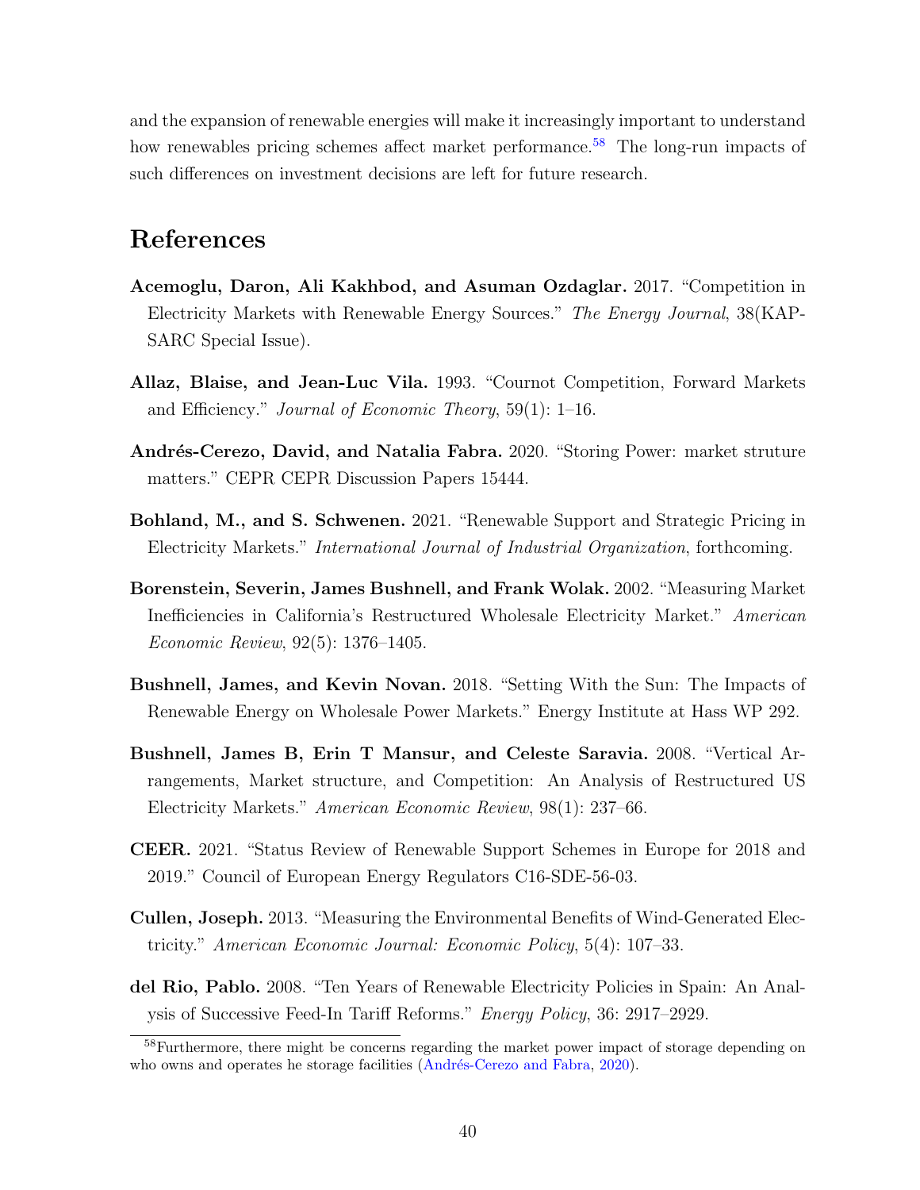and the expansion of renewable energies will make it increasingly important to understand how renewables pricing schemes affect market performance.[58] The long-run impacts of such differences on investment decisions are left for future research.

# References

**Acemoglu, Daron, Ali Kakhbod, and Asuman Ozdaglar.** 2017. "Competition in Electricity Markets with Renewable Energy Sources." *The Energy Journal*, 38(KAPSARC Special Issue).

**Allaz, Blaise, and Jean-Luc Vila.** 1993. "Cournot Competition, Forward Markets and Efficiency." *Journal of Economic Theory*, 59(1): 1–16.

**Andrés-Cerezo, David, and Natalia Fabra.** 2020. "Storing Power: market struture matters." CEPR CEPR Discussion Papers 15444.

**Bohland, M., and S. Schwenen.** 2021. "Renewable Support and Strategic Pricing in Electricity Markets." *International Journal of Industrial Organization*, forthcoming.

**Borenstein, Severin, James Bushnell, and Frank Wolak.** 2002. "Measuring Market Inefficiencies in California's Restructured Wholesale Electricity Market." *American Economic Review*, 92(5): 1376–1405.

**Bushnell, James, and Kevin Novan.** 2018. "Setting With the Sun: The Impacts of Renewable Energy on Wholesale Power Markets." Energy Institute at Hass WP 292.

**Bushnell, James B, Erin T Mansur, and Celeste Saravia.** 2008. "Vertical Arrangements, Market structure, and Competition: An Analysis of Restructured US Electricity Markets." *American Economic Review*, 98(1): 237–66.

**CEER.** 2021. "Status Review of Renewable Support Schemes in Europe for 2018 and 2019." Council of European Energy Regulators C16-SDE-56-03.

**Cullen, Joseph.** 2013. "Measuring the Environmental Benefits of Wind-Generated Electricity." *American Economic Journal: Economic Policy*, 5(4): 107–33.

**del Rio, Pablo.** 2008. "Ten Years of Renewable Electricity Policies in Spain: An Analysis of Successive Feed-In Tariff Reforms." *Energy Policy*, 36: 2917–2929.

[58] Furthermore, there might be concerns regarding the market power impact of storage depending on who owns and operates he storage facilities (Andrés-Cerezo and Fabra, 2020).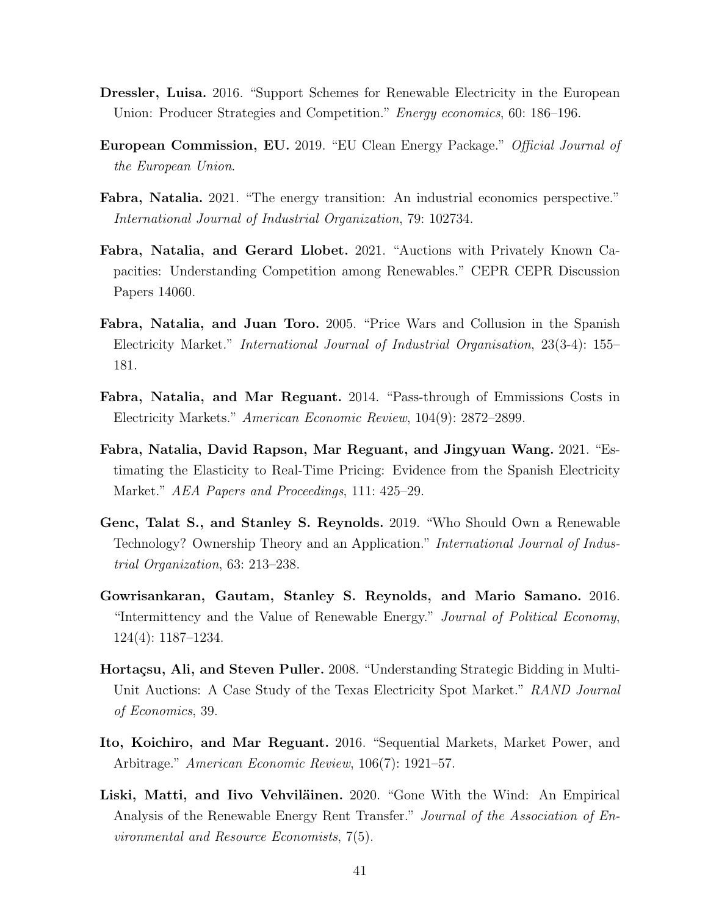**Dressler, Luisa.** 2016. "Support Schemes for Renewable Electricity in the European Union: Producer Strategies and Competition." *Energy economics*, 60: 186–196.

**European Commission, EU.** 2019. "EU Clean Energy Package." *Official Journal of the European Union*.

**Fabra, Natalia.** 2021. "The energy transition: An industrial economics perspective." *International Journal of Industrial Organization*, 79: 102734.

**Fabra, Natalia, and Gerard Llobet.** 2021. "Auctions with Privately Known Capacities: Understanding Competition among Renewables." CEPR CEPR Discussion Papers 14060.

**Fabra, Natalia, and Juan Toro.** 2005. "Price Wars and Collusion in the Spanish Electricity Market." *International Journal of Industrial Organisation*, 23(3-4): 155–181.

**Fabra, Natalia, and Mar Reguant.** 2014. "Pass-through of Emmissions Costs in Electricity Markets." *American Economic Review*, 104(9): 2872–2899.

**Fabra, Natalia, David Rapson, Mar Reguant, and Jingyuan Wang.** 2021. "Estimating the Elasticity to Real-Time Pricing: Evidence from the Spanish Electricity Market." *AEA Papers and Proceedings*, 111: 425–29.

**Genc, Talat S., and Stanley S. Reynolds.** 2019. "Who Should Own a Renewable Technology? Ownership Theory and an Application." *International Journal of Industrial Organization*, 63: 213–238.

**Gowrisankaran, Gautam, Stanley S. Reynolds, and Mario Samano.** 2016. "Intermittency and the Value of Renewable Energy." *Journal of Political Economy*, 124(4): 1187–1234.

**Hortaçsu, Ali, and Steven Puller.** 2008. "Understanding Strategic Bidding in Multi-Unit Auctions: A Case Study of the Texas Electricity Spot Market." *RAND Journal of Economics*, 39.

**Ito, Koichiro, and Mar Reguant.** 2016. "Sequential Markets, Market Power, and Arbitrage." *American Economic Review*, 106(7): 1921–57.

**Liski, Matti, and Iivo Vehviläinen.** 2020. "Gone With the Wind: An Empirical Analysis of the Renewable Energy Rent Transfer." *Journal of the Association of Environmental and Resource Economists*, 7(5).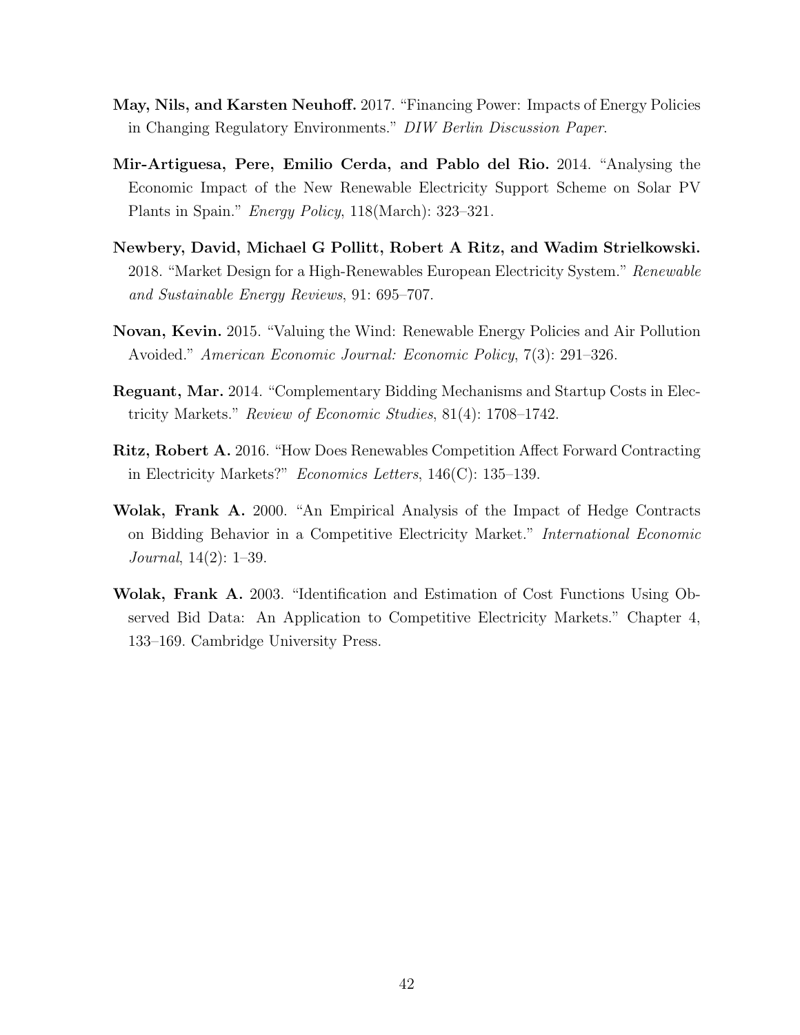**May, Nils, and Karsten Neuhoff.** 2017. "Financing Power: Impacts of Energy Policies in Changing Regulatory Environments." *DIW Berlin Discussion Paper*.

**Mir-Artiguesa, Pere, Emilio Cerda, and Pablo del Rio.** 2014. "Analysing the Economic Impact of the New Renewable Electricity Support Scheme on Solar PV Plants in Spain." *Energy Policy*, 118(March): 323–321.

**Newbery, David, Michael G Pollitt, Robert A Ritz, and Wadim Strielkowski.** 2018. "Market Design for a High-Renewables European Electricity System." *Renewable and Sustainable Energy Reviews*, 91: 695–707.

**Novan, Kevin.** 2015. "Valuing the Wind: Renewable Energy Policies and Air Pollution Avoided." *American Economic Journal: Economic Policy*, 7(3): 291–326.

**Reguant, Mar.** 2014. "Complementary Bidding Mechanisms and Startup Costs in Electricity Markets." *Review of Economic Studies*, 81(4): 1708–1742.

**Ritz, Robert A.** 2016. "How Does Renewables Competition Affect Forward Contracting in Electricity Markets?" *Economics Letters*, 146(C): 135–139.

**Wolak, Frank A.** 2000. "An Empirical Analysis of the Impact of Hedge Contracts on Bidding Behavior in a Competitive Electricity Market." *International Economic Journal*, 14(2): 1–39.

**Wolak, Frank A.** 2003. "Identification and Estimation of Cost Functions Using Observed Bid Data: An Application to Competitive Electricity Markets." Chapter 4, 133–169. Cambridge University Press.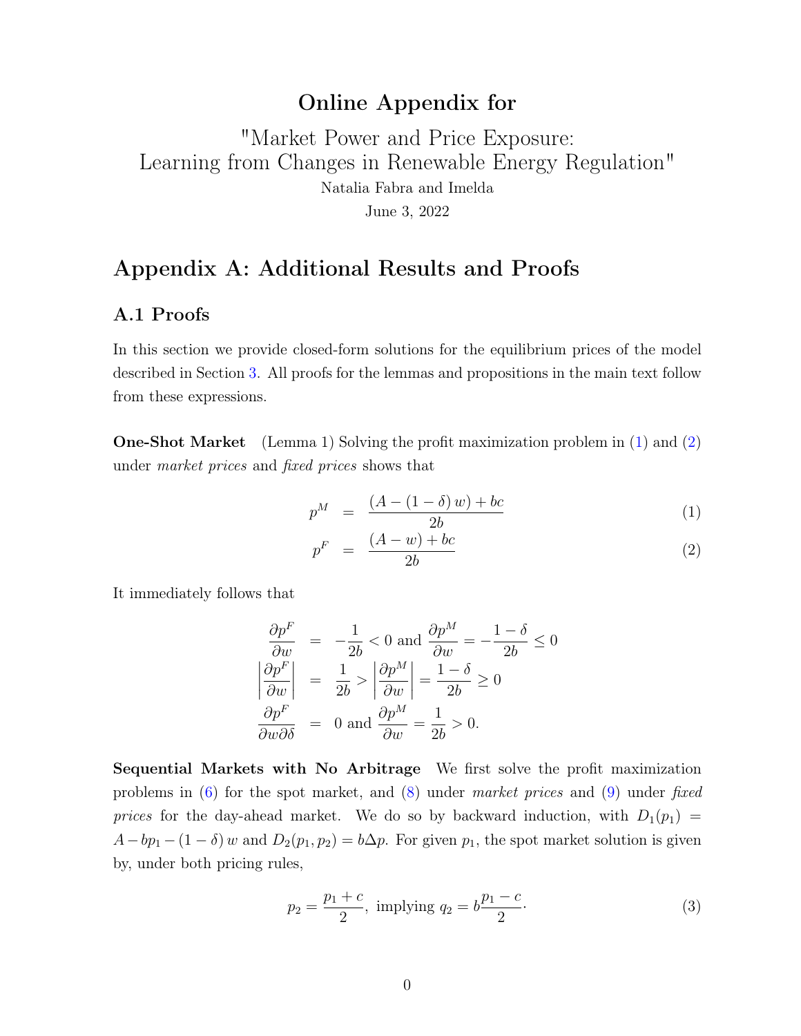# Online Appendix for

"Market Power and Price Exposure: Learning from Changes in Renewable Energy Regulation"

Natalia Fabra and Imelda

June 3, 2022

## Appendix A: Additional Results and Proofs

### A.1 Proofs

In this section we provide closed-form solutions for the equilibrium prices of the model described in Section 3. All proofs for the lemmas and propositions in the main text follow from these expressions.

**One-Shot Market** (Lemma 1) Solving the profit maximization problem in (1) and (2) under *market prices* and *fixed prices* shows that

$$p^M = \frac{(A - (1-\delta)\, w) + bc}{2b} \tag{1}$$

$$p^F = \frac{(A - w) + bc}{2b} \tag{2}$$

It immediately follows that

$$\frac{\partial p^F}{\partial w} = -\frac{1}{2b} < 0 \text{ and } \frac{\partial p^M}{\partial w} = -\frac{1-\delta}{2b} \leq 0$$

$$\left|\frac{\partial p^F}{\partial w}\right| = \frac{1}{2b} > \left|\frac{\partial p^M}{\partial w}\right| = \frac{1-\delta}{2b} \geq 0$$

$$\frac{\partial p^F}{\partial w \partial \delta} = 0 \text{ and } \frac{\partial p^M}{\partial w} = \frac{1}{2b} > 0.$$

**Sequential Markets with No Arbitrage** We first solve the profit maximization problems in (6) for the spot market, and (8) under *market prices* and (9) under *fixed prices* for the day-ahead market. We do so by backward induction, with $D_1(p_1) = A - bp_1 - (1-\delta)\, w$ and $D_2(p_1, p_2) = b\Delta p$. For given $p_1$, the spot market solution is given by, under both pricing rules,

$$p_2 = \frac{p_1 + c}{2}, \text{ implying } q_2 = b\frac{p_1 - c}{2}. \tag{3}$$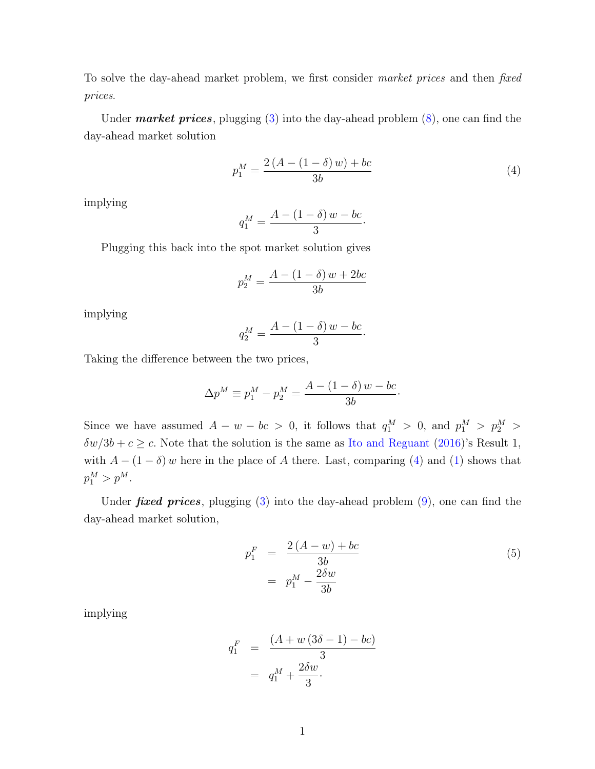To solve the day-ahead market problem, we first consider *market prices* and then *fixed prices*.

Under ***market prices***, plugging (3) into the day-ahead problem (8), one can find the day-ahead market solution

$$p_1^M = \frac{2\left(A-(1-\delta)\,w\right)+bc}{3b} \tag{4}$$

implying

$$q_1^M = \frac{A-(1-\delta)\,w-bc}{3}.$$

Plugging this back into the spot market solution gives

$$p_2^M = \frac{A-(1-\delta)\,w+2bc}{3b}$$

implying

$$q_2^M = \frac{A-(1-\delta)\,w-bc}{3}.$$

Taking the difference between the two prices,

$$\Delta p^M \equiv p_1^M - p_2^M = \frac{A-(1-\delta)\,w-bc}{3b}.$$

Since we have assumed $A-w-bc>0$, it follows that $q_1^M>0$, and $p_1^M > p_2^M > \delta w/3b + c \geq c$. Note that the solution is the same as Ito and Reguant (2016)'s Result 1, with $A-(1-\delta)\,w$ here in the place of $A$ there. Last, comparing (4) and (1) shows that $p_1^M > p^M$.

Under ***fixed prices***, plugging (3) into the day-ahead problem (9), one can find the day-ahead market solution,

$$\begin{aligned} p_1^F &= \frac{2\left(A-w\right)+bc}{3b} \\ &= p_1^M - \frac{2\delta w}{3b} \end{aligned} \tag{5}$$

implying

$$\begin{aligned} q_1^F &= \frac{\left(A+w\left(3\delta-1\right)-bc\right)}{3} \\ &= q_1^M + \frac{2\delta w}{3}. \end{aligned}$$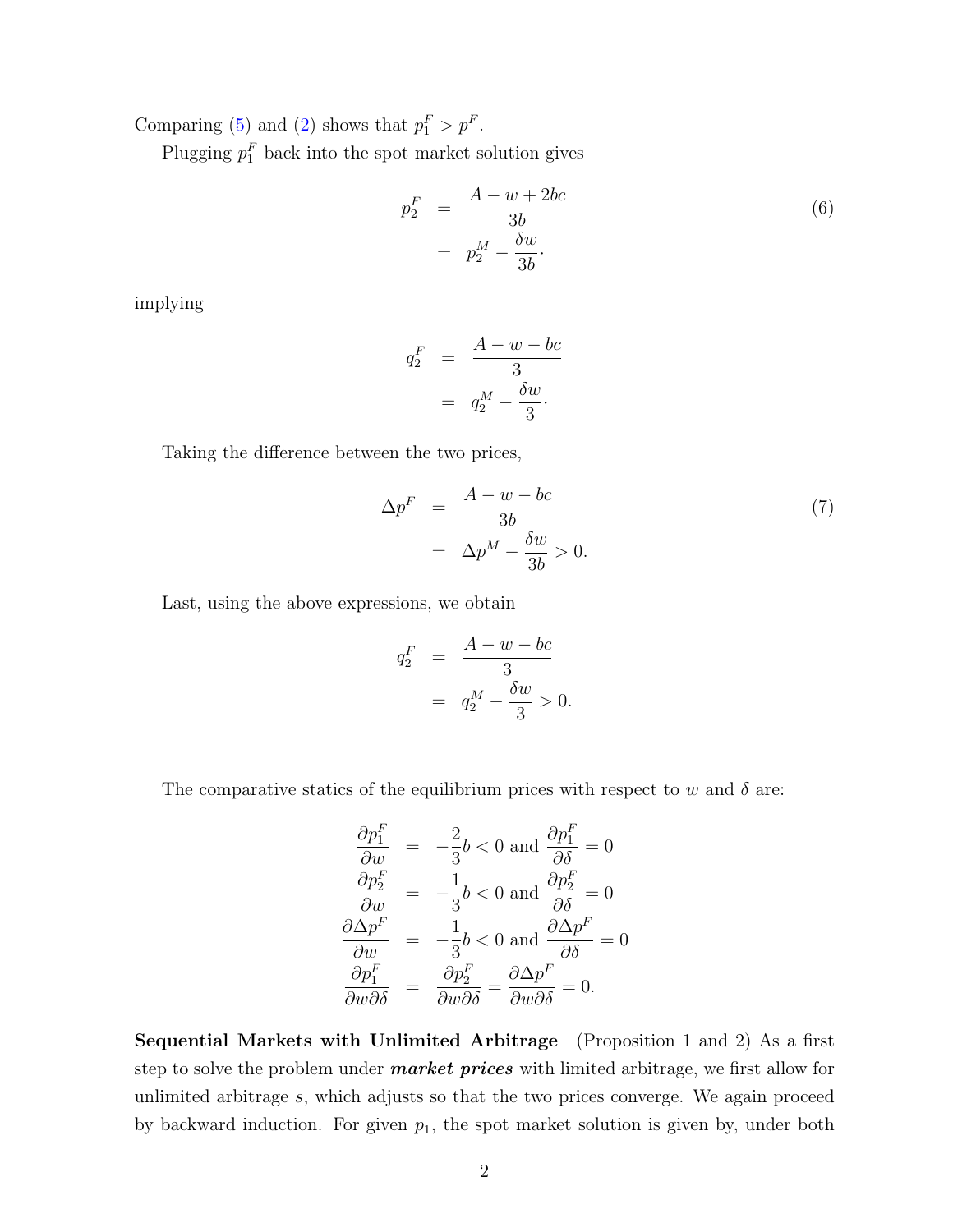Comparing (5) and (2) shows that $p_1^F > p^F$.

Plugging $p_1^F$ back into the spot market solution gives

$$
\begin{aligned}
p_2^F &= \frac{A - w + 2bc}{3b} \\
&= p_2^M - \frac{\delta w}{3b}.
\end{aligned} \tag{6}
$$

implying

$$
\begin{aligned}
q_2^F &= \frac{A - w - bc}{3} \\
&= q_2^M - \frac{\delta w}{3}.
\end{aligned}
$$

Taking the difference between the two prices,

$$
\begin{aligned}
\Delta p^F &= \frac{A - w - bc}{3b} \\
&= \Delta p^M - \frac{\delta w}{3b} > 0.
\end{aligned} \tag{7}
$$

Last, using the above expressions, we obtain

$$
\begin{aligned}
q_2^F &= \frac{A - w - bc}{3} \\
&= q_2^M - \frac{\delta w}{3} > 0.
\end{aligned}
$$

The comparative statics of the equilibrium prices with respect to $w$ and $\delta$ are:

$$
\begin{aligned}
\frac{\partial p_1^F}{\partial w} &= -\frac{2}{3}b < 0 \text{ and } \frac{\partial p_1^F}{\partial \delta} = 0 \\
\frac{\partial p_2^F}{\partial w} &= -\frac{1}{3}b < 0 \text{ and } \frac{\partial p_2^F}{\partial \delta} = 0 \\
\frac{\partial \Delta p^F}{\partial w} &= -\frac{1}{3}b < 0 \text{ and } \frac{\partial \Delta p^F}{\partial \delta} = 0 \\
\frac{\partial p_1^F}{\partial w \partial \delta} &= \frac{\partial p_2^F}{\partial w \partial \delta} = \frac{\partial \Delta p^F}{\partial w \partial \delta} = 0.
\end{aligned}
$$

**Sequential Markets with Unlimited Arbitrage** (Proposition 1 and 2) As a first step to solve the problem under ***market prices*** with limited arbitrage, we first allow for unlimited arbitrage $s$, which adjusts so that the two prices converge. We again proceed by backward induction. For given $p_1$, the spot market solution is given by, under both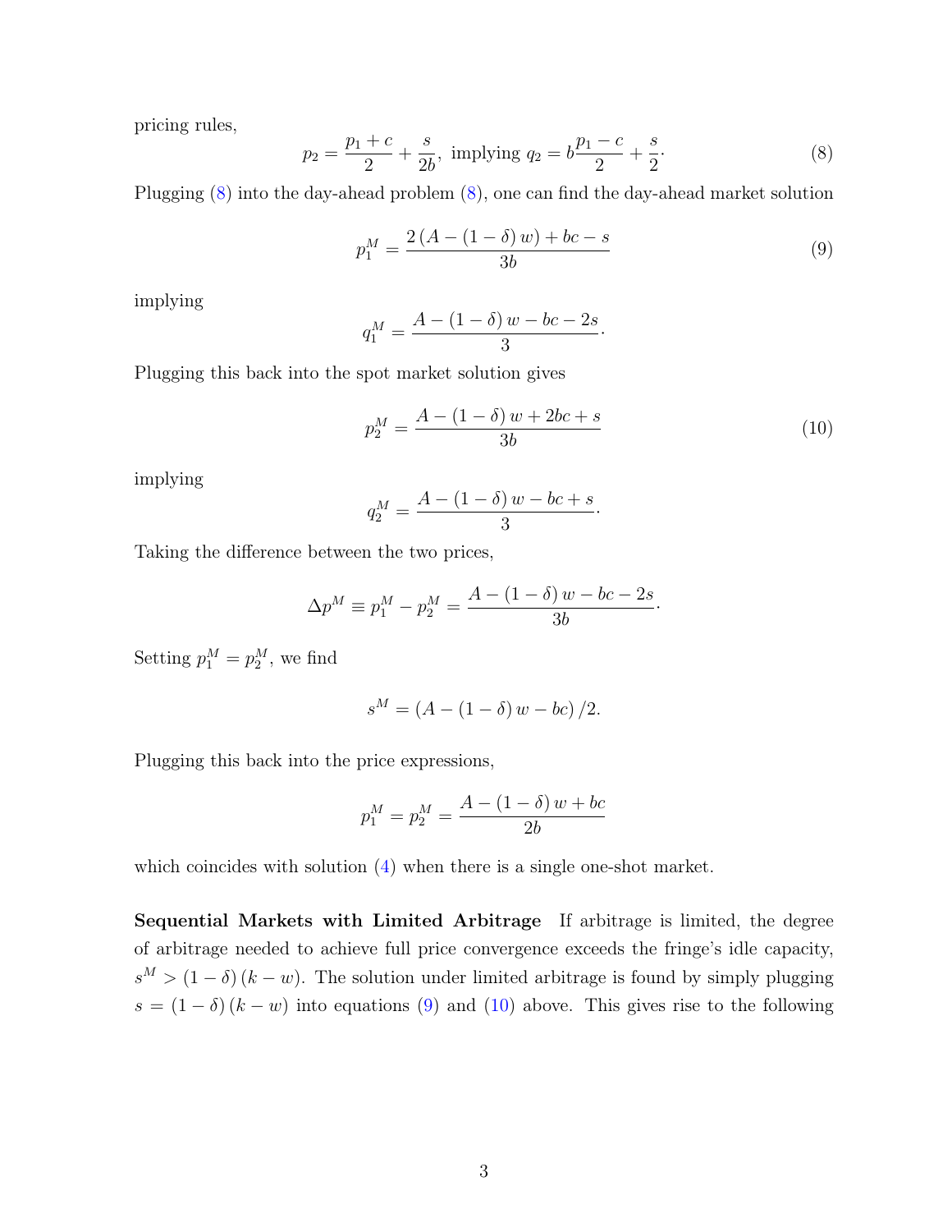pricing rules,

$$p_2 = \frac{p_1 + c}{2} + \frac{s}{2b}, \text{ implying } q_2 = b\frac{p_1 - c}{2} + \frac{s}{2}. \tag{8}$$

Plugging (8) into the day-ahead problem (8), one can find the day-ahead market solution

$$p_1^M = \frac{2\left(A - (1-\delta)\,w\right) + bc - s}{3b} \tag{9}$$

implying

$$q_1^M = \frac{A - (1-\delta)\,w - bc - 2s}{3}.$$

Plugging this back into the spot market solution gives

$$p_2^M = \frac{A - (1-\delta)\,w + 2bc + s}{3b} \tag{10}$$

implying

$$q_2^M = \frac{A - (1-\delta)\,w - bc + s}{3}.$$

Taking the difference between the two prices,

$$\Delta p^M \equiv p_1^M - p_2^M = \frac{A - (1-\delta)\,w - bc - 2s}{3b}.$$

Setting $p_1^M = p_2^M$, we find

$$s^M = \left(A - (1-\delta)\,w - bc\right)/2.$$

Plugging this back into the price expressions,

$$p_1^M = p_2^M = \frac{A - (1-\delta)\,w + bc}{2b}$$

which coincides with solution (4) when there is a single one-shot market.

**Sequential Markets with Limited Arbitrage** If arbitrage is limited, the degree of arbitrage needed to achieve full price convergence exceeds the fringe's idle capacity, $s^M > (1-\delta)(k-w)$. The solution under limited arbitrage is found by simply plugging $s = (1-\delta)(k-w)$ into equations (9) and (10) above. This gives rise to the following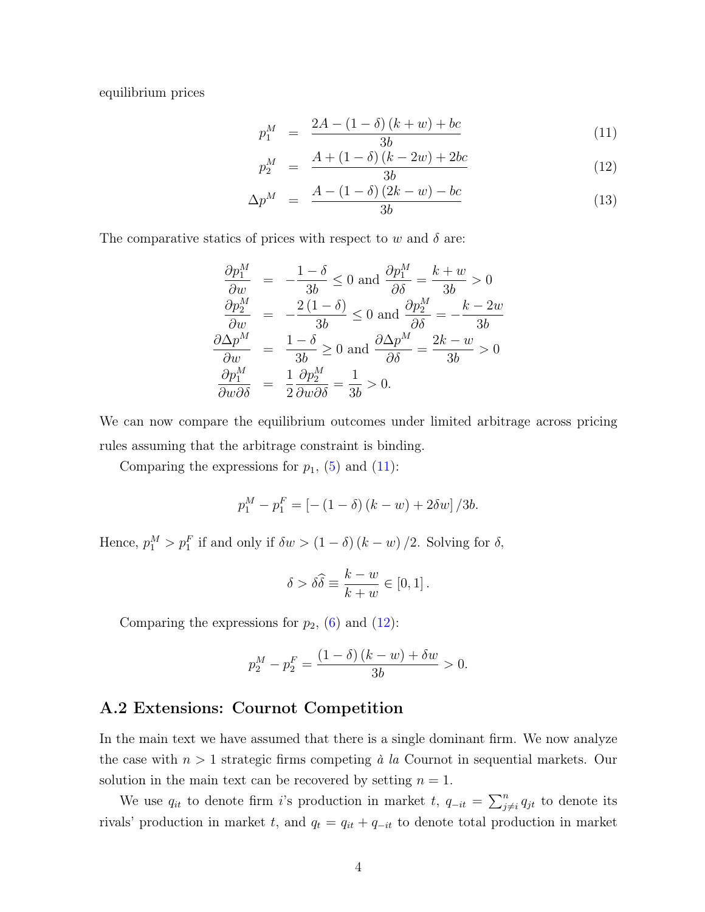equilibrium prices

$$p_1^M = \frac{2A - (1-\delta)(k+w) + bc}{3b} \tag{11}$$

$$p_2^M = \frac{A + (1-\delta)(k-2w) + 2bc}{3b} \tag{12}$$

$$\Delta p^M = \frac{A - (1-\delta)(2k-w) - bc}{3b} \tag{13}$$

The comparative statics of prices with respect to $w$ and $\delta$ are:

$$\begin{aligned}
\frac{\partial p_1^M}{\partial w} &= -\frac{1-\delta}{3b} \leq 0 \text{ and } \frac{\partial p_1^M}{\partial \delta} = \frac{k+w}{3b} > 0 \\
\frac{\partial p_2^M}{\partial w} &= -\frac{2(1-\delta)}{3b} \leq 0 \text{ and } \frac{\partial p_2^M}{\partial \delta} = -\frac{k-2w}{3b} \\
\frac{\partial \Delta p^M}{\partial w} &= \frac{1-\delta}{3b} \geq 0 \text{ and } \frac{\partial \Delta p^M}{\partial \delta} = \frac{2k-w}{3b} > 0 \\
\frac{\partial p_1^M}{\partial w \partial \delta} &= \frac{1}{2}\frac{\partial p_2^M}{\partial w \partial \delta} = \frac{1}{3b} > 0.
\end{aligned}$$

We can now compare the equilibrium outcomes under limited arbitrage across pricing rules assuming that the arbitrage constraint is binding.

Comparing the expressions for $p_1$, (5) and (11):

$$p_1^M - p_1^F = \left[-(1-\delta)(k-w) + 2\delta w\right]/3b.$$

Hence, $p_1^M > p_1^F$ if and only if $\delta w > (1-\delta)(k-w)/2$. Solving for $\delta$,

$$\delta > \delta\widehat{\delta} \equiv \frac{k-w}{k+w} \in [0,1].$$

Comparing the expressions for $p_2$, (6) and (12):

$$p_2^M - p_2^F = \frac{(1-\delta)(k-w) + \delta w}{3b} > 0.$$

## A.2 Extensions: Cournot Competition

In the main text we have assumed that there is a single dominant firm. We now analyze the case with $n > 1$ strategic firms competing *à la* Cournot in sequential markets. Our solution in the main text can be recovered by setting $n = 1$.

We use $q_{it}$ to denote firm $i$'s production in market $t$, $q_{-it} = \sum_{j \neq i}^{n} q_{jt}$ to denote its rivals' production in market $t$, and $q_t = q_{it} + q_{-it}$ to denote total production in market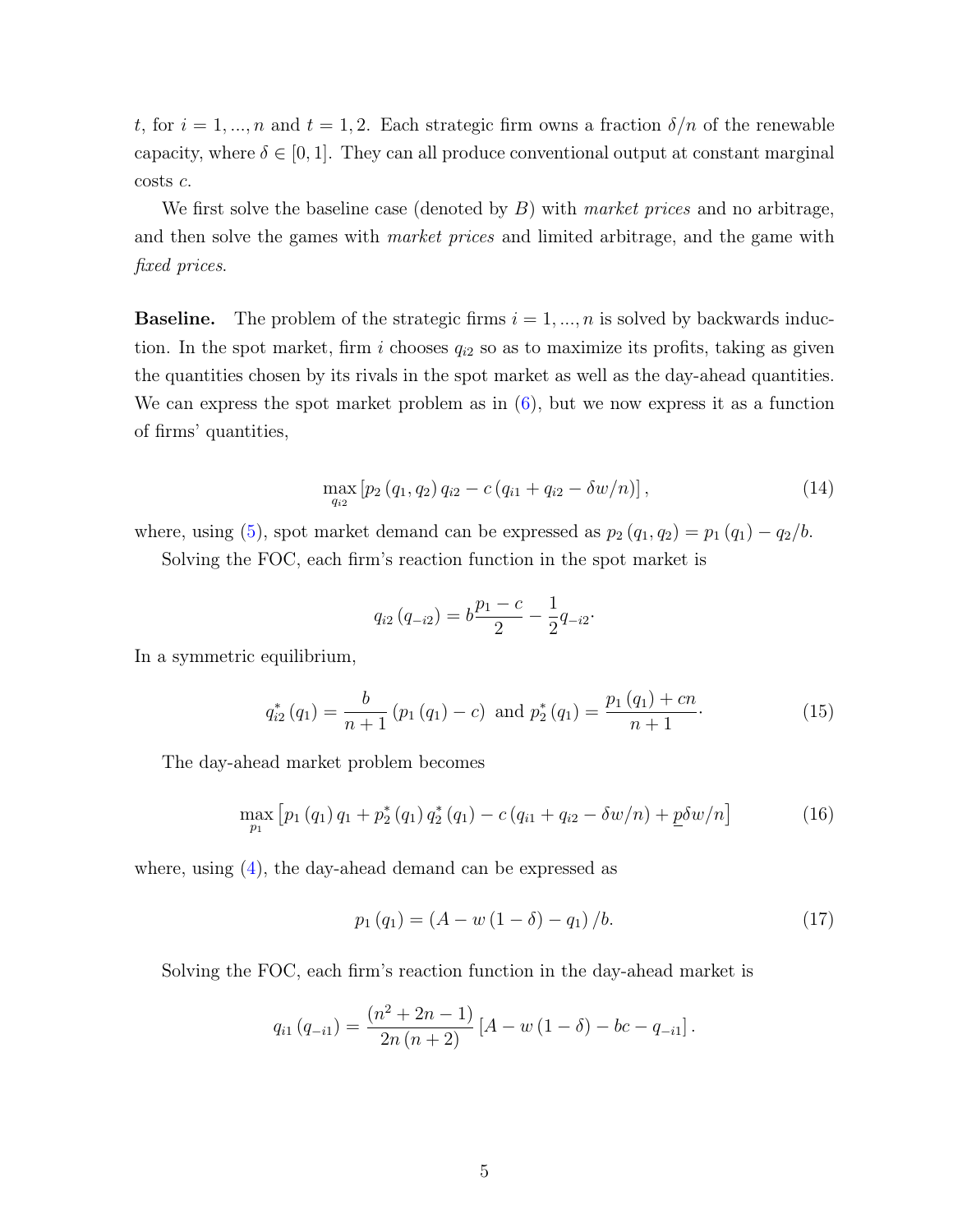$t$, for $i = 1, ..., n$ and $t = 1, 2$. Each strategic firm owns a fraction $\delta/n$ of the renewable capacity, where $\delta \in [0, 1]$. They can all produce conventional output at constant marginal costs $c$.

We first solve the baseline case (denoted by $B$) with *market prices* and no arbitrage, and then solve the games with *market prices* and limited arbitrage, and the game with *fixed prices*.

**Baseline.** The problem of the strategic firms $i = 1, ..., n$ is solved by backwards induction. In the spot market, firm $i$ chooses $q_{i2}$ so as to maximize its profits, taking as given the quantities chosen by its rivals in the spot market as well as the day-ahead quantities. We can express the spot market problem as in (6), but we now express it as a function of firms' quantities,

$$\max_{q_{i2}} \left[ p_2 \left( q_1, q_2 \right) q_{i2} - c \left( q_{i1} + q_{i2} - \delta w/n \right) \right], \tag{14}$$

where, using (5), spot market demand can be expressed as $p_2 (q_1, q_2) = p_1 (q_1) - q_2/b$.

Solving the FOC, each firm's reaction function in the spot market is

$$q_{i2} \left( q_{-i2} \right) = b \frac{p_1 - c}{2} - \frac{1}{2} q_{-i2}.$$

In a symmetric equilibrium,

$$q_{i2}^* \left( q_1 \right) = \frac{b}{n+1} \left( p_1 \left( q_1 \right) - c \right) \text{ and } p_2^* \left( q_1 \right) = \frac{p_1 \left( q_1 \right) + cn}{n+1}. \tag{15}$$

The day-ahead market problem becomes

$$\max_{p_1} \left[ p_1 \left( q_1 \right) q_1 + p_2^* \left( q_1 \right) q_2^* \left( q_1 \right) - c \left( q_{i1} + q_{i2} - \delta w/n \right) + \underline{p} \delta w/n \right] \tag{16}$$

where, using (4), the day-ahead demand can be expressed as

$$p_1 \left( q_1 \right) = \left( A - w \left( 1 - \delta \right) - q_1 \right)/b. \tag{17}$$

Solving the FOC, each firm's reaction function in the day-ahead market is

$$q_{i1} \left( q_{-i1} \right) = \frac{\left( n^2 + 2n - 1 \right)}{2n \left( n+2 \right)} \left[ A - w \left( 1 - \delta \right) - bc - q_{-i1} \right].$$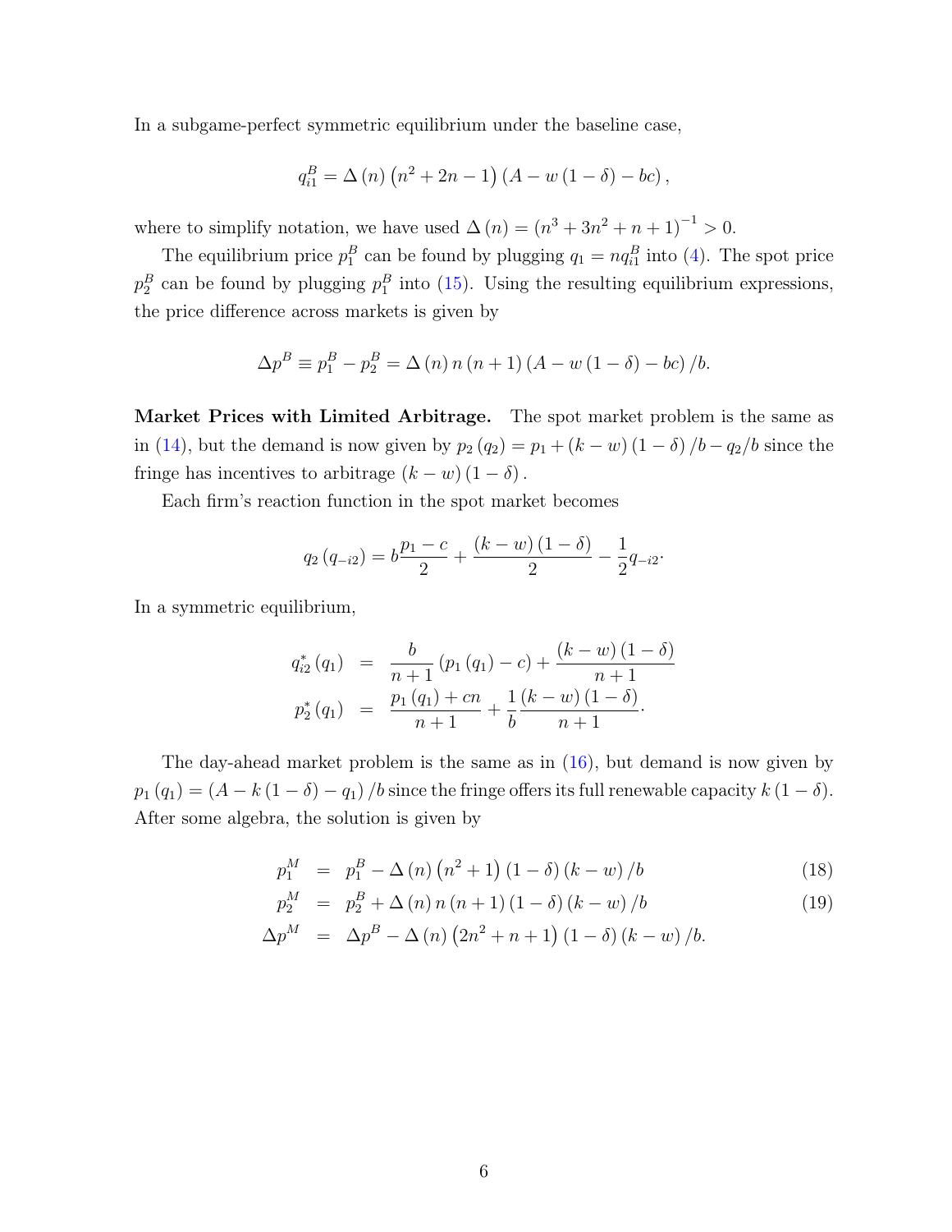In a subgame-perfect symmetric equilibrium under the baseline case,

$$q_{i1}^{B}=\Delta\left(n\right)\left(n^{2}+2n-1\right)\left(A-w\left(1-\delta\right)-bc\right),$$

where to simplify notation, we have used $\Delta\left(n\right)=\left(n^{3}+3n^{2}+n+1\right)^{-1}>0$.

The equilibrium price $p_1^B$ can be found by plugging $q_1=nq_{i1}^B$ into (4). The spot price $p_2^B$ can be found by plugging $p_1^B$ into (15). Using the resulting equilibrium expressions, the price difference across markets is given by

$$\Delta p^{B}\equiv p_{1}^{B}-p_{2}^{B}=\Delta\left(n\right)n\left(n+1\right)\left(A-w\left(1-\delta\right)-bc\right)/b.$$

**Market Prices with Limited Arbitrage.** The spot market problem is the same as in (14), but the demand is now given by $p_2\left(q_2\right)=p_1+\left(k-w\right)\left(1-\delta\right)/b-q_2/b$ since the fringe has incentives to arbitrage $\left(k-w\right)\left(1-\delta\right)$.

Each firm's reaction function in the spot market becomes

$$q_{2}\left(q_{-i2}\right)=b\frac{p_{1}-c}{2}+\frac{\left(k-w\right)\left(1-\delta\right)}{2}-\frac{1}{2}q_{-i2}.$$

In a symmetric equilibrium,

$$\begin{aligned}
q_{i2}^{*}\left(q_{1}\right) &= \frac{b}{n+1}\left(p_{1}\left(q_{1}\right)-c\right)+\frac{\left(k-w\right)\left(1-\delta\right)}{n+1}\\
p_{2}^{*}\left(q_{1}\right) &= \frac{p_{1}\left(q_{1}\right)+cn}{n+1}+\frac{1}{b}\frac{\left(k-w\right)\left(1-\delta\right)}{n+1}.
\end{aligned}$$

The day-ahead market problem is the same as in (16), but demand is now given by $p_1\left(q_1\right)=\left(A-k\left(1-\delta\right)-q_1\right)/b$ since the fringe offers its full renewable capacity $k\left(1-\delta\right)$. After some algebra, the solution is given by

$$\begin{aligned}
p_{1}^{M} &= p_{1}^{B}-\Delta\left(n\right)\left(n^{2}+1\right)\left(1-\delta\right)\left(k-w\right)/b && (18)\\
p_{2}^{M} &= p_{2}^{B}+\Delta\left(n\right)n\left(n+1\right)\left(1-\delta\right)\left(k-w\right)/b && (19)\\
\Delta p^{M} &= \Delta p^{B}-\Delta\left(n\right)\left(2n^{2}+n+1\right)\left(1-\delta\right)\left(k-w\right)/b.
\end{aligned}$$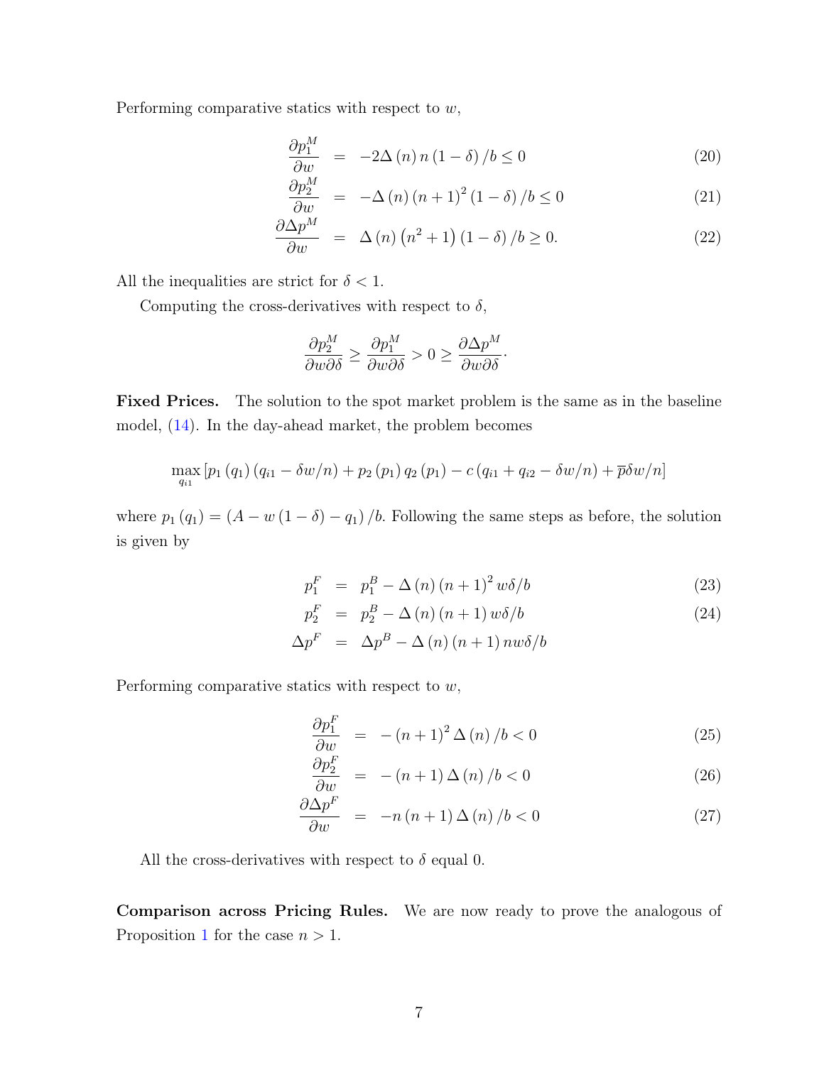Performing comparative statics with respect to $w$,

$$\frac{\partial p_1^M}{\partial w} = -2\Delta(n)\, n(1-\delta)/b \leq 0 \tag{20}$$

$$\frac{\partial p_2^M}{\partial w} = -\Delta(n)(n+1)^2(1-\delta)/b \leq 0 \tag{21}$$

$$\frac{\partial \Delta p^M}{\partial w} = \Delta(n)\left(n^2+1\right)(1-\delta)/b \geq 0. \tag{22}$$

All the inequalities are strict for $\delta < 1$.

Computing the cross-derivatives with respect to $\delta$,

$$\frac{\partial p_2^M}{\partial w \partial \delta} \geq \frac{\partial p_1^M}{\partial w \partial \delta} > 0 \geq \frac{\partial \Delta p^M}{\partial w \partial \delta}.$$

**Fixed Prices.** The solution to the spot market problem is the same as in the baseline model, (14). In the day-ahead market, the problem becomes

$$\max_{q_{i1}} \left[p_1(q_1)(q_{i1} - \delta w/n) + p_2(p_1)\, q_2(p_1) - c(q_{i1} + q_{i2} - \delta w/n) + \overline{p}\delta w/n\right]$$

where $p_1(q_1) = (A - w(1-\delta) - q_1)/b$. Following the same steps as before, the solution is given by

$$p_1^F = p_1^B - \Delta(n)(n+1)^2 w\delta/b \tag{23}$$

$$p_2^F = p_2^B - \Delta(n)(n+1)\, w\delta/b \tag{24}$$

$$\Delta p^F = \Delta p^B - \Delta(n)(n+1)\, nw\delta/b$$

Performing comparative statics with respect to $w$,

$$\frac{\partial p_1^F}{\partial w} = -(n+1)^2\Delta(n)/b < 0 \tag{25}$$

$$\frac{\partial p_2^F}{\partial w} = -(n+1)\Delta(n)/b < 0 \tag{26}$$

$$\frac{\partial \Delta p^F}{\partial w} = -n(n+1)\Delta(n)/b < 0 \tag{27}$$

All the cross-derivatives with respect to $\delta$ equal 0.

**Comparison across Pricing Rules.** We are now ready to prove the analogous of Proposition 1 for the case $n > 1$.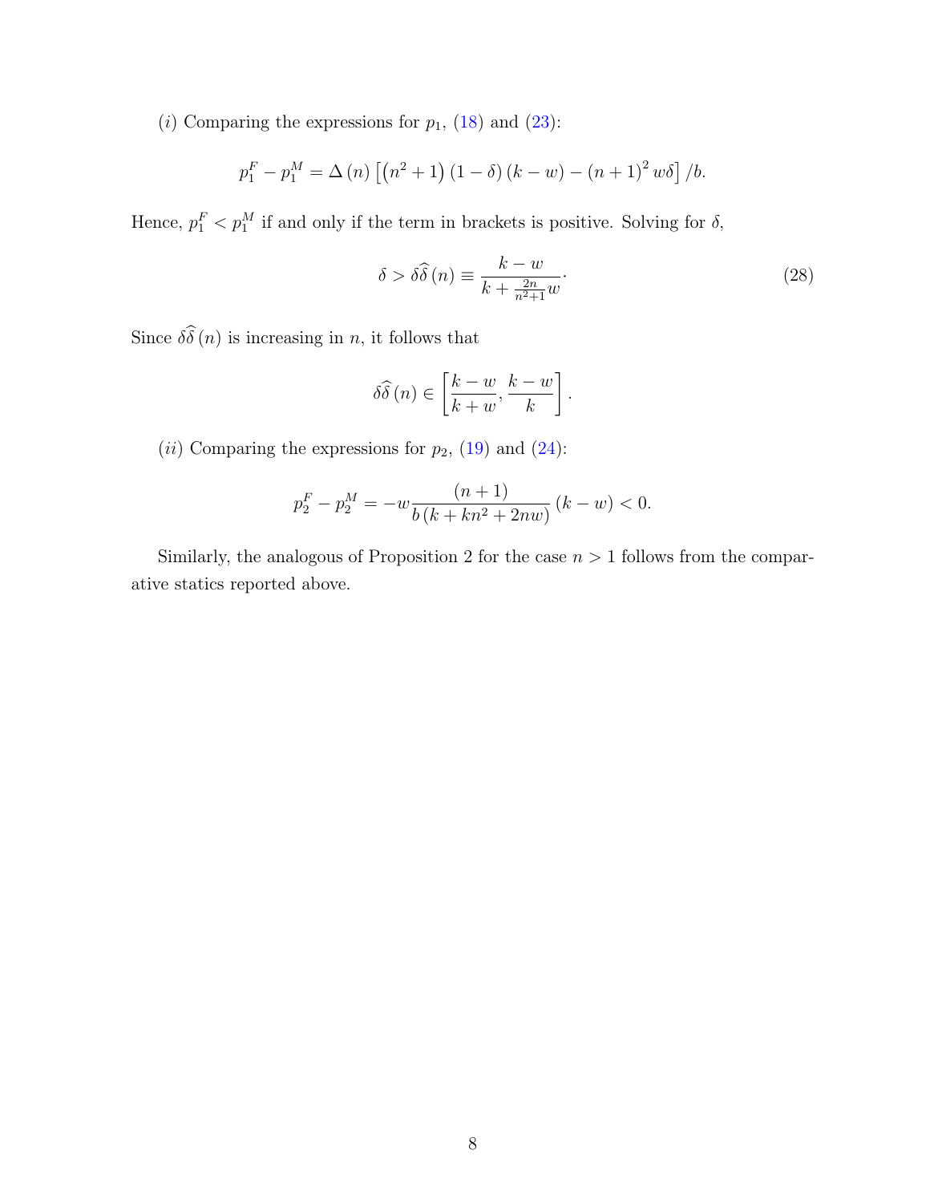$(i)$ Comparing the expressions for $p_1$, (18) and (23):

$$p_1^F - p_1^M = \Delta(n)\left[\left(n^2+1\right)(1-\delta)(k-w) - (n+1)^2 w\delta\right]/b.$$

Hence, $p_1^F < p_1^M$ if and only if the term in brackets is positive. Solving for $\delta$,

$$\delta > \delta\widehat{\delta}(n) \equiv \frac{k-w}{k+\frac{2n}{n^2+1}w}. \tag{28}$$

Since $\delta\widehat{\delta}(n)$ is increasing in $n$, it follows that

$$\delta\widehat{\delta}(n) \in \left[\frac{k-w}{k+w}, \frac{k-w}{k}\right].$$

$(ii)$ Comparing the expressions for $p_2$, (19) and (24):

$$p_2^F - p_2^M = -w\frac{(n+1)}{b\left(k+kn^2+2nw\right)}(k-w) < 0.$$

Similarly, the analogous of Proposition 2 for the case $n > 1$ follows from the comparative statics reported above.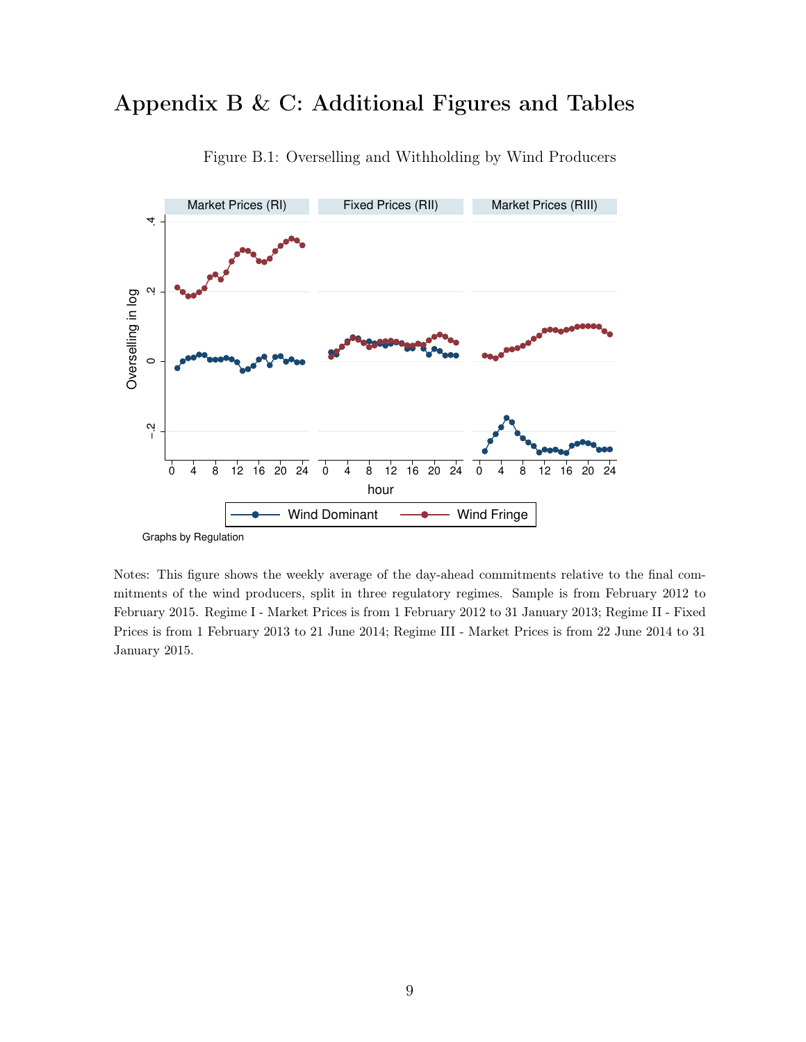# Appendix B & C: Additional Figures and Tables

Figure B.1: Overselling and Withholding by Wind Producers

Notes: This figure shows the weekly average of the day-ahead commitments relative to the final commitments of the wind producers, split in three regulatory regimes. Sample is from February 2012 to February 2015. Regime I - Market Prices is from 1 February 2012 to 31 January 2013; Regime II - Fixed Prices is from 1 February 2013 to 21 June 2014; Regime III - Market Prices is from 22 June 2014 to 31 January 2015.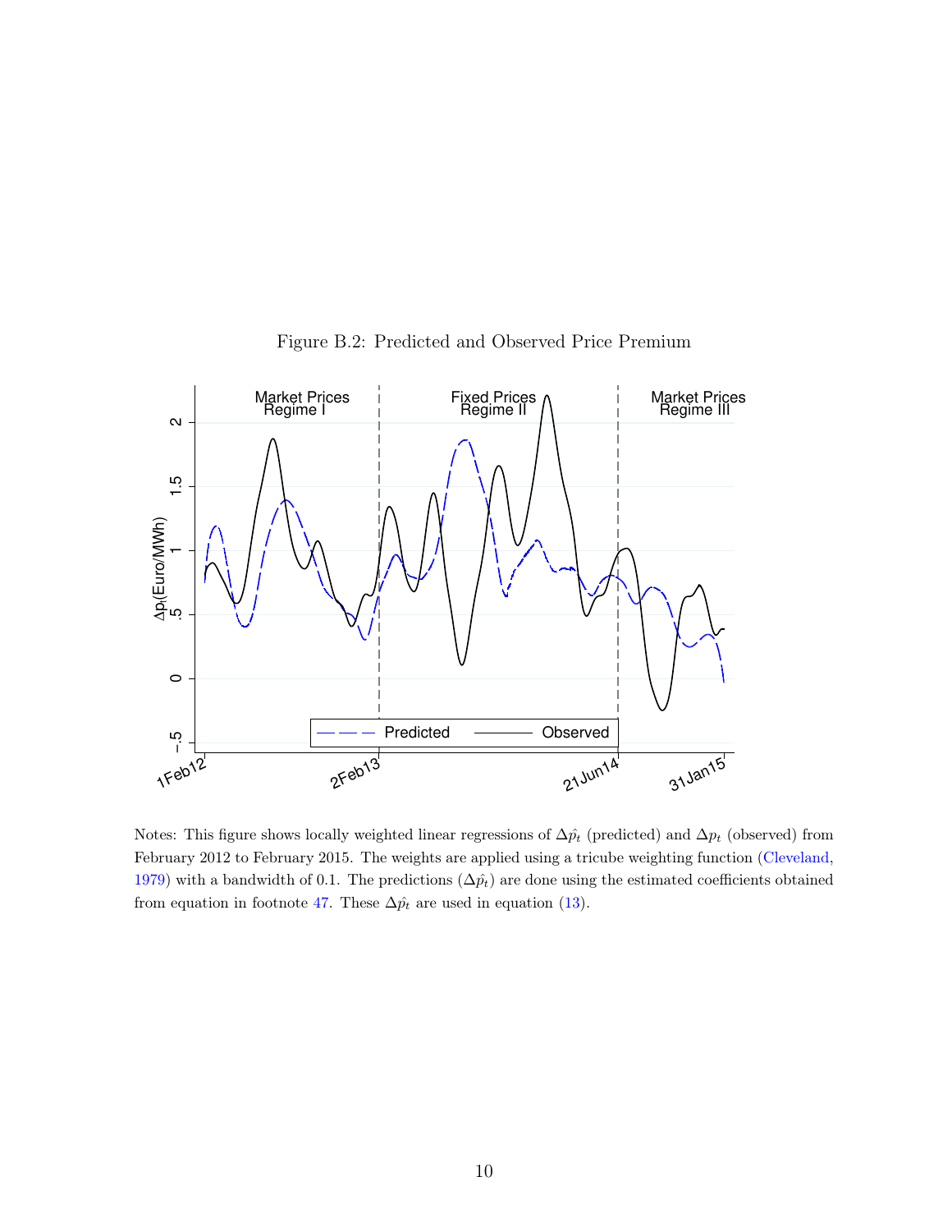Figure B.2: Predicted and Observed Price Premium

Notes: This figure shows locally weighted linear regressions of $\Delta\hat{p}_t$ (predicted) and $\Delta p_t$ (observed) from February 2012 to February 2015. The weights are applied using a tricube weighting function (Cleveland, 1979) with a bandwidth of 0.1. The predictions ($\Delta\hat{p}_t$) are done using the estimated coefficients obtained from equation in footnote 47. These $\Delta\hat{p}_t$ are used in equation (13).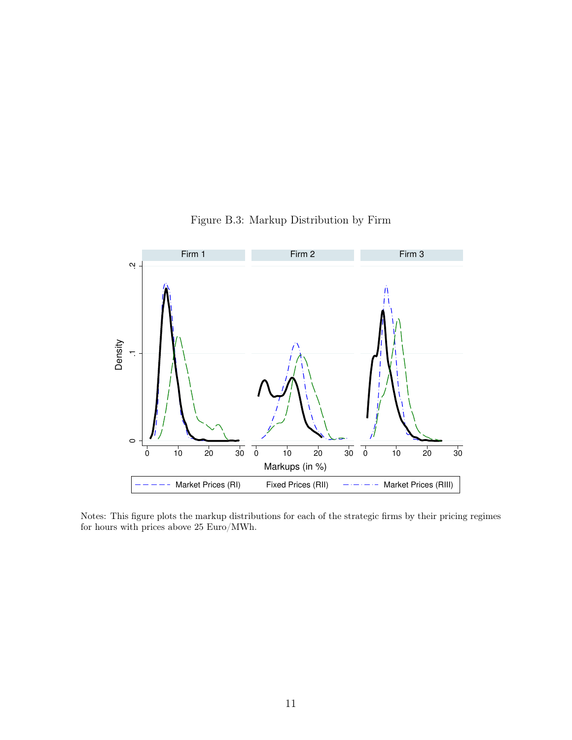Figure B.3: Markup Distribution by Firm

Notes: This figure plots the markup distributions for each of the strategic firms by their pricing regimes for hours with prices above 25 Euro/MWh.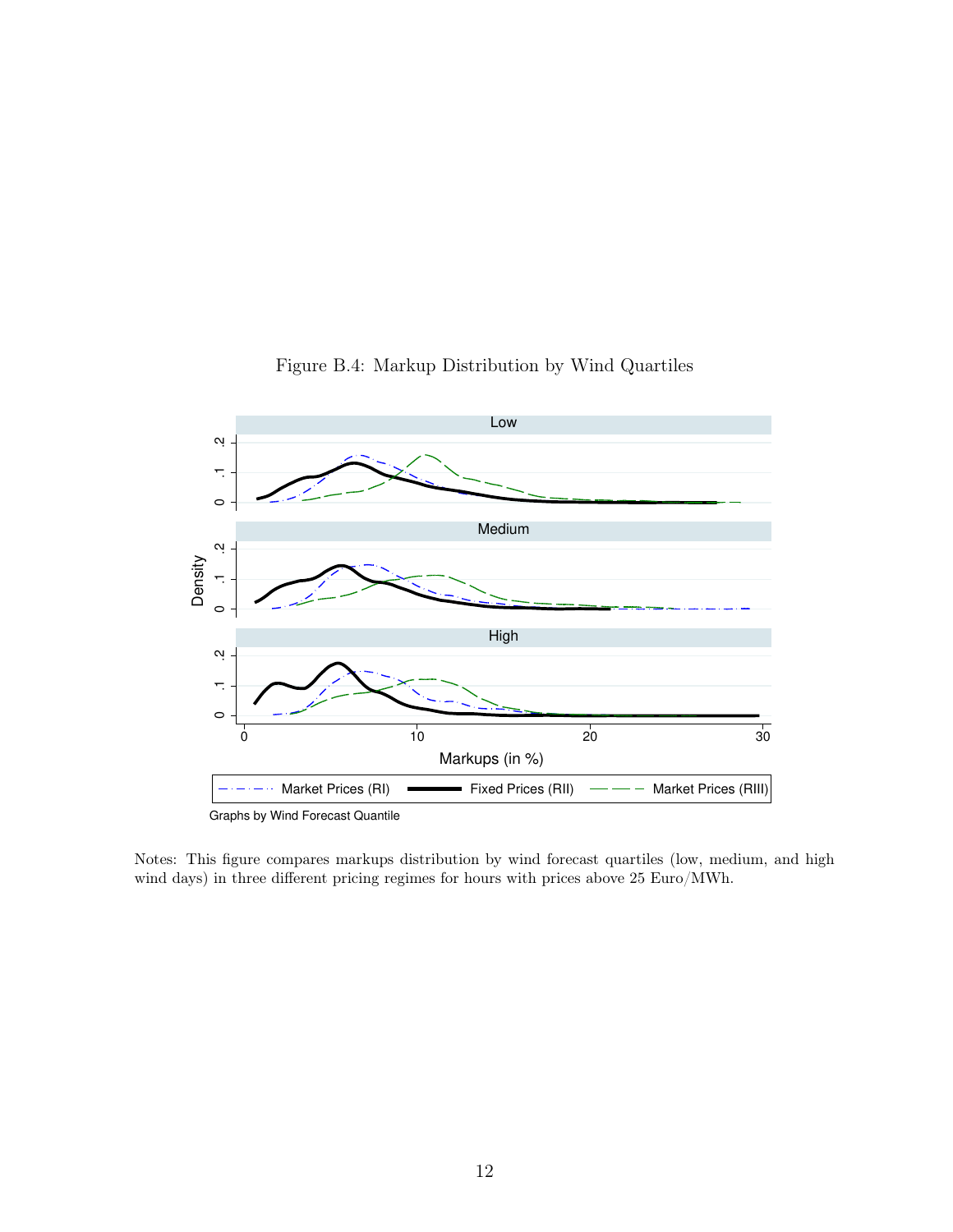Figure B.4: Markup Distribution by Wind Quartiles

Notes: This figure compares markups distribution by wind forecast quartiles (low, medium, and high wind days) in three different pricing regimes for hours with prices above 25 Euro/MWh.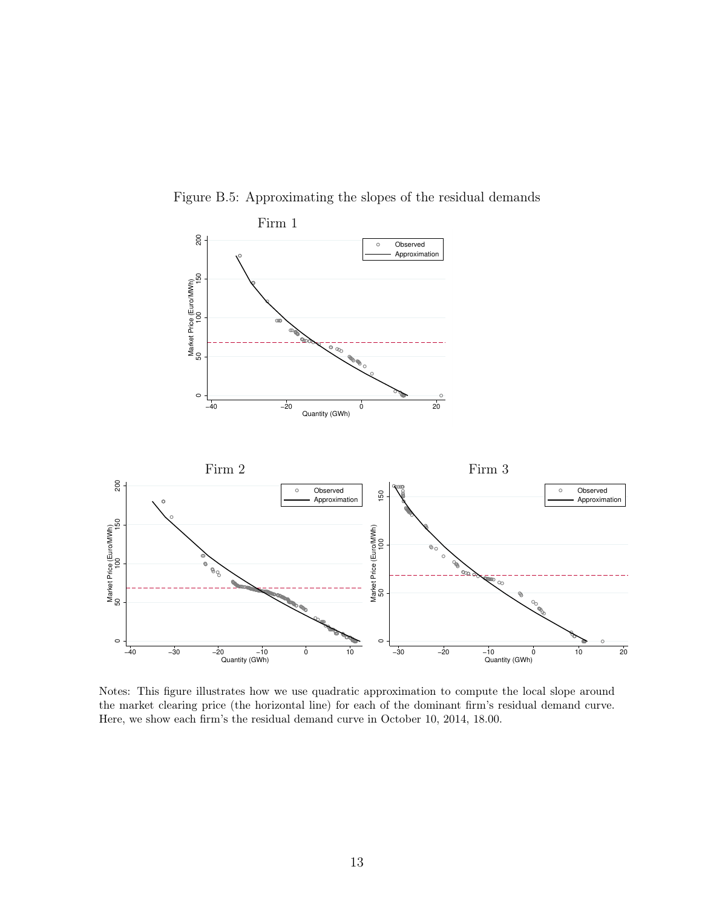Figure B.5: Approximating the slopes of the residual demands

Notes: This figure illustrates how we use quadratic approximation to compute the local slope around the market clearing price (the horizontal line) for each of the dominant firm's residual demand curve. Here, we show each firm's the residual demand curve in October 10, 2014, 18.00.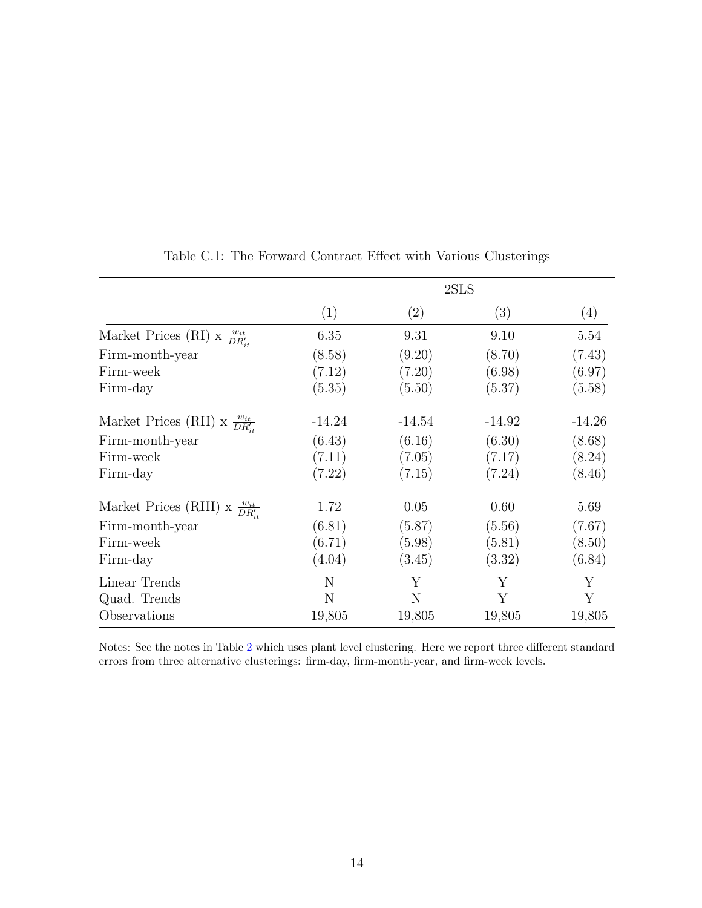Table C.1: The Forward Contract Effect with Various Clusterings

| | 2SLS | | | |
|---|---|---|---|---|
| | (1) | (2) | (3) | (4) |
| Market Prices (RI) x $\frac{w_{it}}{DR'_{it}}$ | 6.35 | 9.31 | 9.10 | 5.54 |
| Firm-month-year | (8.58) | (9.20) | (8.70) | (7.43) |
| Firm-week | (7.12) | (7.20) | (6.98) | (6.97) |
| Firm-day | (5.35) | (5.50) | (5.37) | (5.58) |
| Market Prices (RII) x $\frac{w_{it}}{DR'_{it}}$ | -14.24 | -14.54 | -14.92 | -14.26 |
| Firm-month-year | (6.43) | (6.16) | (6.30) | (8.68) |
| Firm-week | (7.11) | (7.05) | (7.17) | (8.24) |
| Firm-day | (7.22) | (7.15) | (7.24) | (8.46) |
| Market Prices (RIII) x $\frac{w_{it}}{DR'_{it}}$ | 1.72 | 0.05 | 0.60 | 5.69 |
| Firm-month-year | (6.81) | (5.87) | (5.56) | (7.67) |
| Firm-week | (6.71) | (5.98) | (5.81) | (8.50) |
| Firm-day | (4.04) | (3.45) | (3.32) | (6.84) |
| Linear Trends | N | Y | Y | Y |
| Quad. Trends | N | N | Y | Y |
| Observations | 19,805 | 19,805 | 19,805 | 19,805 |

Notes: See the notes in Table 2 which uses plant level clustering. Here we report three different standard errors from three alternative clusterings: firm-day, firm-month-year, and firm-week levels.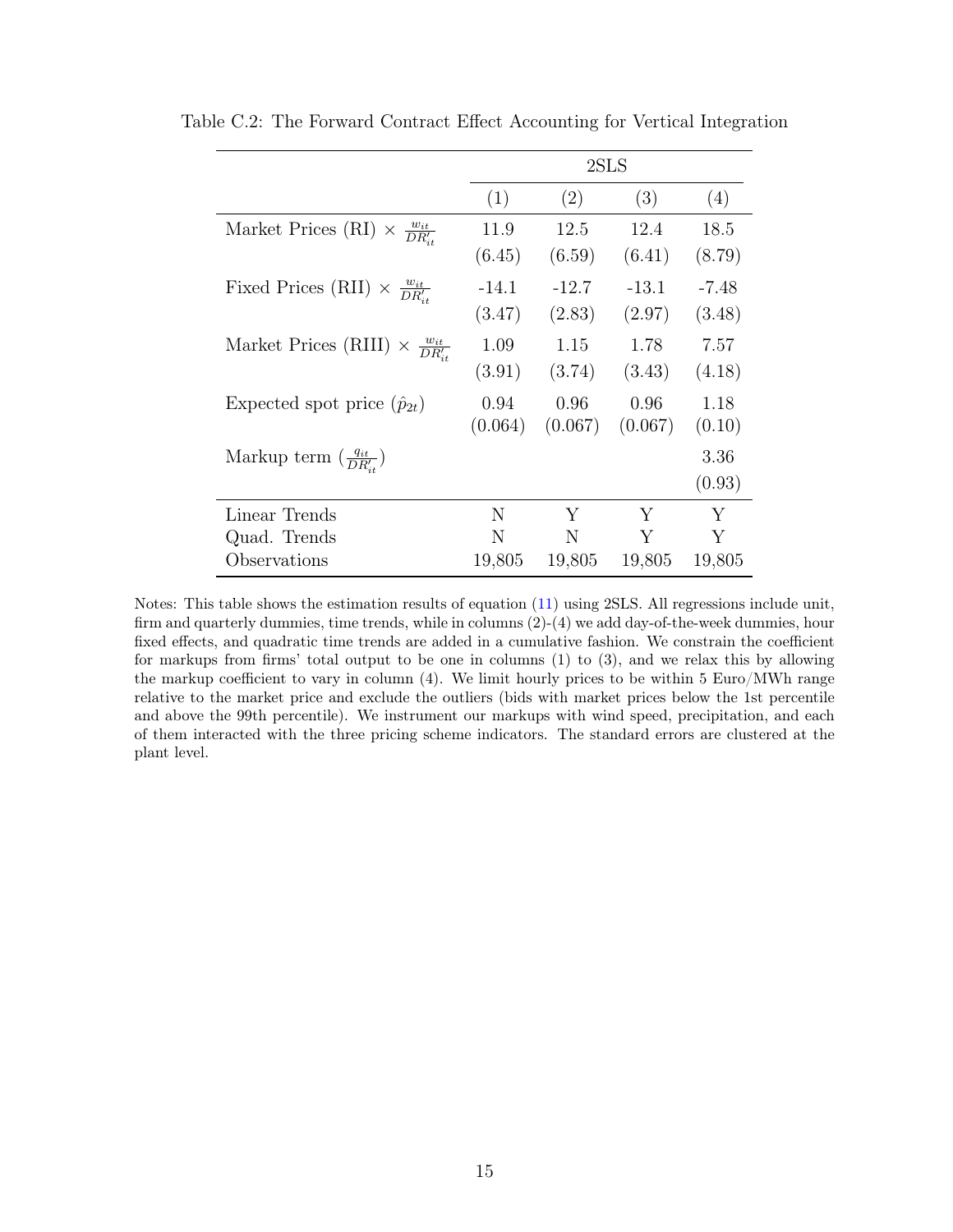Table C.2: The Forward Contract Effect Accounting for Vertical Integration

| | 2SLS | | | |
|---|---|---|---|---|
| | (1) | (2) | (3) | (4) |
| Market Prices (RI) $\times$ $\frac{w_{it}}{DR'_{it}}$ | 11.9 | 12.5 | 12.4 | 18.5 |
| | (6.45) | (6.59) | (6.41) | (8.79) |
| Fixed Prices (RII) $\times$ $\frac{w_{it}}{DR'_{it}}$ | -14.1 | -12.7 | -13.1 | -7.48 |
| | (3.47) | (2.83) | (2.97) | (3.48) |
| Market Prices (RIII) $\times$ $\frac{w_{it}}{DR'_{it}}$ | 1.09 | 1.15 | 1.78 | 7.57 |
| | (3.91) | (3.74) | (3.43) | (4.18) |
| Expected spot price ($\hat{p}_{2t}$) | 0.94 | 0.96 | 0.96 | 1.18 |
| | (0.064) | (0.067) | (0.067) | (0.10) |
| Markup term ($\frac{q_{it}}{DR'_{it}}$) | | | | 3.36 |
| | | | | (0.93) |
| Linear Trends | N | Y | Y | Y |
| Quad. Trends | N | N | Y | Y |
| Observations | 19,805 | 19,805 | 19,805 | 19,805 |

Notes: This table shows the estimation results of equation (11) using 2SLS. All regressions include unit, firm and quarterly dummies, time trends, while in columns (2)-(4) we add day-of-the-week dummies, hour fixed effects, and quadratic time trends are added in a cumulative fashion. We constrain the coefficient for markups from firms' total output to be one in columns (1) to (3), and we relax this by allowing the markup coefficient to vary in column (4). We limit hourly prices to be within 5 Euro/MWh range relative to the market price and exclude the outliers (bids with market prices below the 1st percentile and above the 99th percentile). We instrument our markups with wind speed, precipitation, and each of them interacted with the three pricing scheme indicators. The standard errors are clustered at the plant level.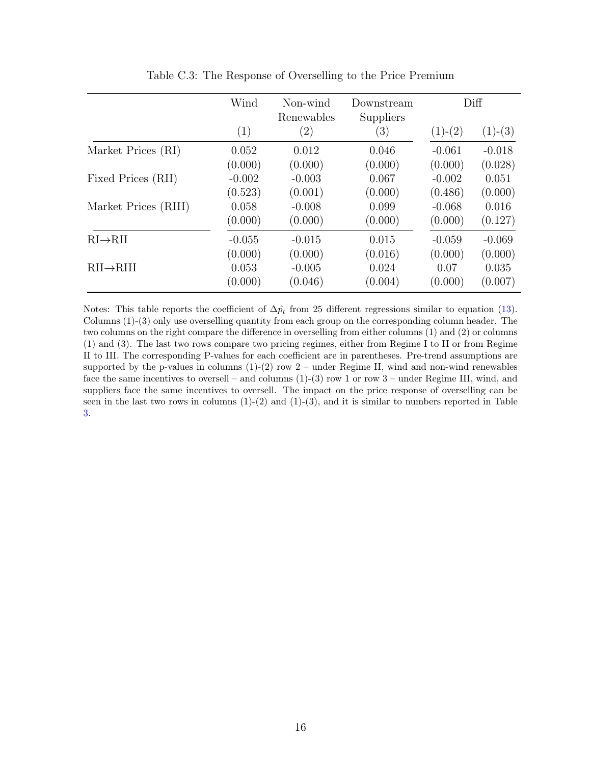Table C.3: The Response of Overselling to the Price Premium

| | Wind | Non-wind Renewables | Downstream Suppliers | Diff | |
|---|---|---|---|---|---|
| | (1) | (2) | (3) | (1)-(2) | (1)-(3) |
| Market Prices (RI) | 0.052 | 0.012 | 0.046 | -0.061 | -0.018 |
| | (0.000) | (0.000) | (0.000) | (0.000) | (0.028) |
| Fixed Prices (RII) | -0.002 | -0.003 | 0.067 | -0.002 | 0.051 |
| | (0.523) | (0.001) | (0.000) | (0.486) | (0.000) |
| Market Prices (RIII) | 0.058 | -0.008 | 0.099 | -0.068 | 0.016 |
| | (0.000) | (0.000) | (0.000) | (0.000) | (0.127) |
| RI→RII | -0.055 | -0.015 | 0.015 | -0.059 | -0.069 |
| | (0.000) | (0.000) | (0.016) | (0.000) | (0.000) |
| RII→RIII | 0.053 | -0.005 | 0.024 | 0.07 | 0.035 |
| | (0.000) | (0.046) | (0.004) | (0.000) | (0.007) |

Notes: This table reports the coefficient of $\Delta \hat{p}_t$ from 25 different regressions similar to equation (13). Columns (1)-(3) only use overselling quantity from each group on the corresponding column header. The two columns on the right compare the difference in overselling from either columns (1) and (2) or columns (1) and (3). The last two rows compare two pricing regimes, either from Regime I to II or from Regime II to III. The corresponding P-values for each coefficient are in parentheses. Pre-trend assumptions are supported by the p-values in columns (1)-(2) row 2 – under Regime II, wind and non-wind renewables face the same incentives to oversell – and columns (1)-(3) row 1 or row 3 – under Regime III, wind, and suppliers face the same incentives to oversell. The impact on the price response of overselling can be seen in the last two rows in columns (1)-(2) and (1)-(3), and it is similar to numbers reported in Table 3.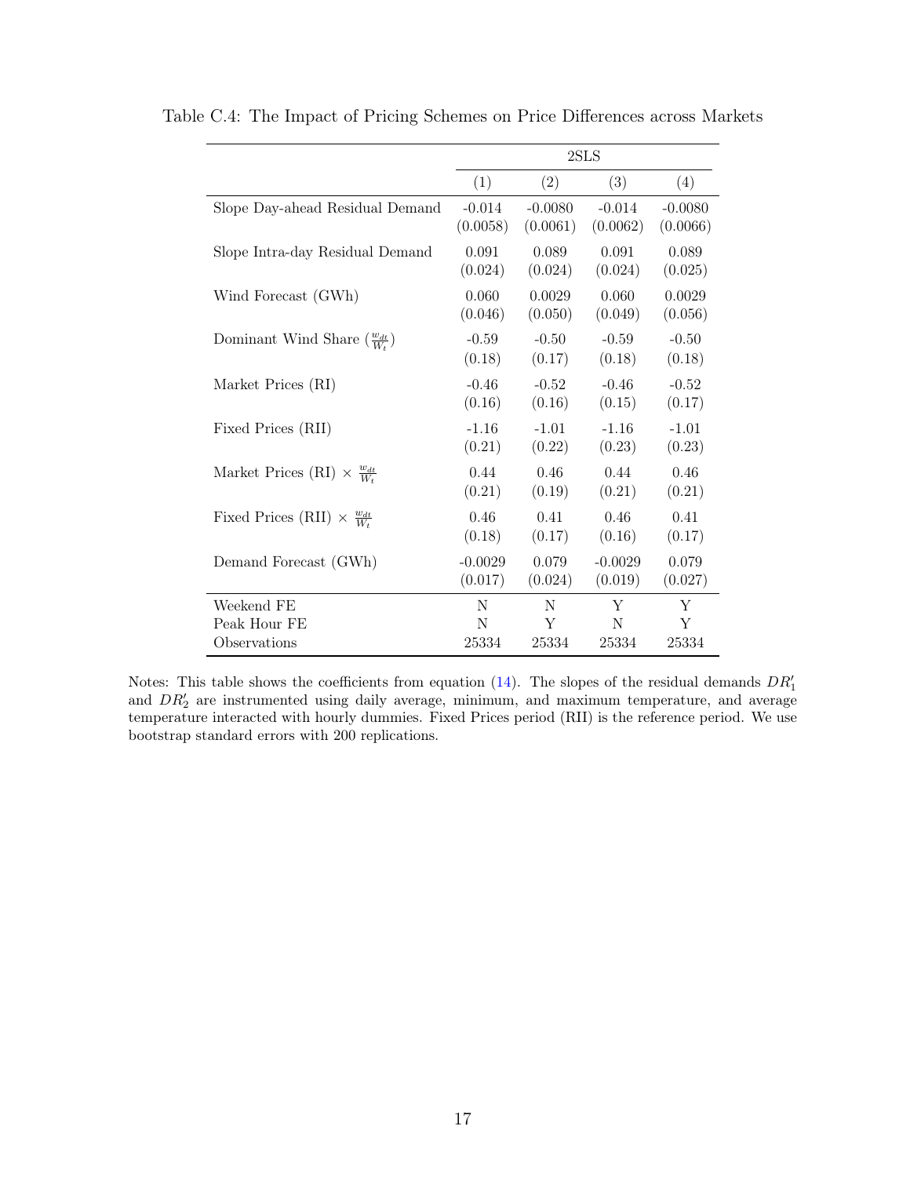Table C.4: The Impact of Pricing Schemes on Price Differences across Markets

| | 2SLS | | | |
|---|---|---|---|---|
| | (1) | (2) | (3) | (4) |
| Slope Day-ahead Residual Demand | -0.014 | -0.0080 | -0.014 | -0.0080 |
| | (0.0058) | (0.0061) | (0.0062) | (0.0066) |
| Slope Intra-day Residual Demand | 0.091 | 0.089 | 0.091 | 0.089 |
| | (0.024) | (0.024) | (0.024) | (0.025) |
| Wind Forecast (GWh) | 0.060 | 0.0029 | 0.060 | 0.0029 |
| | (0.046) | (0.050) | (0.049) | (0.056) |
| Dominant Wind Share ($\frac{w_{dt}}{W_t}$) | -0.59 | -0.50 | -0.59 | -0.50 |
| | (0.18) | (0.17) | (0.18) | (0.18) |
| Market Prices (RI) | -0.46 | -0.52 | -0.46 | -0.52 |
| | (0.16) | (0.16) | (0.15) | (0.17) |
| Fixed Prices (RII) | -1.16 | -1.01 | -1.16 | -1.01 |
| | (0.21) | (0.22) | (0.23) | (0.23) |
| Market Prices (RI) $\times$ $\frac{w_{dt}}{W_t}$ | 0.44 | 0.46 | 0.44 | 0.46 |
| | (0.21) | (0.19) | (0.21) | (0.21) |
| Fixed Prices (RII) $\times$ $\frac{w_{dt}}{W_t}$ | 0.46 | 0.41 | 0.46 | 0.41 |
| | (0.18) | (0.17) | (0.16) | (0.17) |
| Demand Forecast (GWh) | -0.0029 | 0.079 | -0.0029 | 0.079 |
| | (0.017) | (0.024) | (0.019) | (0.027) |
| Weekend FE | N | N | Y | Y |
| Peak Hour FE | N | Y | N | Y |
| Observations | 25334 | 25334 | 25334 | 25334 |

Notes: This table shows the coefficients from equation (14). The slopes of the residual demands $DR'_1$ and $DR'_2$ are instrumented using daily average, minimum, and maximum temperature, and average temperature interacted with hourly dummies. Fixed Prices period (RII) is the reference period. We use bootstrap standard errors with 200 replications.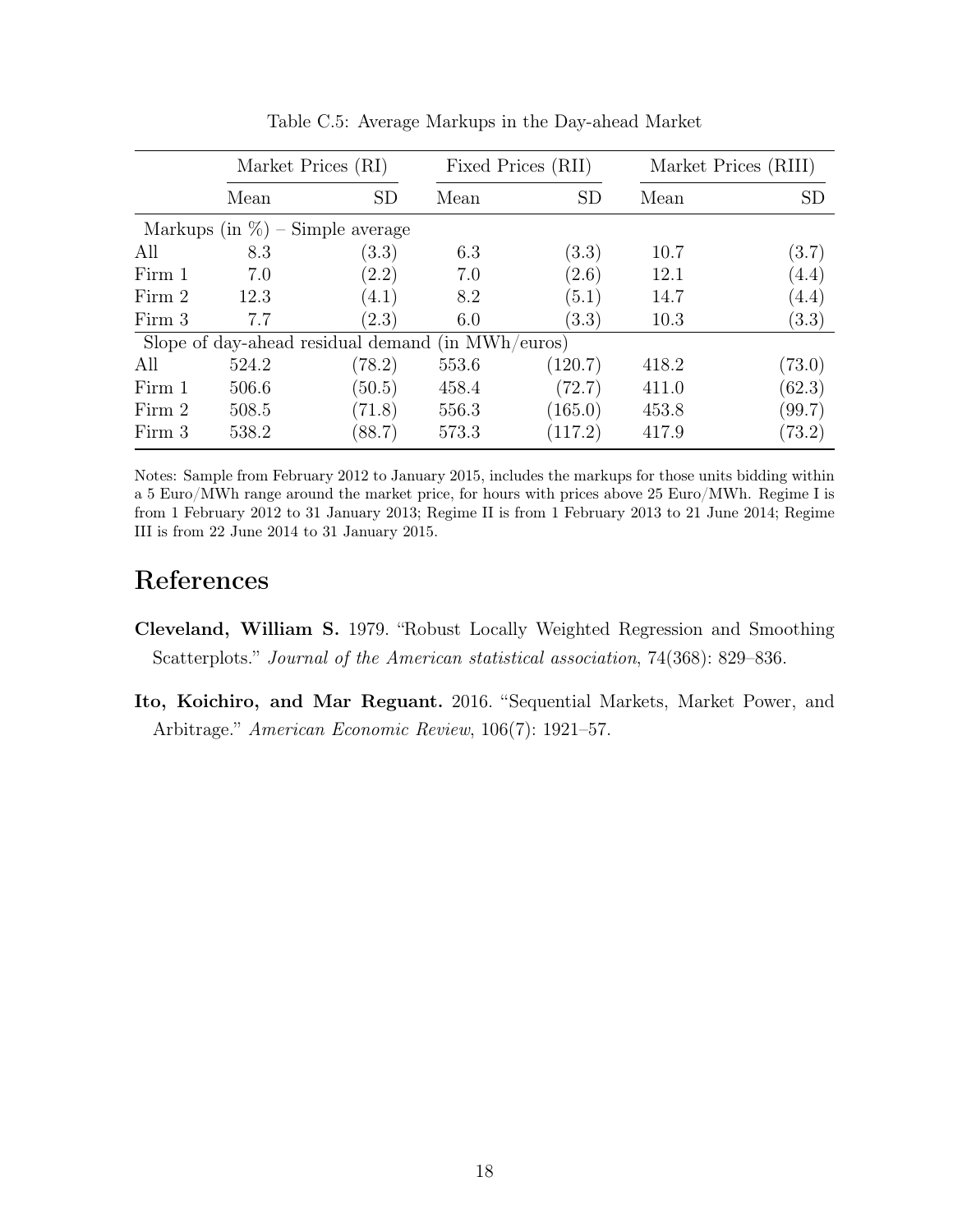Table C.5: Average Markups in the Day-ahead Market

| | Market Prices (RI) | | Fixed Prices (RII) | | Market Prices (RIII) | |
|---|---|---|---|---|---|---|
| | Mean | SD | Mean | SD | Mean | SD |
| Markups (in %) – Simple average | | | | | | |
| All | 8.3 | (3.3) | 6.3 | (3.3) | 10.7 | (3.7) |
| Firm 1 | 7.0 | (2.2) | 7.0 | (2.6) | 12.1 | (4.4) |
| Firm 2 | 12.3 | (4.1) | 8.2 | (5.1) | 14.7 | (4.4) |
| Firm 3 | 7.7 | (2.3) | 6.0 | (3.3) | 10.3 | (3.3) |
| Slope of day-ahead residual demand (in MWh/euros) | | | | | | |
| All | 524.2 | (78.2) | 553.6 | (120.7) | 418.2 | (73.0) |
| Firm 1 | 506.6 | (50.5) | 458.4 | (72.7) | 411.0 | (62.3) |
| Firm 2 | 508.5 | (71.8) | 556.3 | (165.0) | 453.8 | (99.7) |
| Firm 3 | 538.2 | (88.7) | 573.3 | (117.2) | 417.9 | (73.2) |

Notes: Sample from February 2012 to January 2015, includes the markups for those units bidding within a 5 Euro/MWh range around the market price, for hours with prices above 25 Euro/MWh. Regime I is from 1 February 2012 to 31 January 2013; Regime II is from 1 February 2013 to 21 June 2014; Regime III is from 22 June 2014 to 31 January 2015.

# References

**Cleveland, William S.** 1979. "Robust Locally Weighted Regression and Smoothing Scatterplots." *Journal of the American statistical association*, 74(368): 829–836.

**Ito, Koichiro, and Mar Reguant.** 2016. "Sequential Markets, Market Power, and Arbitrage." *American Economic Review*, 106(7): 1921–57.